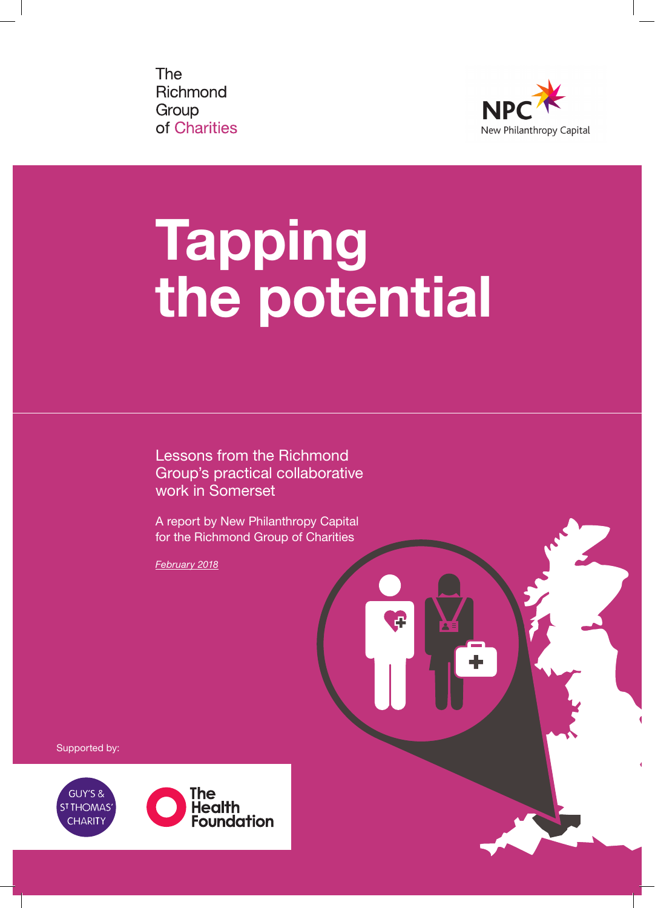The Richmond Group of Charities

NPC New Philanthropy Capital

# Tapping the potential

Lessons from the Richmond Group's practical collaborative work in Somerset

A report by New Philanthropy Capital for the Richmond Group of Charities

*February 2018*

Supported by:

GUY'S & ST THOMAS' CHARITY

The Health Foundation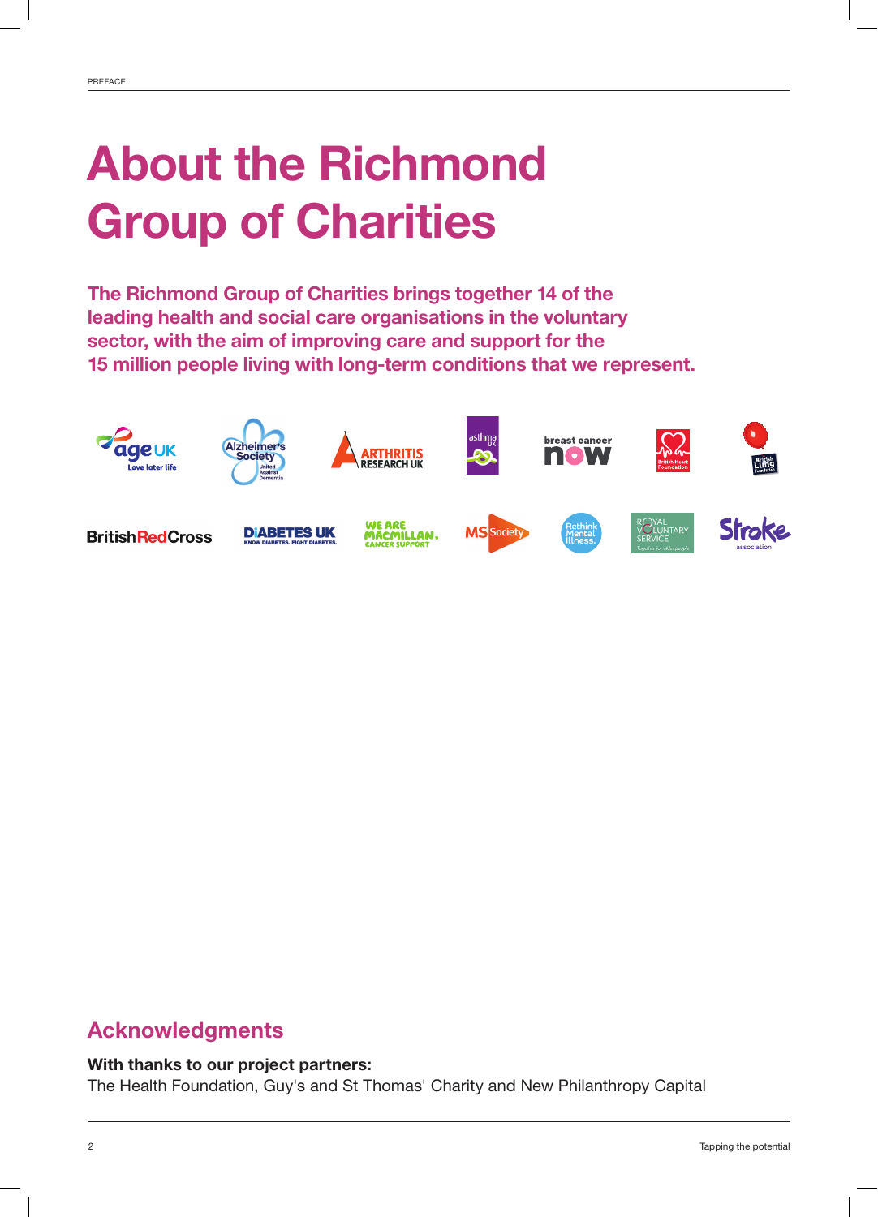# About the Richmond Group of Charities

**The Richmond Group of Charities brings together 14 of the leading health and social care organisations in the voluntary sector, with the aim of improving care and support for the 15 million people living with long-term conditions that we represent.**

## Acknowledgments

**With thanks to our project partners:**
The Health Foundation, Guy's and St Thomas' Charity and New Philanthropy Capital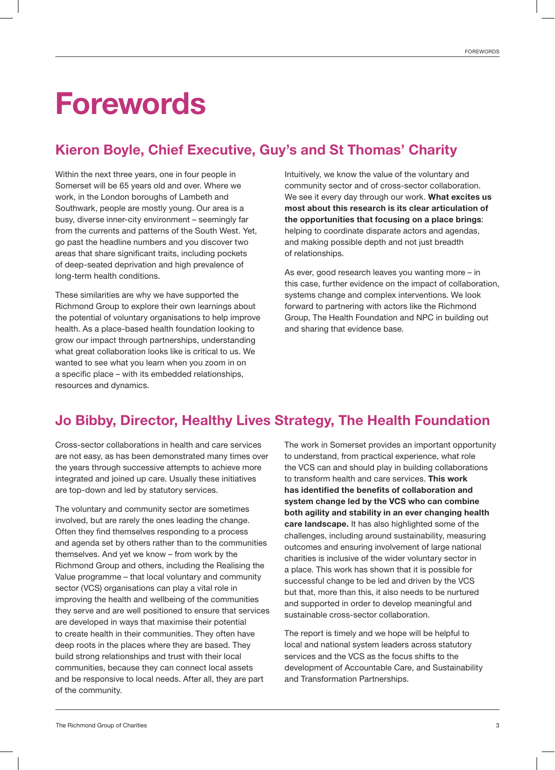# Forewords

## Kieron Boyle, Chief Executive, Guy's and St Thomas' Charity

Within the next three years, one in four people in Somerset will be 65 years old and over. Where we work, in the London boroughs of Lambeth and Southwark, people are mostly young. Our area is a busy, diverse inner-city environment – seemingly far from the currents and patterns of the South West. Yet, go past the headline numbers and you discover two areas that share significant traits, including pockets of deep-seated deprivation and high prevalence of long-term health conditions.

These similarities are why we have supported the Richmond Group to explore their own learnings about the potential of voluntary organisations to help improve health. As a place-based health foundation looking to grow our impact through partnerships, understanding what great collaboration looks like is critical to us. We wanted to see what you learn when you zoom in on a specific place – with its embedded relationships, resources and dynamics.

Intuitively, we know the value of the voluntary and community sector and of cross-sector collaboration. We see it every day through our work. **What excites us most about this research is its clear articulation of the opportunities that focusing on a place brings**: helping to coordinate disparate actors and agendas, and making possible depth and not just breadth of relationships.

As ever, good research leaves you wanting more – in this case, further evidence on the impact of collaboration, systems change and complex interventions. We look forward to partnering with actors like the Richmond Group, The Health Foundation and NPC in building out and sharing that evidence base.

## Jo Bibby, Director, Healthy Lives Strategy, The Health Foundation

Cross-sector collaborations in health and care services are not easy, as has been demonstrated many times over the years through successive attempts to achieve more integrated and joined up care. Usually these initiatives are top-down and led by statutory services.

The voluntary and community sector are sometimes involved, but are rarely the ones leading the change. Often they find themselves responding to a process and agenda set by others rather than to the communities themselves. And yet we know – from work by the Richmond Group and others, including the Realising the Value programme – that local voluntary and community sector (VCS) organisations can play a vital role in improving the health and wellbeing of the communities they serve and are well positioned to ensure that services are developed in ways that maximise their potential to create health in their communities. They often have deep roots in the places where they are based. They build strong relationships and trust with their local communities, because they can connect local assets and be responsive to local needs. After all, they are part of the community.

The work in Somerset provides an important opportunity to understand, from practical experience, what role the VCS can and should play in building collaborations to transform health and care services. **This work has identified the benefits of collaboration and system change led by the VCS who can combine both agility and stability in an ever changing health care landscape.** It has also highlighted some of the challenges, including around sustainability, measuring outcomes and ensuring involvement of large national charities is inclusive of the wider voluntary sector in a place. This work has shown that it is possible for successful change to be led and driven by the VCS but that, more than this, it also needs to be nurtured and supported in order to develop meaningful and sustainable cross-sector collaboration.

The report is timely and we hope will be helpful to local and national system leaders across statutory services and the VCS as the focus shifts to the development of Accountable Care, and Sustainability and Transformation Partnerships.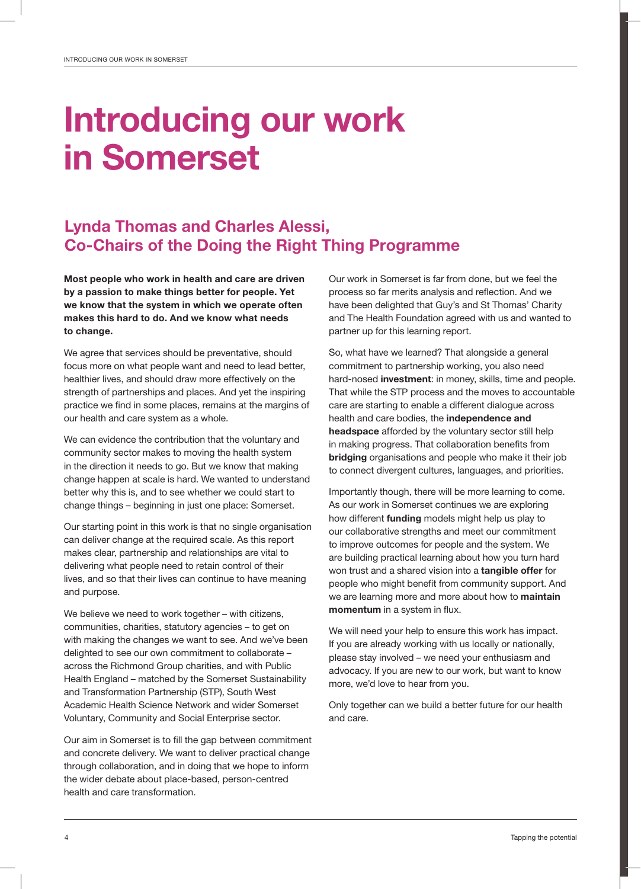# Introducing our work in Somerset

## Lynda Thomas and Charles Alessi, Co-Chairs of the Doing the Right Thing Programme

**Most people who work in health and care are driven by a passion to make things better for people. Yet we know that the system in which we operate often makes this hard to do. And we know what needs to change.**

We agree that services should be preventative, should focus more on what people want and need to lead better, healthier lives, and should draw more effectively on the strength of partnerships and places. And yet the inspiring practice we find in some places, remains at the margins of our health and care system as a whole.

We can evidence the contribution that the voluntary and community sector makes to moving the health system in the direction it needs to go. But we know that making change happen at scale is hard. We wanted to understand better why this is, and to see whether we could start to change things – beginning in just one place: Somerset.

Our starting point in this work is that no single organisation can deliver change at the required scale. As this report makes clear, partnership and relationships are vital to delivering what people need to retain control of their lives, and so that their lives can continue to have meaning and purpose.

We believe we need to work together – with citizens, communities, charities, statutory agencies – to get on with making the changes we want to see. And we've been delighted to see our own commitment to collaborate – across the Richmond Group charities, and with Public Health England – matched by the Somerset Sustainability and Transformation Partnership (STP), South West Academic Health Science Network and wider Somerset Voluntary, Community and Social Enterprise sector.

Our aim in Somerset is to fill the gap between commitment and concrete delivery. We want to deliver practical change through collaboration, and in doing that we hope to inform the wider debate about place-based, person-centred health and care transformation.

Our work in Somerset is far from done, but we feel the process so far merits analysis and reflection. And we have been delighted that Guy's and St Thomas' Charity and The Health Foundation agreed with us and wanted to partner up for this learning report.

So, what have we learned? That alongside a general commitment to partnership working, you also need hard-nosed **investment**: in money, skills, time and people. That while the STP process and the moves to accountable care are starting to enable a different dialogue across health and care bodies, the **independence and headspace** afforded by the voluntary sector still help in making progress. That collaboration benefits from **bridging** organisations and people who make it their job to connect divergent cultures, languages, and priorities.

Importantly though, there will be more learning to come. As our work in Somerset continues we are exploring how different **funding** models might help us play to our collaborative strengths and meet our commitment to improve outcomes for people and the system. We are building practical learning about how you turn hard won trust and a shared vision into a **tangible offer** for people who might benefit from community support. And we are learning more and more about how to **maintain momentum** in a system in flux.

We will need your help to ensure this work has impact. If you are already working with us locally or nationally, please stay involved – we need your enthusiasm and advocacy. If you are new to our work, but want to know more, we'd love to hear from you.

Only together can we build a better future for our health and care.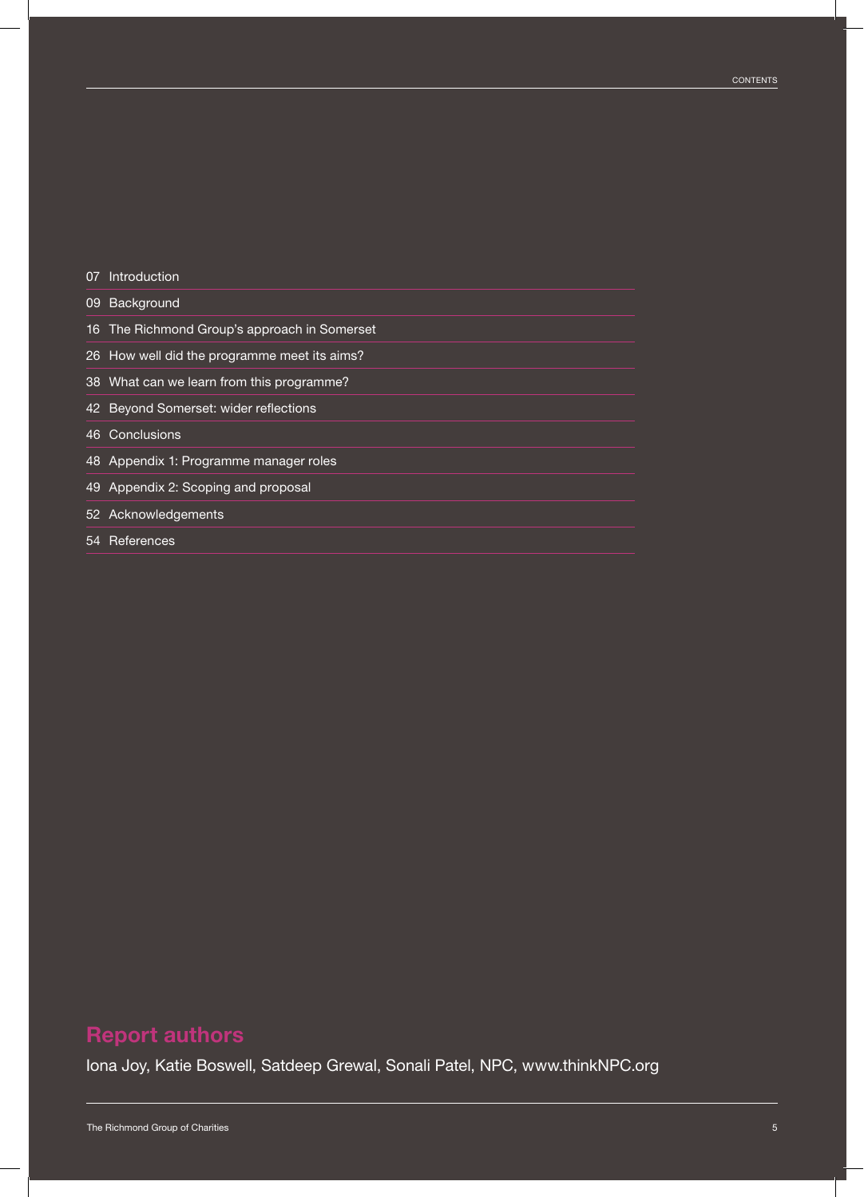# Contents

07 Introduction

09 Background

16 The Richmond Group's approach in Somerset

26 How well did the programme meet its aims?

38 What can we learn from this programme?

42 Beyond Somerset: wider reflections

46 Conclusions

48 Appendix 1: Programme manager roles

49 Appendix 2: Scoping and proposal

52 Acknowledgements

54 References

## Report authors

Iona Joy, Katie Boswell, Satdeep Grewal, Sonali Patel, NPC, www.thinkNPC.org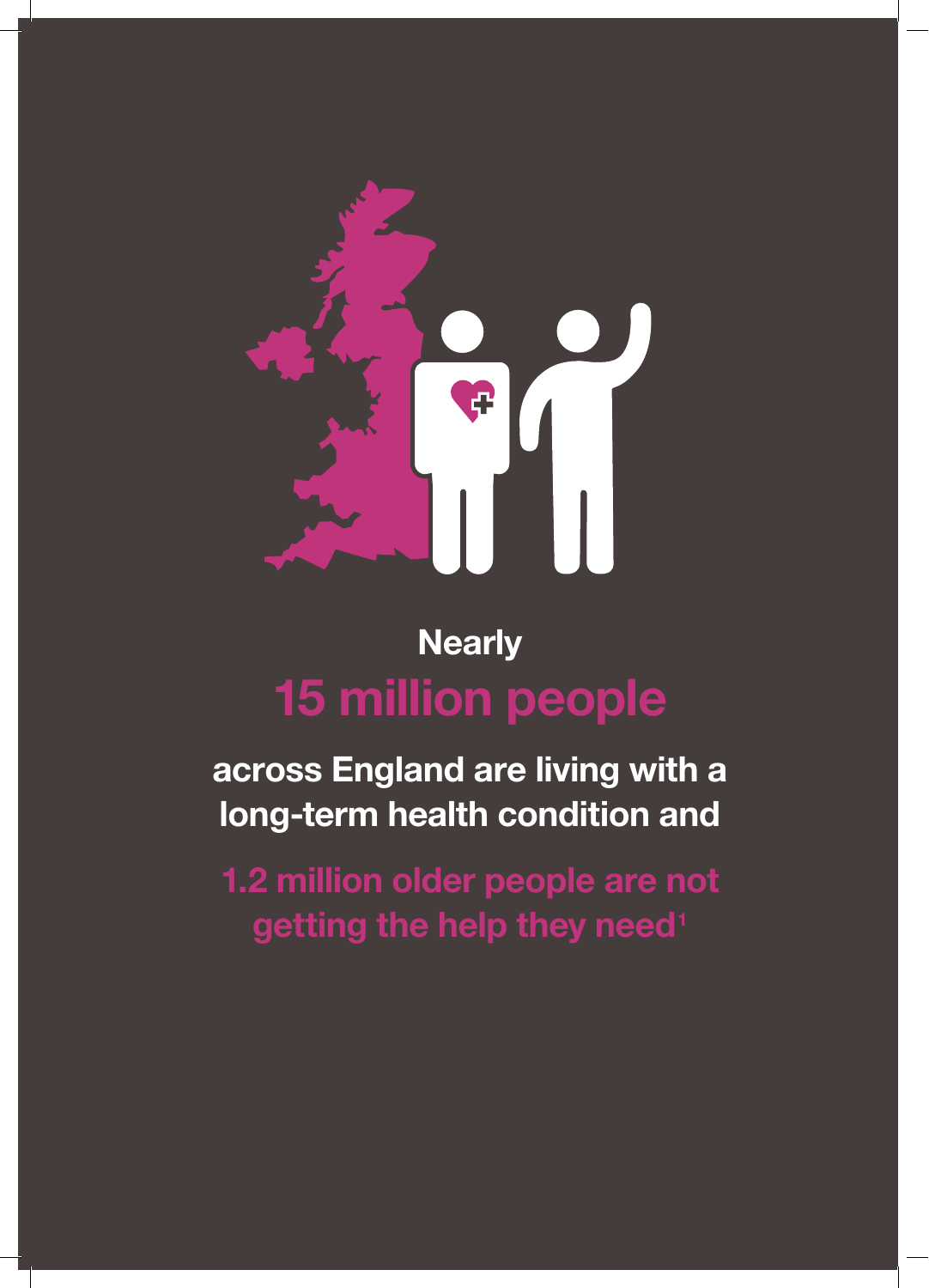**Nearly**

**15 million people**

**across England are living with a long-term health condition and**

**1.2 million older people are not getting the help they need**[1]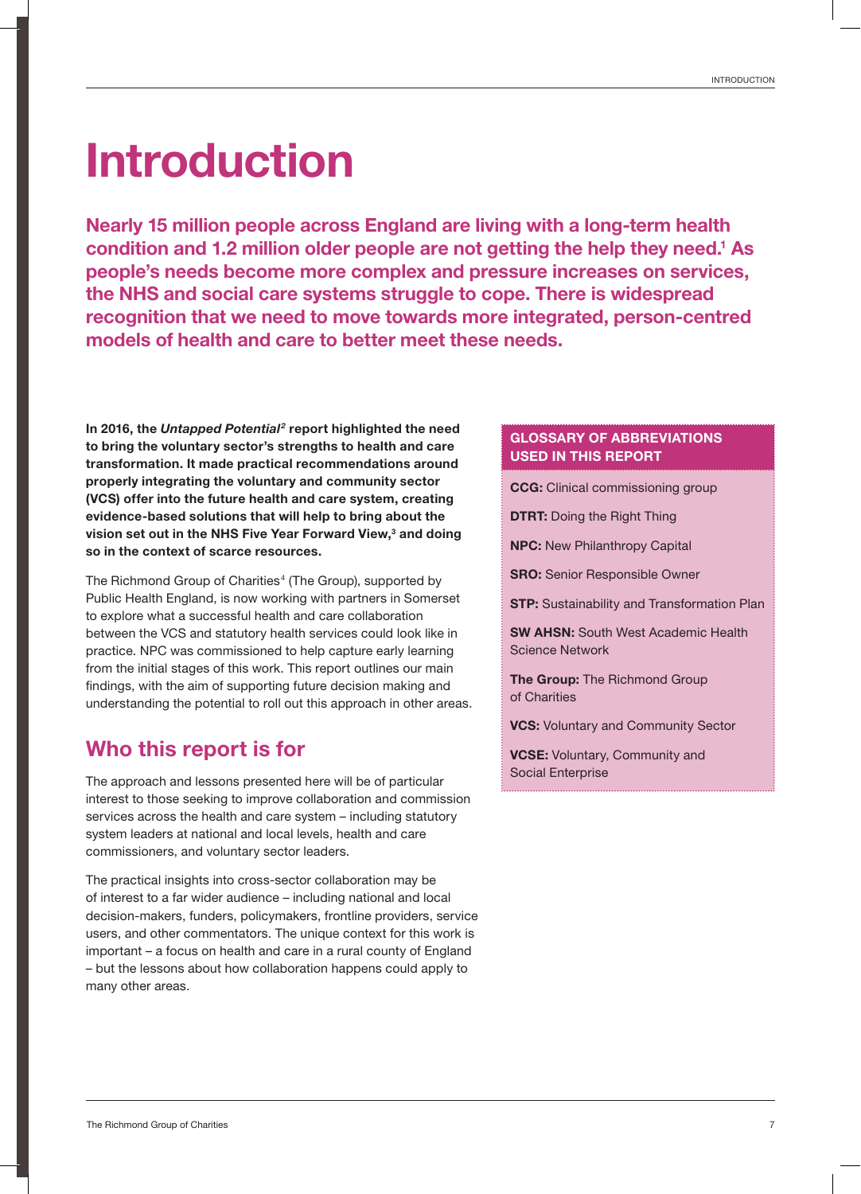# Introduction

**Nearly 15 million people across England are living with a long-term health condition and 1.2 million older people are not getting the help they need.[1] As people's needs become more complex and pressure increases on services, the NHS and social care systems struggle to cope. There is widespread recognition that we need to move towards more integrated, person-centred models of health and care to better meet these needs.**

**In 2016, the *Untapped Potential*[2] report highlighted the need to bring the voluntary sector's strengths to health and care transformation. It made practical recommendations around properly integrating the voluntary and community sector (VCS) offer into the future health and care system, creating evidence-based solutions that will help to bring about the vision set out in the NHS Five Year Forward View,[3] and doing so in the context of scarce resources.**

The Richmond Group of Charities[4] (The Group), supported by Public Health England, is now working with partners in Somerset to explore what a successful health and care collaboration between the VCS and statutory health services could look like in practice. NPC was commissioned to help capture early learning from the initial stages of this work. This report outlines our main findings, with the aim of supporting future decision making and understanding the potential to roll out this approach in other areas.

## Who this report is for

The approach and lessons presented here will be of particular interest to those seeking to improve collaboration and commission services across the health and care system – including statutory system leaders at national and local levels, health and care commissioners, and voluntary sector leaders.

The practical insights into cross-sector collaboration may be of interest to a far wider audience – including national and local decision-makers, funders, policymakers, frontline providers, service users, and other commentators. The unique context for this work is important – a focus on health and care in a rural county of England – but the lessons about how collaboration happens could apply to many other areas.

### GLOSSARY OF ABBREVIATIONS USED IN THIS REPORT

**CCG:** Clinical commissioning group

**DTRT:** Doing the Right Thing

**NPC:** New Philanthropy Capital

**SRO:** Senior Responsible Owner

**STP:** Sustainability and Transformation Plan

**SW AHSN:** South West Academic Health Science Network

**The Group:** The Richmond Group of Charities

**VCS:** Voluntary and Community Sector

**VCSE:** Voluntary, Community and Social Enterprise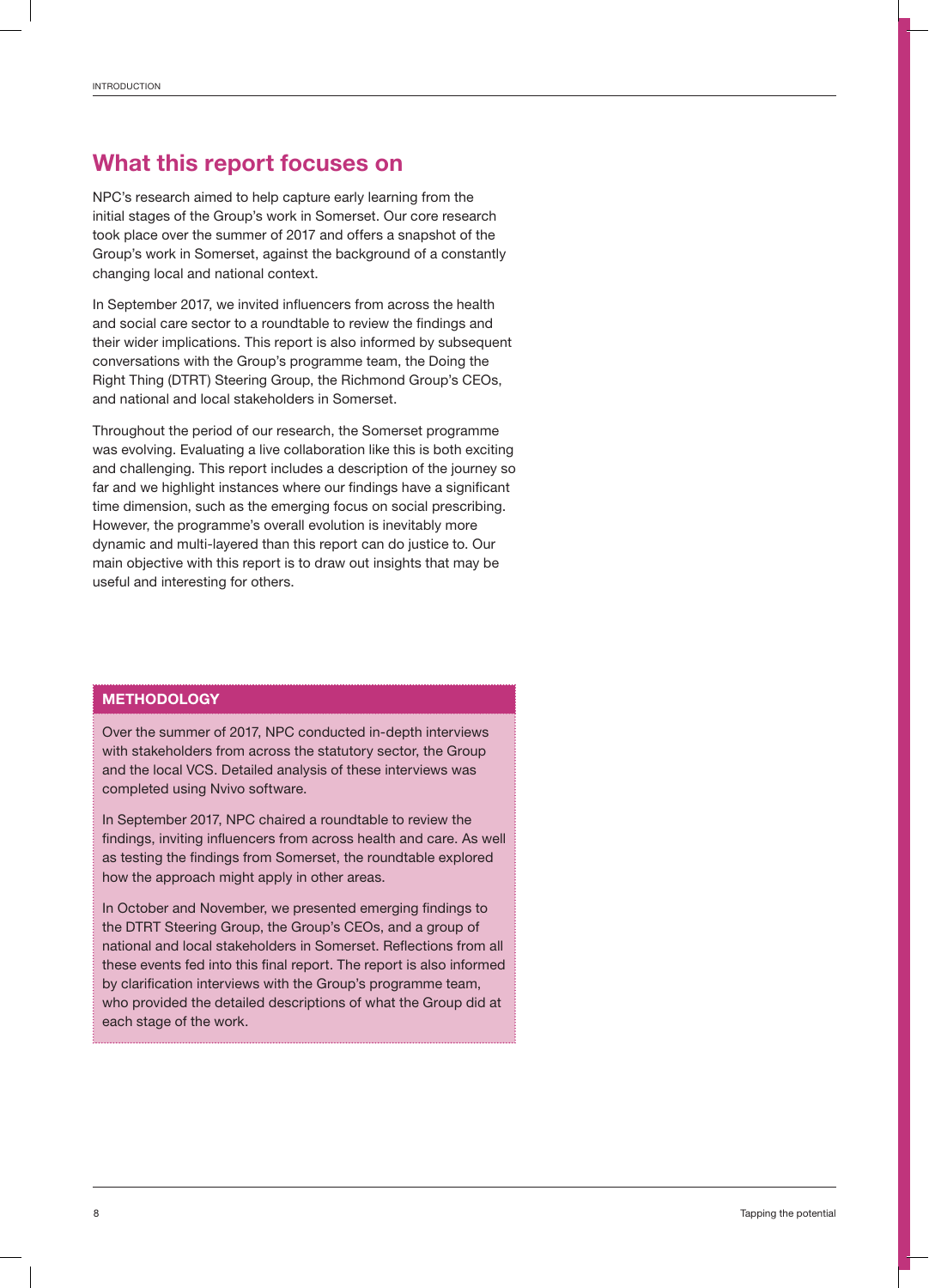## What this report focuses on

NPC's research aimed to help capture early learning from the initial stages of the Group's work in Somerset. Our core research took place over the summer of 2017 and offers a snapshot of the Group's work in Somerset, against the background of a constantly changing local and national context.

In September 2017, we invited influencers from across the health and social care sector to a roundtable to review the findings and their wider implications. This report is also informed by subsequent conversations with the Group's programme team, the Doing the Right Thing (DTRT) Steering Group, the Richmond Group's CEOs, and national and local stakeholders in Somerset.

Throughout the period of our research, the Somerset programme was evolving. Evaluating a live collaboration like this is both exciting and challenging. This report includes a description of the journey so far and we highlight instances where our findings have a significant time dimension, such as the emerging focus on social prescribing. However, the programme's overall evolution is inevitably more dynamic and multi-layered than this report can do justice to. Our main objective with this report is to draw out insights that may be useful and interesting for others.

### METHODOLOGY

Over the summer of 2017, NPC conducted in-depth interviews with stakeholders from across the statutory sector, the Group and the local VCS. Detailed analysis of these interviews was completed using Nvivo software.

In September 2017, NPC chaired a roundtable to review the findings, inviting influencers from across health and care. As well as testing the findings from Somerset, the roundtable explored how the approach might apply in other areas.

In October and November, we presented emerging findings to the DTRT Steering Group, the Group's CEOs, and a group of national and local stakeholders in Somerset. Reflections from all these events fed into this final report. The report is also informed by clarification interviews with the Group's programme team, who provided the detailed descriptions of what the Group did at each stage of the work.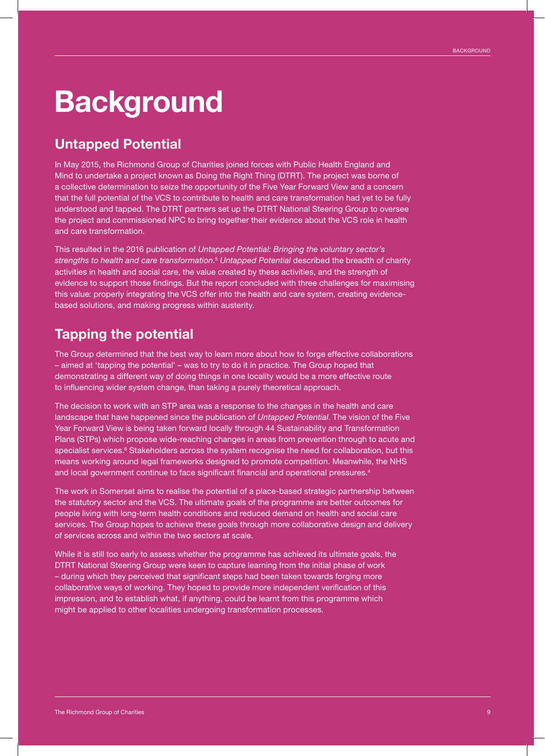# Background

## Untapped Potential

In May 2015, the Richmond Group of Charities joined forces with Public Health England and Mind to undertake a project known as Doing the Right Thing (DTRT). The project was borne of a collective determination to seize the opportunity of the Five Year Forward View and a concern that the full potential of the VCS to contribute to health and care transformation had yet to be fully understood and tapped. The DTRT partners set up the DTRT National Steering Group to oversee the project and commissioned NPC to bring together their evidence about the VCS role in health and care transformation.

This resulted in the 2016 publication of *Untapped Potential: Bringing the voluntary sector's strengths to health and care transformation.*[5] *Untapped Potential* described the breadth of charity activities in health and social care, the value created by these activities, and the strength of evidence to support those findings. But the report concluded with three challenges for maximising this value: properly integrating the VCS offer into the health and care system, creating evidence-based solutions, and making progress within austerity.

## Tapping the potential

The Group determined that the best way to learn more about how to forge effective collaborations – aimed at 'tapping the potential' – was to try to do it in practice. The Group hoped that demonstrating a different way of doing things in one locality would be a more effective route to influencing wider system change, than taking a purely theoretical approach.

The decision to work with an STP area was a response to the changes in the health and care landscape that have happened since the publication of *Untapped Potential*. The vision of the Five Year Forward View is being taken forward locally through 44 Sustainability and Transformation Plans (STPs) which propose wide-reaching changes in areas from prevention through to acute and specialist services.[6] Stakeholders across the system recognise the need for collaboration, but this means working around legal frameworks designed to promote competition. Meanwhile, the NHS and local government continue to face significant financial and operational pressures.[4]

The work in Somerset aims to realise the potential of a place-based strategic partnership between the statutory sector and the VCS. The ultimate goals of the programme are better outcomes for people living with long-term health conditions and reduced demand on health and social care services. The Group hopes to achieve these goals through more collaborative design and delivery of services across and within the two sectors at scale.

While it is still too early to assess whether the programme has achieved its ultimate goals, the DTRT National Steering Group were keen to capture learning from the initial phase of work – during which they perceived that significant steps had been taken towards forging more collaborative ways of working. They hoped to provide more independent verification of this impression, and to establish what, if anything, could be learnt from this programme which might be applied to other localities undergoing transformation processes.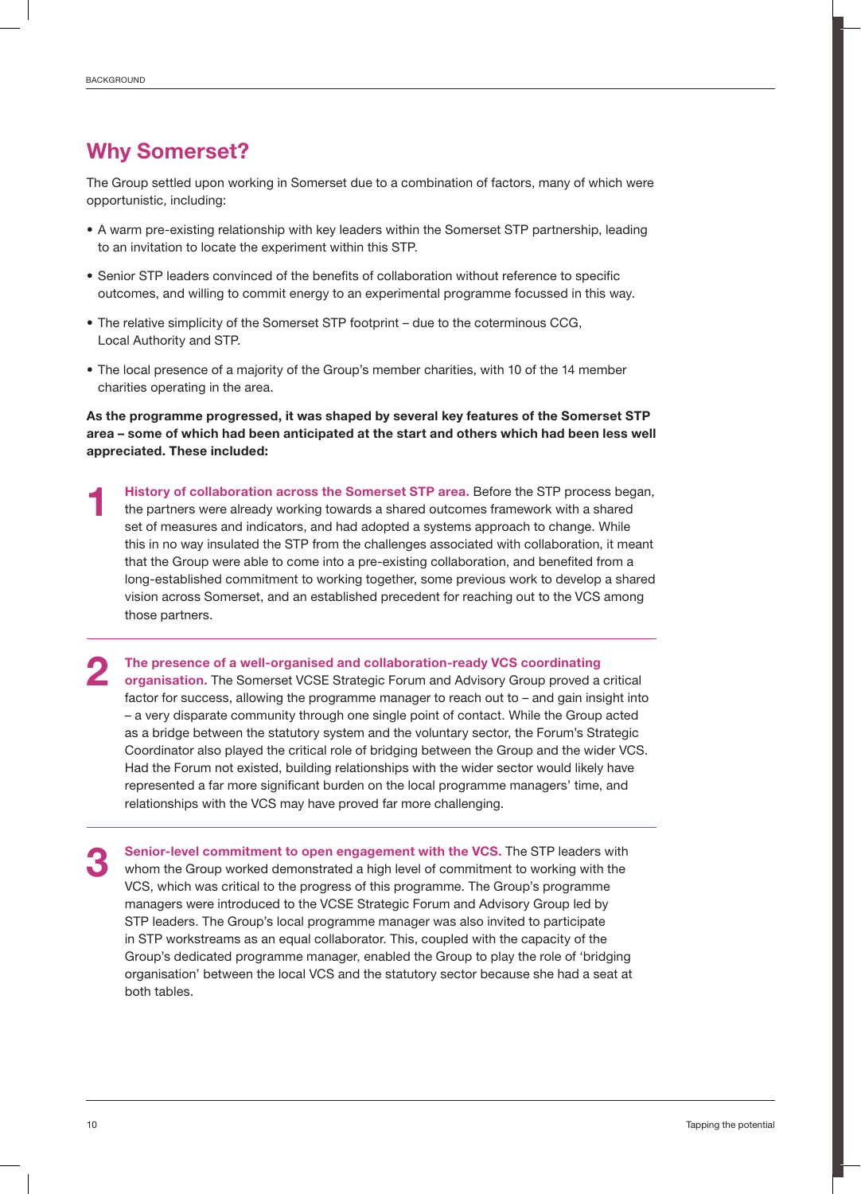## Why Somerset?

The Group settled upon working in Somerset due to a combination of factors, many of which were opportunistic, including:

- A warm pre-existing relationship with key leaders within the Somerset STP partnership, leading to an invitation to locate the experiment within this STP.
- Senior STP leaders convinced of the benefits of collaboration without reference to specific outcomes, and willing to commit energy to an experimental programme focussed in this way.
- The relative simplicity of the Somerset STP footprint – due to the coterminous CCG, Local Authority and STP.
- The local presence of a majority of the Group's member charities, with 10 of the 14 member charities operating in the area.

**As the programme progressed, it was shaped by several key features of the Somerset STP area – some of which had been anticipated at the start and others which had been less well appreciated. These included:**

**1** **History of collaboration across the Somerset STP area.** Before the STP process began, the partners were already working towards a shared outcomes framework with a shared set of measures and indicators, and had adopted a systems approach to change. While this in no way insulated the STP from the challenges associated with collaboration, it meant that the Group were able to come into a pre-existing collaboration, and benefited from a long-established commitment to working together, some previous work to develop a shared vision across Somerset, and an established precedent for reaching out to the VCS among those partners.

**2** **The presence of a well-organised and collaboration-ready VCS coordinating organisation.** The Somerset VCSE Strategic Forum and Advisory Group proved a critical factor for success, allowing the programme manager to reach out to – and gain insight into – a very disparate community through one single point of contact. While the Group acted as a bridge between the statutory system and the voluntary sector, the Forum's Strategic Coordinator also played the critical role of bridging between the Group and the wider VCS. Had the Forum not existed, building relationships with the wider sector would likely have represented a far more significant burden on the local programme managers' time, and relationships with the VCS may have proved far more challenging.

**3** **Senior-level commitment to open engagement with the VCS.** The STP leaders with whom the Group worked demonstrated a high level of commitment to working with the VCS, which was critical to the progress of this programme. The Group's programme managers were introduced to the VCSE Strategic Forum and Advisory Group led by STP leaders. The Group's local programme manager was also invited to participate in STP workstreams as an equal collaborator. This, coupled with the capacity of the Group's dedicated programme manager, enabled the Group to play the role of 'bridging organisation' between the local VCS and the statutory sector because she had a seat at both tables.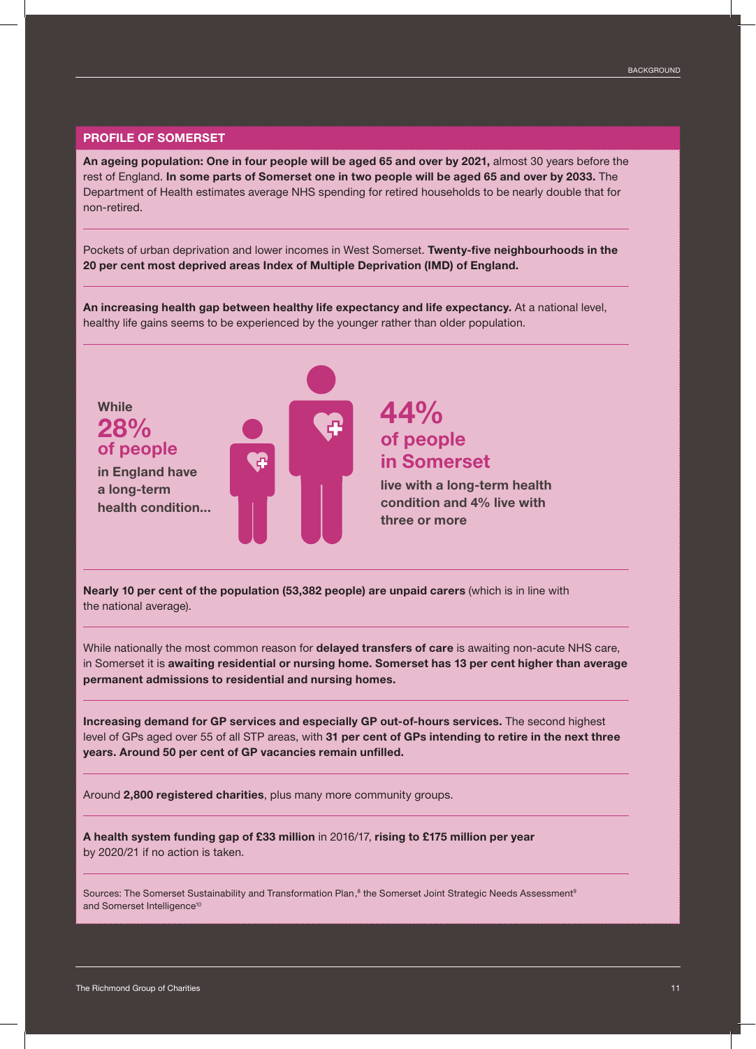## PROFILE OF SOMERSET

**An ageing population: One in four people will be aged 65 and over by 2021,** almost 30 years before the rest of England. **In some parts of Somerset one in two people will be aged 65 and over by 2033.** The Department of Health estimates average NHS spending for retired households to be nearly double that for non-retired.

---

Pockets of urban deprivation and lower incomes in West Somerset. **Twenty-five neighbourhoods in the 20 per cent most deprived areas Index of Multiple Deprivation (IMD) of England.**

---

**An increasing health gap between healthy life expectancy and life expectancy.** At a national level, healthy life gains seems to be experienced by the younger rather than older population.

---

**While 28% of people in England have a long-term health condition...**

**44% of people in Somerset live with a long-term health condition and 4% live with three or more**

---

**Nearly 10 per cent of the population (53,382 people) are unpaid carers** (which is in line with the national average).

---

While nationally the most common reason for **delayed transfers of care** is awaiting non-acute NHS care, in Somerset it is **awaiting residential or nursing home. Somerset has 13 per cent higher than average permanent admissions to residential and nursing homes.**

---

**Increasing demand for GP services and especially GP out-of-hours services.** The second highest level of GPs aged over 55 of all STP areas, with **31 per cent of GPs intending to retire in the next three years. Around 50 per cent of GP vacancies remain unfilled.**

---

Around **2,800 registered charities**, plus many more community groups.

---

**A health system funding gap of £33 million** in 2016/17, **rising to £175 million per year** by 2020/21 if no action is taken.

---

Sources: The Somerset Sustainability and Transformation Plan,[8] the Somerset Joint Strategic Needs Assessment[9] and Somerset Intelligence[10]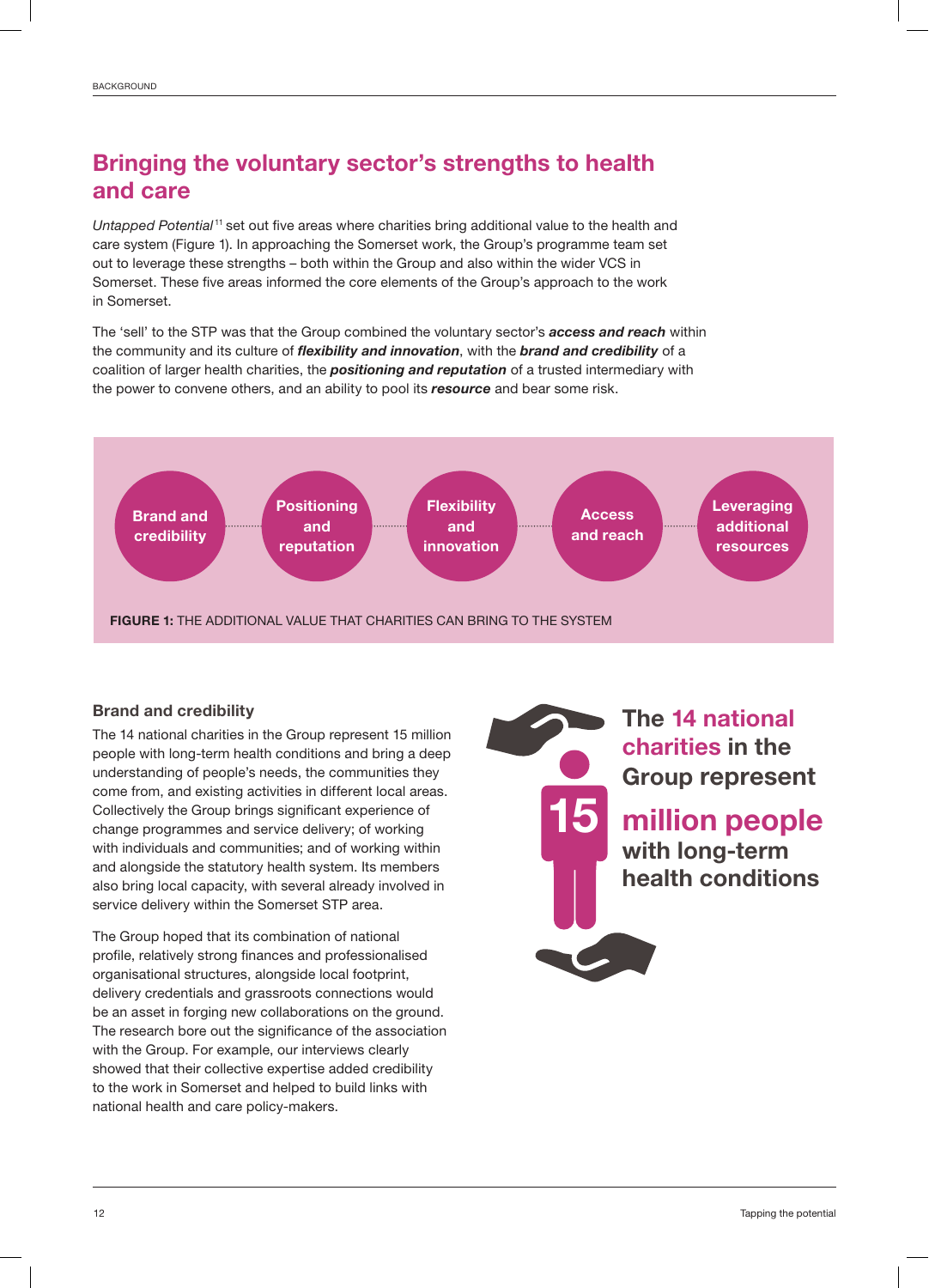## Bringing the voluntary sector's strengths to health and care

*Untapped Potential*[11] set out five areas where charities bring additional value to the health and care system (Figure 1). In approaching the Somerset work, the Group's programme team set out to leverage these strengths – both within the Group and also within the wider VCS in Somerset. These five areas informed the core elements of the Group's approach to the work in Somerset.

The 'sell' to the STP was that the Group combined the voluntary sector's ***access and reach*** within the community and its culture of ***flexibility and innovation***, with the ***brand and credibility*** of a coalition of larger health charities, the ***positioning and reputation*** of a trusted intermediary with the power to convene others, and an ability to pool its ***resource*** and bear some risk.

Brand and credibility — Positioning and reputation — Flexibility and innovation — Access and reach — Leveraging additional resources

**FIGURE 1:** THE ADDITIONAL VALUE THAT CHARITIES CAN BRING TO THE SYSTEM

### Brand and credibility

The 14 national charities in the Group represent 15 million people with long-term health conditions and bring a deep understanding of people's needs, the communities they come from, and existing activities in different local areas. Collectively the Group brings significant experience of change programmes and service delivery; of working with individuals and communities; and of working within and alongside the statutory health system. Its members also bring local capacity, with several already involved in service delivery within the Somerset STP area.

The Group hoped that its combination of national profile, relatively strong finances and professionalised organisational structures, alongside local footprint, delivery credentials and grassroots connections would be an asset in forging new collaborations on the ground. The research bore out the significance of the association with the Group. For example, our interviews clearly showed that their collective expertise added credibility to the work in Somerset and helped to build links with national health and care policy-makers.

**The 14 national charities in the Group represent 15 million people with long-term health conditions**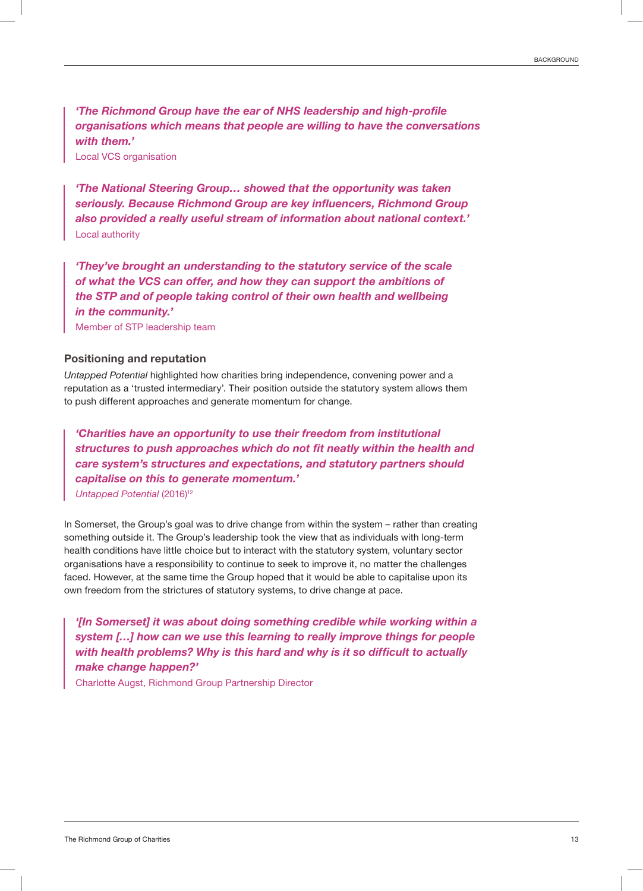> ***'The Richmond Group have the ear of NHS leadership and high-profile organisations which means that people are willing to have the conversations with them.'***
> 
> Local VCS organisation

> ***'The National Steering Group… showed that the opportunity was taken seriously. Because Richmond Group are key influencers, Richmond Group also provided a really useful stream of information about national context.'***
> 
> Local authority

> ***'They've brought an understanding to the statutory service of the scale of what the VCS can offer, and how they can support the ambitions of the STP and of people taking control of their own health and wellbeing in the community.'***
> 
> Member of STP leadership team

### Positioning and reputation

*Untapped Potential* highlighted how charities bring independence, convening power and a reputation as a 'trusted intermediary'. Their position outside the statutory system allows them to push different approaches and generate momentum for change.

> ***'Charities have an opportunity to use their freedom from institutional structures to push approaches which do not fit neatly within the health and care system's structures and expectations, and statutory partners should capitalise on this to generate momentum.'***
> 
> *Untapped Potential* (2016)[12]

In Somerset, the Group's goal was to drive change from within the system – rather than creating something outside it. The Group's leadership took the view that as individuals with long-term health conditions have little choice but to interact with the statutory system, voluntary sector organisations have a responsibility to continue to seek to improve it, no matter the challenges faced. However, at the same time the Group hoped that it would be able to capitalise upon its own freedom from the strictures of statutory systems, to drive change at pace.

> ***'[In Somerset] it was about doing something credible while working within a system […] how can we use this learning to really improve things for people with health problems? Why is this hard and why is it so difficult to actually make change happen?'***
> 
> Charlotte Augst, Richmond Group Partnership Director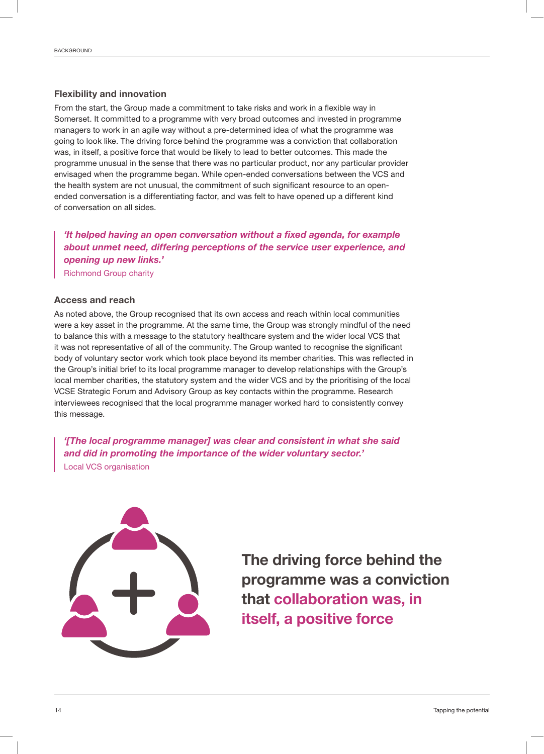### Flexibility and innovation

From the start, the Group made a commitment to take risks and work in a flexible way in Somerset. It committed to a programme with very broad outcomes and invested in programme managers to work in an agile way without a pre-determined idea of what the programme was going to look like. The driving force behind the programme was a conviction that collaboration was, in itself, a positive force that would be likely to lead to better outcomes. This made the programme unusual in the sense that there was no particular product, nor any particular provider envisaged when the programme began. While open-ended conversations between the VCS and the health system are not unusual, the commitment of such significant resource to an open-ended conversation is a differentiating factor, and was felt to have opened up a different kind of conversation on all sides.

> ***'It helped having an open conversation without a fixed agenda, for example about unmet need, differing perceptions of the service user experience, and opening up new links.'***
> Richmond Group charity

### Access and reach

As noted above, the Group recognised that its own access and reach within local communities were a key asset in the programme. At the same time, the Group was strongly mindful of the need to balance this with a message to the statutory healthcare system and the wider local VCS that it was not representative of all of the community. The Group wanted to recognise the significant body of voluntary sector work which took place beyond its member charities. This was reflected in the Group's initial brief to its local programme manager to develop relationships with the Group's local member charities, the statutory system and the wider VCS and by the prioritising of the local VCSE Strategic Forum and Advisory Group as key contacts within the programme. Research interviewees recognised that the local programme manager worked hard to consistently convey this message.

> ***'[The local programme manager] was clear and consistent in what she said and did in promoting the importance of the wider voluntary sector.'***
> Local VCS organisation

**The driving force behind the programme was a conviction that collaboration was, in itself, a positive force**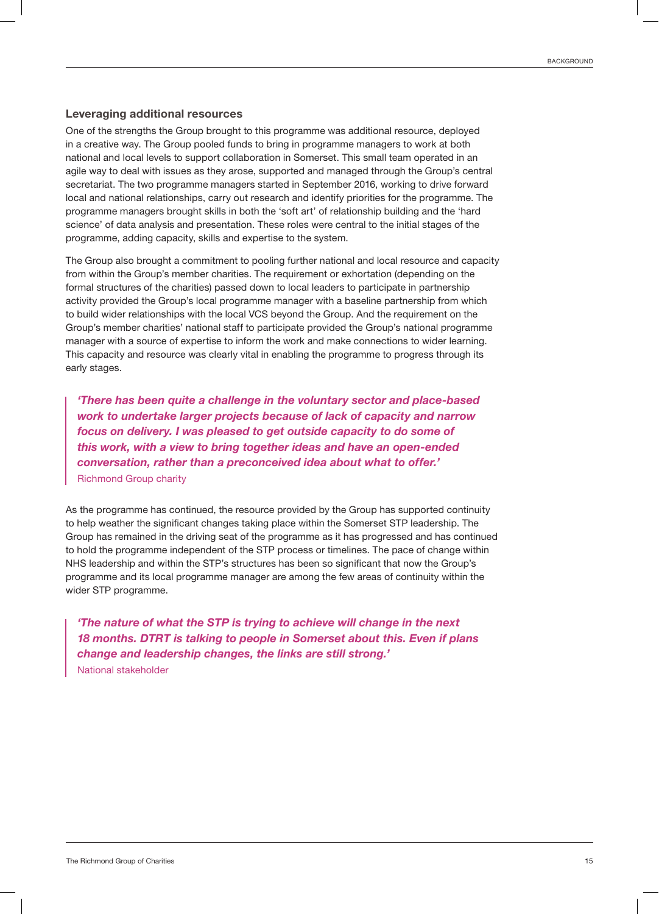### Leveraging additional resources

One of the strengths the Group brought to this programme was additional resource, deployed in a creative way. The Group pooled funds to bring in programme managers to work at both national and local levels to support collaboration in Somerset. This small team operated in an agile way to deal with issues as they arose, supported and managed through the Group's central secretariat. The two programme managers started in September 2016, working to drive forward local and national relationships, carry out research and identify priorities for the programme. The programme managers brought skills in both the 'soft art' of relationship building and the 'hard science' of data analysis and presentation. These roles were central to the initial stages of the programme, adding capacity, skills and expertise to the system.

The Group also brought a commitment to pooling further national and local resource and capacity from within the Group's member charities. The requirement or exhortation (depending on the formal structures of the charities) passed down to local leaders to participate in partnership activity provided the Group's local programme manager with a baseline partnership from which to build wider relationships with the local VCS beyond the Group. And the requirement on the Group's member charities' national staff to participate provided the Group's national programme manager with a source of expertise to inform the work and make connections to wider learning. This capacity and resource was clearly vital in enabling the programme to progress through its early stages.

> ***'There has been quite a challenge in the voluntary sector and place-based work to undertake larger projects because of lack of capacity and narrow focus on delivery. I was pleased to get outside capacity to do some of this work, with a view to bring together ideas and have an open-ended conversation, rather than a preconceived idea about what to offer.'***
> Richmond Group charity

As the programme has continued, the resource provided by the Group has supported continuity to help weather the significant changes taking place within the Somerset STP leadership. The Group has remained in the driving seat of the programme as it has progressed and has continued to hold the programme independent of the STP process or timelines. The pace of change within NHS leadership and within the STP's structures has been so significant that now the Group's programme and its local programme manager are among the few areas of continuity within the wider STP programme.

> ***'The nature of what the STP is trying to achieve will change in the next 18 months. DTRT is talking to people in Somerset about this. Even if plans change and leadership changes, the links are still strong.'***
> National stakeholder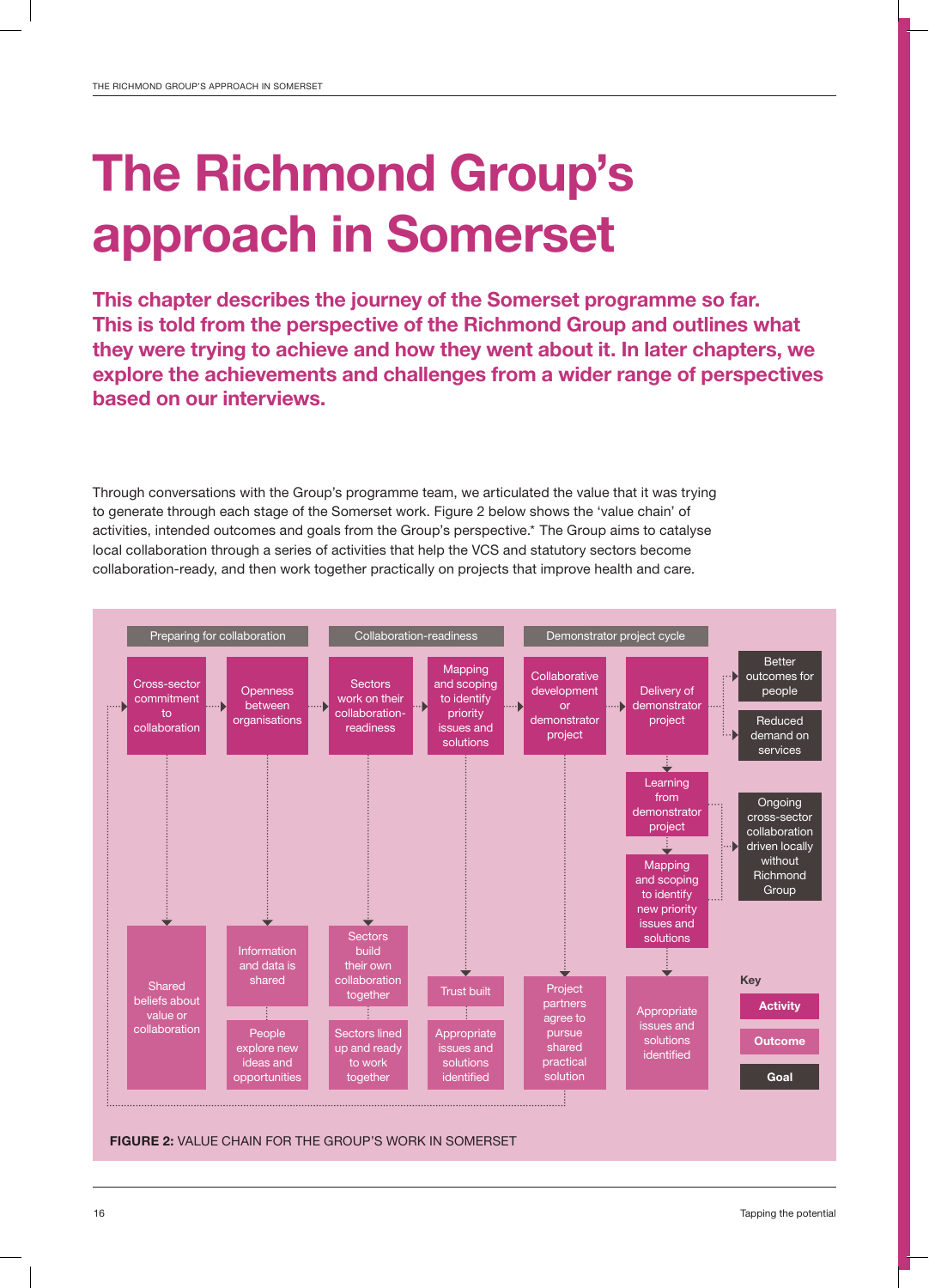# The Richmond Group's approach in Somerset

**This chapter describes the journey of the Somerset programme so far. This is told from the perspective of the Richmond Group and outlines what they were trying to achieve and how they went about it. In later chapters, we explore the achievements and challenges from a wider range of perspectives based on our interviews.**

Through conversations with the Group's programme team, we articulated the value that it was trying to generate through each stage of the Somerset work. Figure 2 below shows the 'value chain' of activities, intended outcomes and goals from the Group's perspective.* The Group aims to catalyse local collaboration through a series of activities that help the VCS and statutory sectors become collaboration-ready, and then work together practically on projects that improve health and care.

**Preparing for collaboration**
- Activity: Cross-sector commitment to collaboration → Outcome: Shared beliefs about value or collaboration
- Activity: Openness between organisations → Outcomes: Information and data is shared; People explore new ideas and opportunities

**Collaboration-readiness**
- Activity: Sectors work on their collaboration-readiness → Outcomes: Sectors build their own collaboration together; Sectors lined up and ready to work together
- Activity: Mapping and scoping to identify priority issues and solutions → Outcomes: Trust built; Appropriate issues and solutions identified

**Demonstrator project cycle**
- Activity: Collaborative development or demonstrator project → Outcome: Project partners agree to pursue shared practical solution (feeds back to Cross-sector commitment to collaboration)
- Activity: Delivery of demonstrator project → Goals: Better outcomes for people; Reduced demand on services
- Activity: Learning from demonstrator project → Activity: Mapping and scoping to identify new priority issues and solutions → Outcome: Appropriate issues and solutions identified
- Goal: Ongoing cross-sector collaboration driven locally without Richmond Group

Key: Activity; Outcome; Goal

**FIGURE 2:** VALUE CHAIN FOR THE GROUP'S WORK IN SOMERSET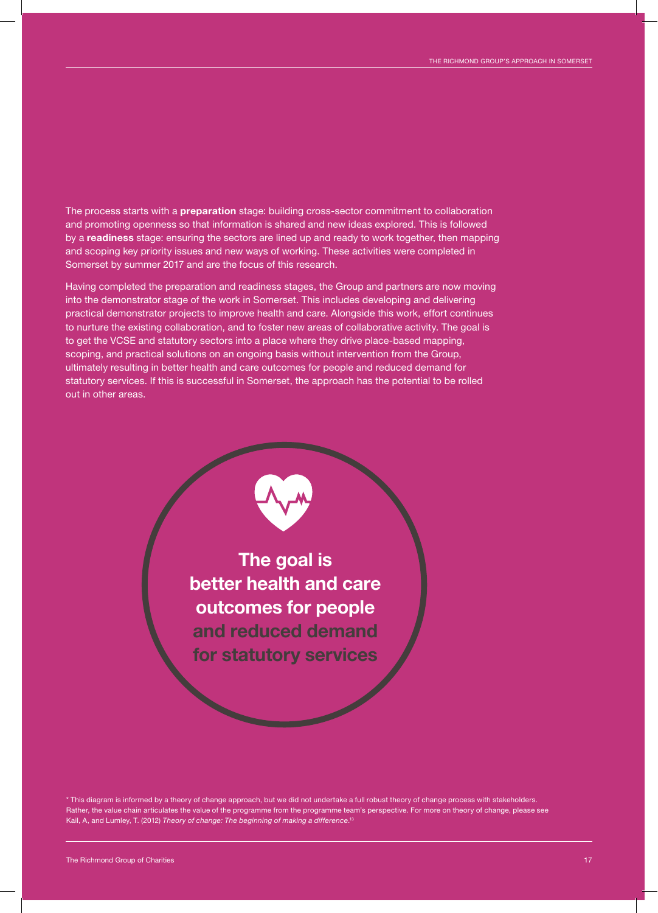The process starts with a **preparation** stage: building cross-sector commitment to collaboration and promoting openness so that information is shared and new ideas explored. This is followed by a **readiness** stage: ensuring the sectors are lined up and ready to work together, then mapping and scoping key priority issues and new ways of working. These activities were completed in Somerset by summer 2017 and are the focus of this research.

Having completed the preparation and readiness stages, the Group and partners are now moving into the demonstrator stage of the work in Somerset. This includes developing and delivering practical demonstrator projects to improve health and care. Alongside this work, effort continues to nurture the existing collaboration, and to foster new areas of collaborative activity. The goal is to get the VCSE and statutory sectors into a place where they drive place-based mapping, scoping, and practical solutions on an ongoing basis without intervention from the Group, ultimately resulting in better health and care outcomes for people and reduced demand for statutory services. If this is successful in Somerset, the approach has the potential to be rolled out in other areas.

**The goal is better health and care outcomes for people and reduced demand for statutory services**

* This diagram is informed by a theory of change approach, but we did not undertake a full robust theory of change process with stakeholders. Rather, the value chain articulates the value of the programme from the programme team's perspective. For more on theory of change, please see Kail, A, and Lumley, T. (2012) *Theory of change: The beginning of making a difference*.[13]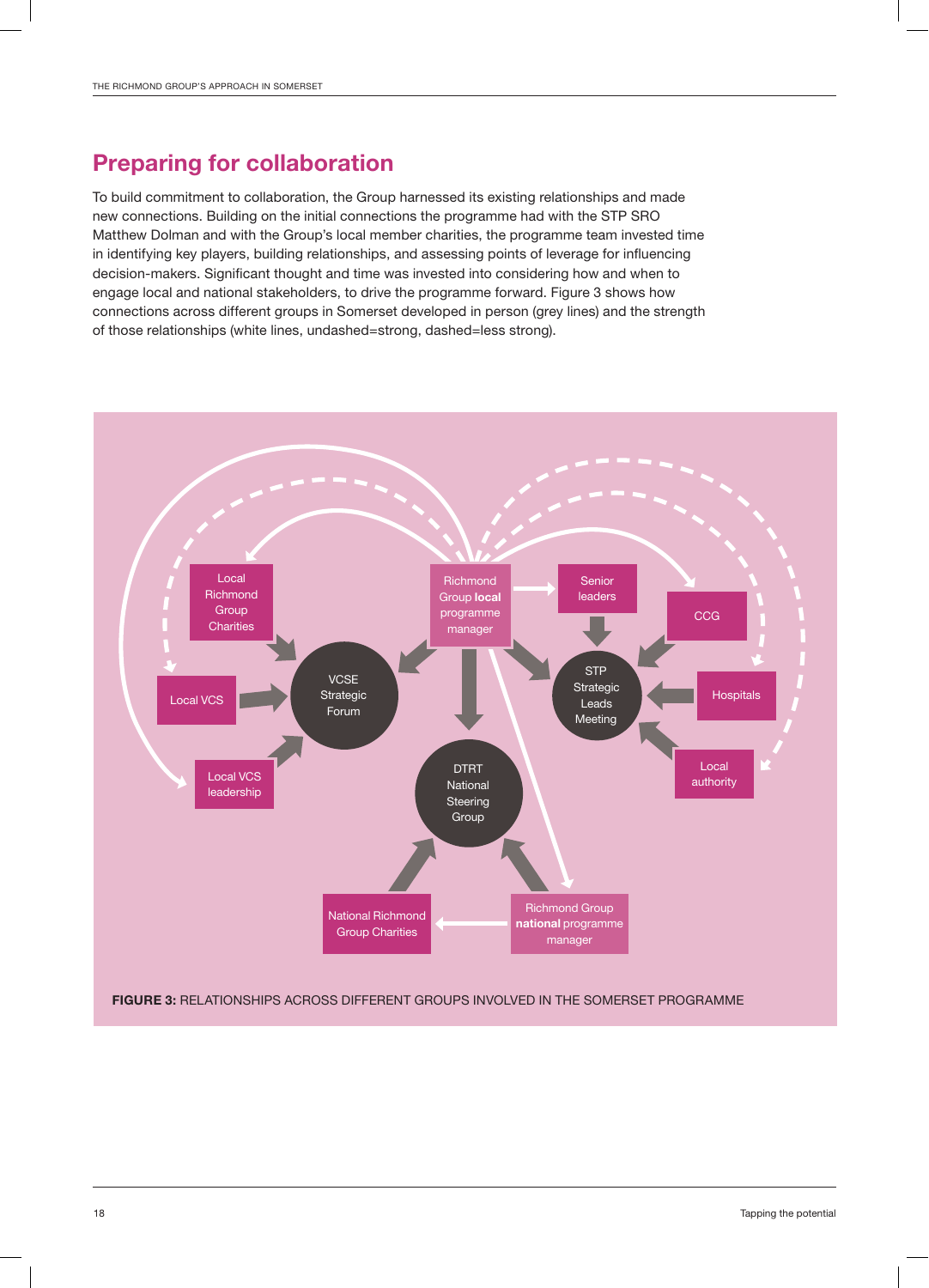## Preparing for collaboration

To build commitment to collaboration, the Group harnessed its existing relationships and made new connections. Building on the initial connections the programme had with the STP SRO Matthew Dolman and with the Group's local member charities, the programme team invested time in identifying key players, building relationships, and assessing points of leverage for influencing decision-makers. Significant thought and time was invested into considering how and when to engage local and national stakeholders, to drive the programme forward. Figure 3 shows how connections across different groups in Somerset developed in person (grey lines) and the strength of those relationships (white lines, undashed=strong, dashed=less strong).

Local Richmond Group Charities

Richmond Group **local** programme manager

Senior leaders

CCG

Local VCS

VCSE Strategic Forum

STP Strategic Leads Meeting

Hospitals

Local VCS leadership

DTRT National Steering Group

Local authority

National Richmond Group Charities

Richmond Group **national** programme manager

**FIGURE 3:** RELATIONSHIPS ACROSS DIFFERENT GROUPS INVOLVED IN THE SOMERSET PROGRAMME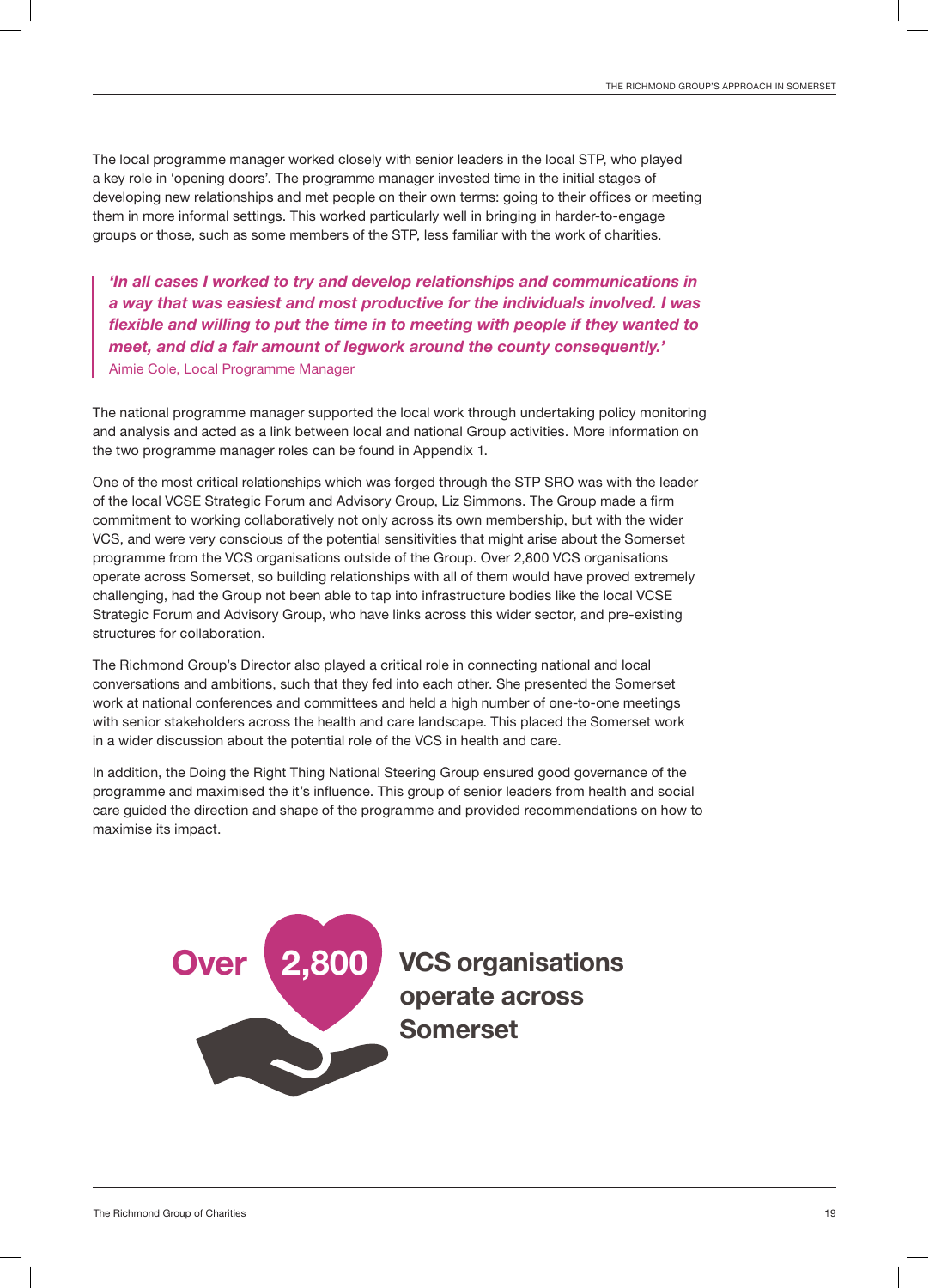The local programme manager worked closely with senior leaders in the local STP, who played a key role in 'opening doors'. The programme manager invested time in the initial stages of developing new relationships and met people on their own terms: going to their offices or meeting them in more informal settings. This worked particularly well in bringing in harder-to-engage groups or those, such as some members of the STP, less familiar with the work of charities.

> ***'In all cases I worked to try and develop relationships and communications in a way that was easiest and most productive for the individuals involved. I was flexible and willing to put the time in to meeting with people if they wanted to meet, and did a fair amount of legwork around the county consequently.'***
> Aimie Cole, Local Programme Manager

The national programme manager supported the local work through undertaking policy monitoring and analysis and acted as a link between local and national Group activities. More information on the two programme manager roles can be found in Appendix 1.

One of the most critical relationships which was forged through the STP SRO was with the leader of the local VCSE Strategic Forum and Advisory Group, Liz Simmons. The Group made a firm commitment to working collaboratively not only across its own membership, but with the wider VCS, and were very conscious of the potential sensitivities that might arise about the Somerset programme from the VCS organisations outside of the Group. Over 2,800 VCS organisations operate across Somerset, so building relationships with all of them would have proved extremely challenging, had the Group not been able to tap into infrastructure bodies like the local VCSE Strategic Forum and Advisory Group, who have links across this wider sector, and pre-existing structures for collaboration.

The Richmond Group's Director also played a critical role in connecting national and local conversations and ambitions, such that they fed into each other. She presented the Somerset work at national conferences and committees and held a high number of one-to-one meetings with senior stakeholders across the health and care landscape. This placed the Somerset work in a wider discussion about the potential role of the VCS in health and care.

In addition, the Doing the Right Thing National Steering Group ensured good governance of the programme and maximised the it's influence. This group of senior leaders from health and social care guided the direction and shape of the programme and provided recommendations on how to maximise its impact.

**Over 2,800 VCS organisations operate across Somerset**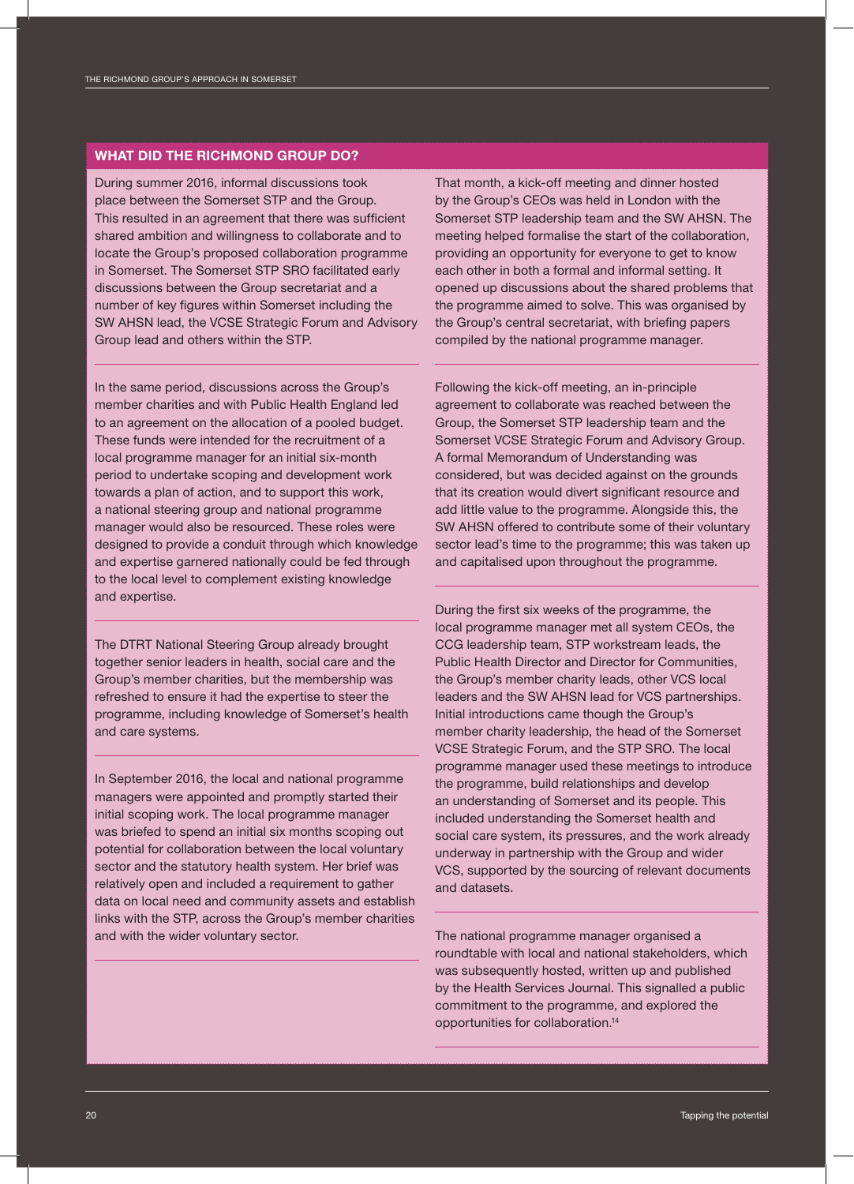## WHAT DID THE RICHMOND GROUP DO?

During summer 2016, informal discussions took place between the Somerset STP and the Group. This resulted in an agreement that there was sufficient shared ambition and willingness to collaborate and to locate the Group's proposed collaboration programme in Somerset. The Somerset STP SRO facilitated early discussions between the Group secretariat and a number of key figures within Somerset including the SW AHSN lead, the VCSE Strategic Forum and Advisory Group lead and others within the STP.

In the same period, discussions across the Group's member charities and with Public Health England led to an agreement on the allocation of a pooled budget. These funds were intended for the recruitment of a local programme manager for an initial six-month period to undertake scoping and development work towards a plan of action, and to support this work, a national steering group and national programme manager would also be resourced. These roles were designed to provide a conduit through which knowledge and expertise garnered nationally could be fed through to the local level to complement existing knowledge and expertise.

The DTRT National Steering Group already brought together senior leaders in health, social care and the Group's member charities, but the membership was refreshed to ensure it had the expertise to steer the programme, including knowledge of Somerset's health and care systems.

In September 2016, the local and national programme managers were appointed and promptly started their initial scoping work. The local programme manager was briefed to spend an initial six months scoping out potential for collaboration between the local voluntary sector and the statutory health system. Her brief was relatively open and included a requirement to gather data on local need and community assets and establish links with the STP, across the Group's member charities and with the wider voluntary sector.

That month, a kick-off meeting and dinner hosted by the Group's CEOs was held in London with the Somerset STP leadership team and the SW AHSN. The meeting helped formalise the start of the collaboration, providing an opportunity for everyone to get to know each other in both a formal and informal setting. It opened up discussions about the shared problems that the programme aimed to solve. This was organised by the Group's central secretariat, with briefing papers compiled by the national programme manager.

Following the kick-off meeting, an in-principle agreement to collaborate was reached between the Group, the Somerset STP leadership team and the Somerset VCSE Strategic Forum and Advisory Group. A formal Memorandum of Understanding was considered, but was decided against on the grounds that its creation would divert significant resource and add little value to the programme. Alongside this, the SW AHSN offered to contribute some of their voluntary sector lead's time to the programme; this was taken up and capitalised upon throughout the programme.

During the first six weeks of the programme, the local programme manager met all system CEOs, the CCG leadership team, STP workstream leads, the Public Health Director and Director for Communities, the Group's member charity leads, other VCS local leaders and the SW AHSN lead for VCS partnerships. Initial introductions came though the Group's member charity leadership, the head of the Somerset VCSE Strategic Forum, and the STP SRO. The local programme manager used these meetings to introduce the programme, build relationships and develop an understanding of Somerset and its people. This included understanding the Somerset health and social care system, its pressures, and the work already underway in partnership with the Group and wider VCS, supported by the sourcing of relevant documents and datasets.

The national programme manager organised a roundtable with local and national stakeholders, which was subsequently hosted, written up and published by the Health Services Journal. This signalled a public commitment to the programme, and explored the opportunities for collaboration.[14]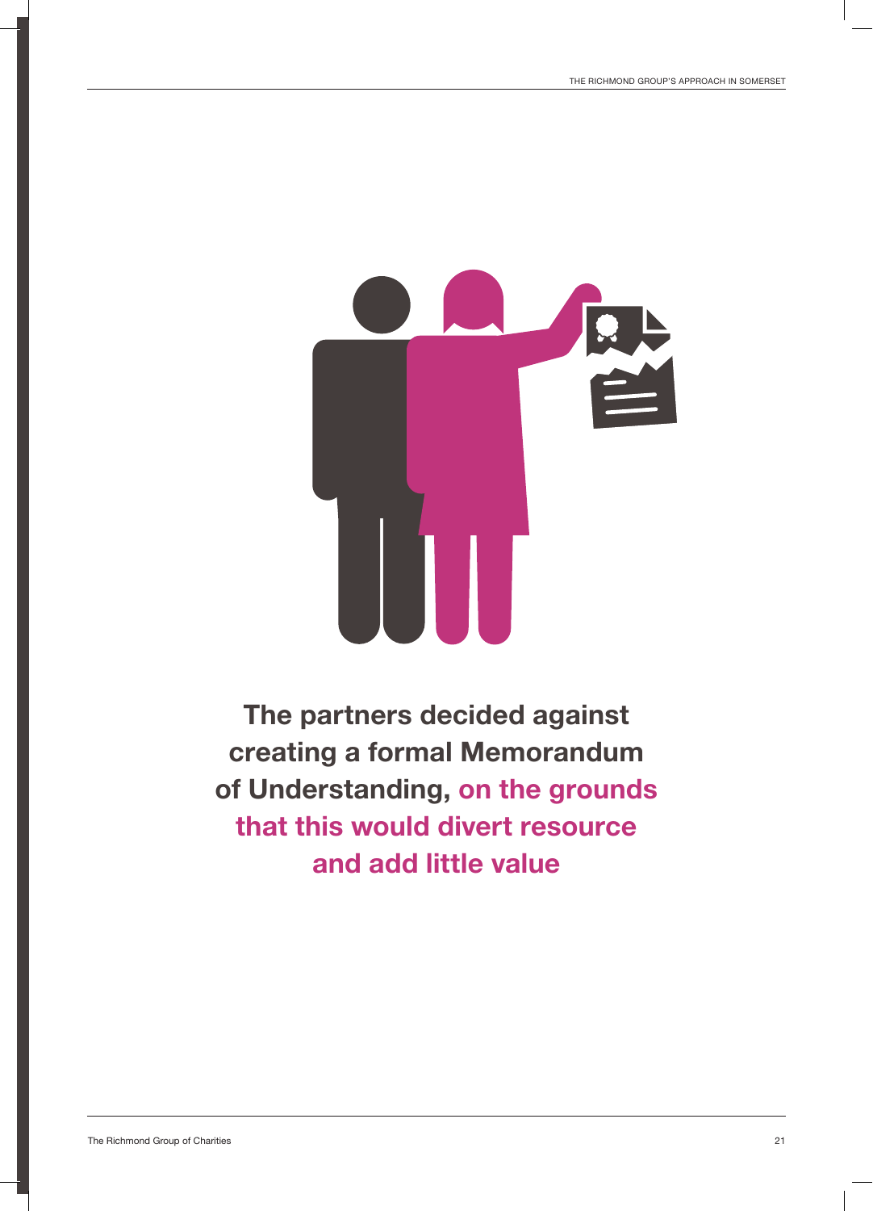**The partners decided against creating a formal Memorandum of Understanding, on the grounds that this would divert resource and add little value**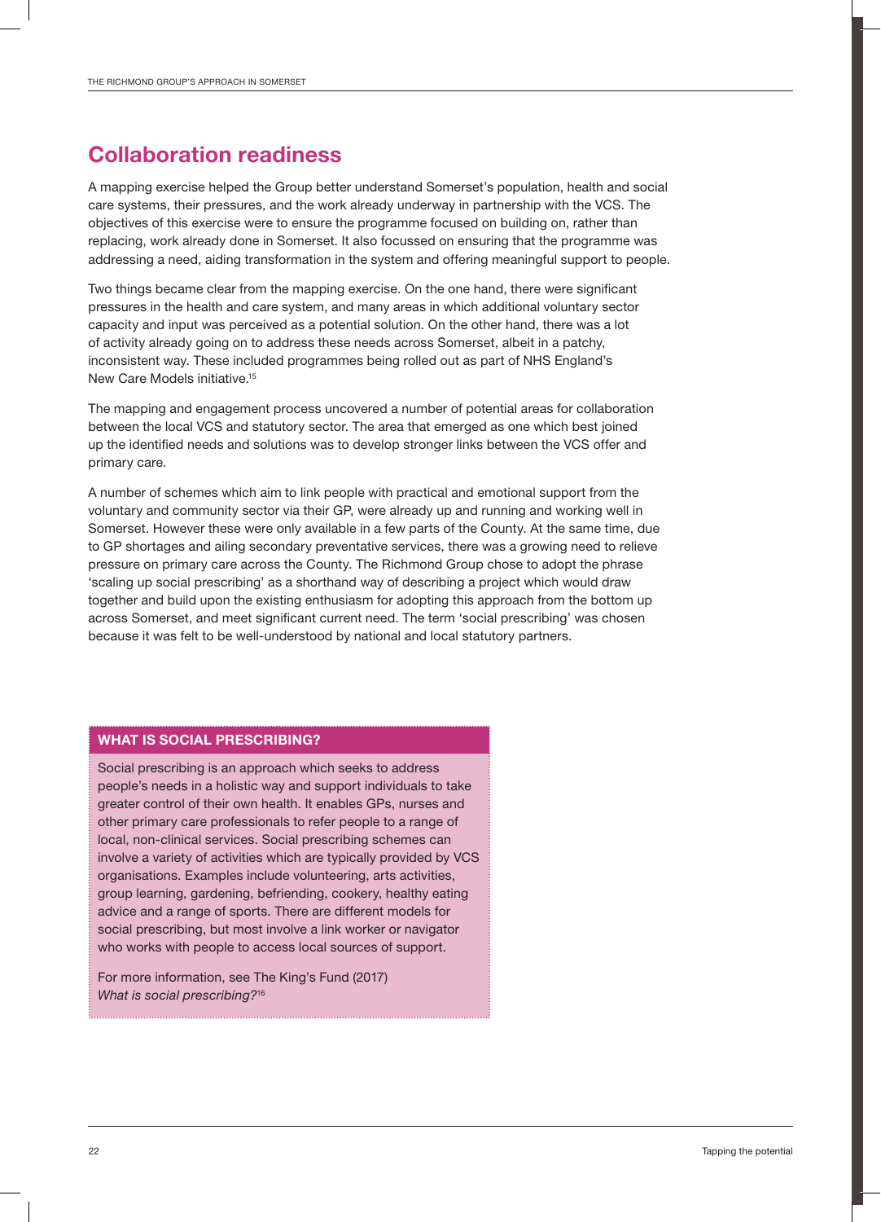## Collaboration readiness

A mapping exercise helped the Group better understand Somerset's population, health and social care systems, their pressures, and the work already underway in partnership with the VCS. The objectives of this exercise were to ensure the programme focused on building on, rather than replacing, work already done in Somerset. It also focussed on ensuring that the programme was addressing a need, aiding transformation in the system and offering meaningful support to people.

Two things became clear from the mapping exercise. On the one hand, there were significant pressures in the health and care system, and many areas in which additional voluntary sector capacity and input was perceived as a potential solution. On the other hand, there was a lot of activity already going on to address these needs across Somerset, albeit in a patchy, inconsistent way. These included programmes being rolled out as part of NHS England's New Care Models initiative.[15]

The mapping and engagement process uncovered a number of potential areas for collaboration between the local VCS and statutory sector. The area that emerged as one which best joined up the identified needs and solutions was to develop stronger links between the VCS offer and primary care.

A number of schemes which aim to link people with practical and emotional support from the voluntary and community sector via their GP, were already up and running and working well in Somerset. However these were only available in a few parts of the County. At the same time, due to GP shortages and ailing secondary preventative services, there was a growing need to relieve pressure on primary care across the County. The Richmond Group chose to adopt the phrase 'scaling up social prescribing' as a shorthand way of describing a project which would draw together and build upon the existing enthusiasm for adopting this approach from the bottom up across Somerset, and meet significant current need. The term 'social prescribing' was chosen because it was felt to be well-understood by national and local statutory partners.

### WHAT IS SOCIAL PRESCRIBING?

Social prescribing is an approach which seeks to address people's needs in a holistic way and support individuals to take greater control of their own health. It enables GPs, nurses and other primary care professionals to refer people to a range of local, non-clinical services. Social prescribing schemes can involve a variety of activities which are typically provided by VCS organisations. Examples include volunteering, arts activities, group learning, gardening, befriending, cookery, healthy eating advice and a range of sports. There are different models for social prescribing, but most involve a link worker or navigator who works with people to access local sources of support.

For more information, see The King's Fund (2017) *What is social prescribing?*[16]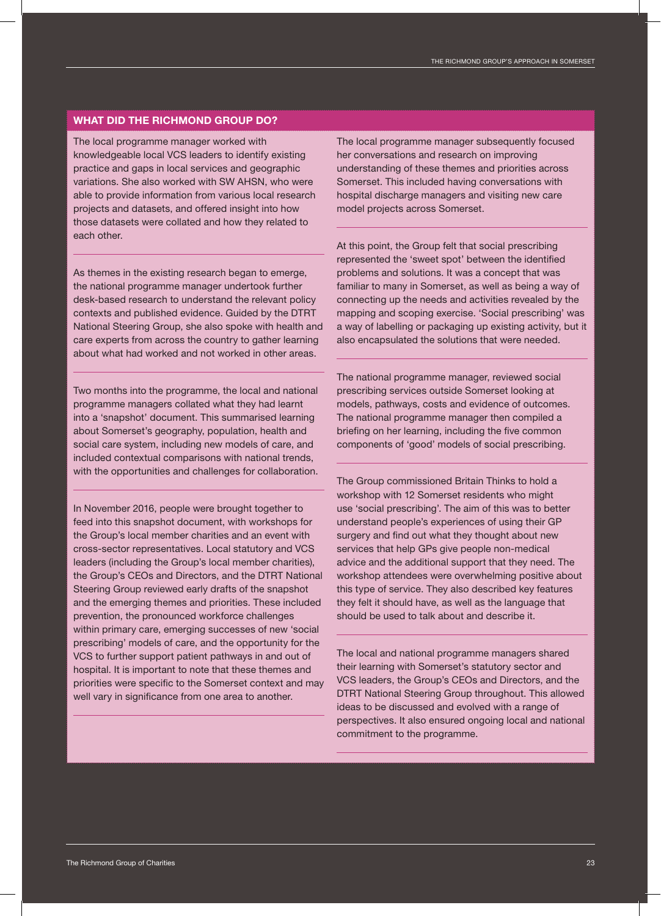## WHAT DID THE RICHMOND GROUP DO?

The local programme manager worked with knowledgeable local VCS leaders to identify existing practice and gaps in local services and geographic variations. She also worked with SW AHSN, who were able to provide information from various local research projects and datasets, and offered insight into how those datasets were collated and how they related to each other.

As themes in the existing research began to emerge, the national programme manager undertook further desk-based research to understand the relevant policy contexts and published evidence. Guided by the DTRT National Steering Group, she also spoke with health and care experts from across the country to gather learning about what had worked and not worked in other areas.

Two months into the programme, the local and national programme managers collated what they had learnt into a 'snapshot' document. This summarised learning about Somerset's geography, population, health and social care system, including new models of care, and included contextual comparisons with national trends, with the opportunities and challenges for collaboration.

In November 2016, people were brought together to feed into this snapshot document, with workshops for the Group's local member charities and an event with cross-sector representatives. Local statutory and VCS leaders (including the Group's local member charities), the Group's CEOs and Directors, and the DTRT National Steering Group reviewed early drafts of the snapshot and the emerging themes and priorities. These included prevention, the pronounced workforce challenges within primary care, emerging successes of new 'social prescribing' models of care, and the opportunity for the VCS to further support patient pathways in and out of hospital. It is important to note that these themes and priorities were specific to the Somerset context and may well vary in significance from one area to another.

The local programme manager subsequently focused her conversations and research on improving understanding of these themes and priorities across Somerset. This included having conversations with hospital discharge managers and visiting new care model projects across Somerset.

At this point, the Group felt that social prescribing represented the 'sweet spot' between the identified problems and solutions. It was a concept that was familiar to many in Somerset, as well as being a way of connecting up the needs and activities revealed by the mapping and scoping exercise. 'Social prescribing' was a way of labelling or packaging up existing activity, but it also encapsulated the solutions that were needed.

The national programme manager, reviewed social prescribing services outside Somerset looking at models, pathways, costs and evidence of outcomes. The national programme manager then compiled a briefing on her learning, including the five common components of 'good' models of social prescribing.

The Group commissioned Britain Thinks to hold a workshop with 12 Somerset residents who might use 'social prescribing'. The aim of this was to better understand people's experiences of using their GP surgery and find out what they thought about new services that help GPs give people non-medical advice and the additional support that they need. The workshop attendees were overwhelming positive about this type of service. They also described key features they felt it should have, as well as the language that should be used to talk about and describe it.

The local and national programme managers shared their learning with Somerset's statutory sector and VCS leaders, the Group's CEOs and Directors, and the DTRT National Steering Group throughout. This allowed ideas to be discussed and evolved with a range of perspectives. It also ensured ongoing local and national commitment to the programme.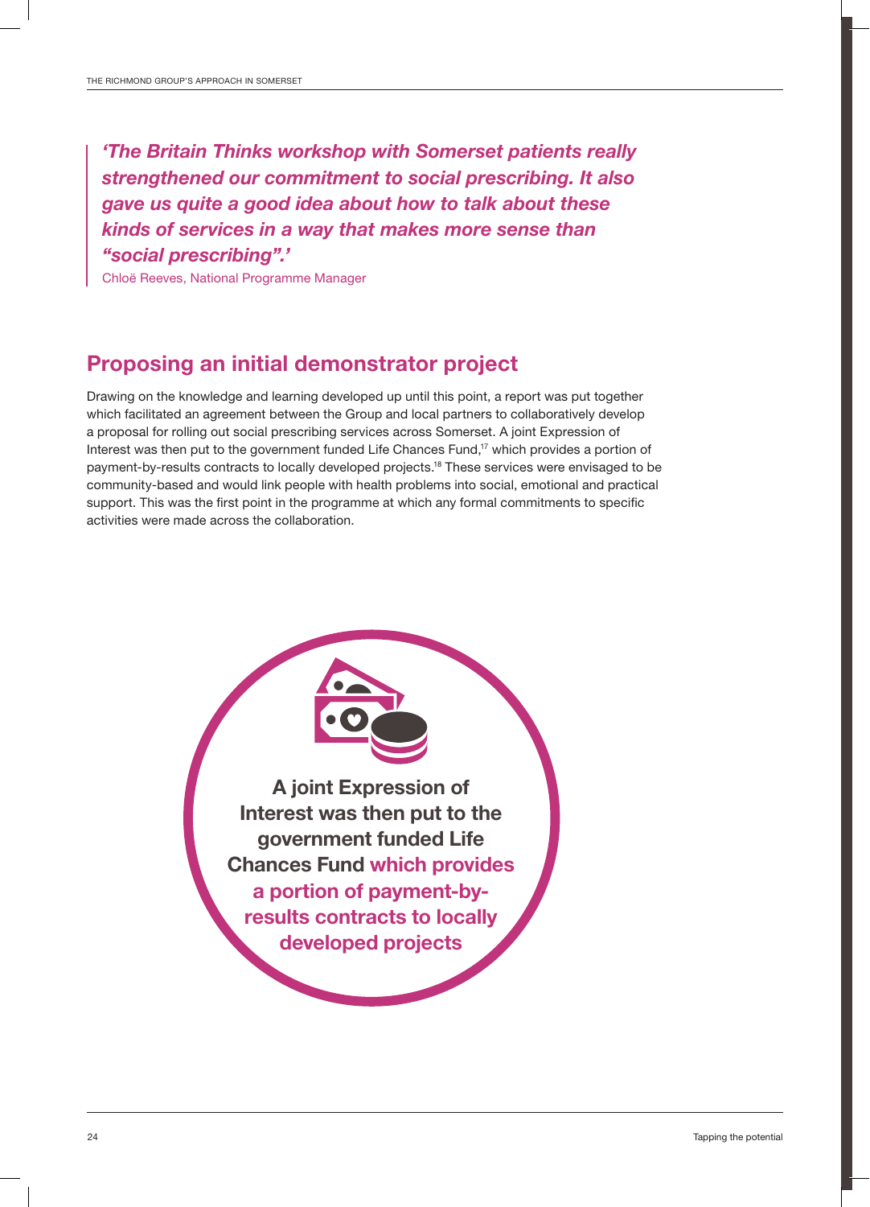> ***'The Britain Thinks workshop with Somerset patients really strengthened our commitment to social prescribing. It also gave us quite a good idea about how to talk about these kinds of services in a way that makes more sense than "social prescribing".'***
>
> Chloë Reeves, National Programme Manager

## Proposing an initial demonstrator project

Drawing on the knowledge and learning developed up until this point, a report was put together which facilitated an agreement between the Group and local partners to collaboratively develop a proposal for rolling out social prescribing services across Somerset. A joint Expression of Interest was then put to the government funded Life Chances Fund,[17] which provides a portion of payment-by-results contracts to locally developed projects.[18] These services were envisaged to be community-based and would link people with health problems into social, emotional and practical support. This was the first point in the programme at which any formal commitments to specific activities were made across the collaboration.

**A joint Expression of Interest was then put to the government funded Life Chances Fund which provides a portion of payment-by-results contracts to locally developed projects**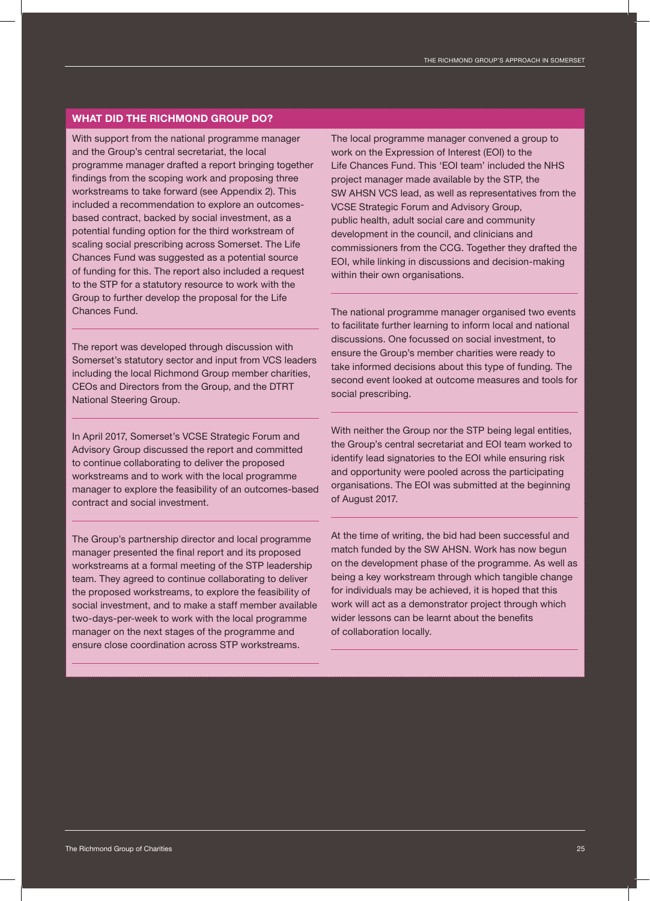## WHAT DID THE RICHMOND GROUP DO?

With support from the national programme manager and the Group's central secretariat, the local programme manager drafted a report bringing together findings from the scoping work and proposing three workstreams to take forward (see Appendix 2). This included a recommendation to explore an outcomes-based contract, backed by social investment, as a potential funding option for the third workstream of scaling social prescribing across Somerset. The Life Chances Fund was suggested as a potential source of funding for this. The report also included a request to the STP for a statutory resource to work with the Group to further develop the proposal for the Life Chances Fund.

The report was developed through discussion with Somerset's statutory sector and input from VCS leaders including the local Richmond Group member charities, CEOs and Directors from the Group, and the DTRT National Steering Group.

In April 2017, Somerset's VCSE Strategic Forum and Advisory Group discussed the report and committed to continue collaborating to deliver the proposed workstreams and to work with the local programme manager to explore the feasibility of an outcomes-based contract and social investment.

The Group's partnership director and local programme manager presented the final report and its proposed workstreams at a formal meeting of the STP leadership team. They agreed to continue collaborating to deliver the proposed workstreams, to explore the feasibility of social investment, and to make a staff member available two-days-per-week to work with the local programme manager on the next stages of the programme and ensure close coordination across STP workstreams.

The local programme manager convened a group to work on the Expression of Interest (EOI) to the Life Chances Fund. This 'EOI team' included the NHS project manager made available by the STP, the SW AHSN VCS lead, as well as representatives from the VCSE Strategic Forum and Advisory Group, public health, adult social care and community development in the council, and clinicians and commissioners from the CCG. Together they drafted the EOI, while linking in discussions and decision-making within their own organisations.

The national programme manager organised two events to facilitate further learning to inform local and national discussions. One focussed on social investment, to ensure the Group's member charities were ready to take informed decisions about this type of funding. The second event looked at outcome measures and tools for social prescribing.

With neither the Group nor the STP being legal entities, the Group's central secretariat and EOI team worked to identify lead signatories to the EOI while ensuring risk and opportunity were pooled across the participating organisations. The EOI was submitted at the beginning of August 2017.

At the time of writing, the bid had been successful and match funded by the SW AHSN. Work has now begun on the development phase of the programme. As well as being a key workstream through which tangible change for individuals may be achieved, it is hoped that this work will act as a demonstrator project through which wider lessons can be learnt about the benefits of collaboration locally.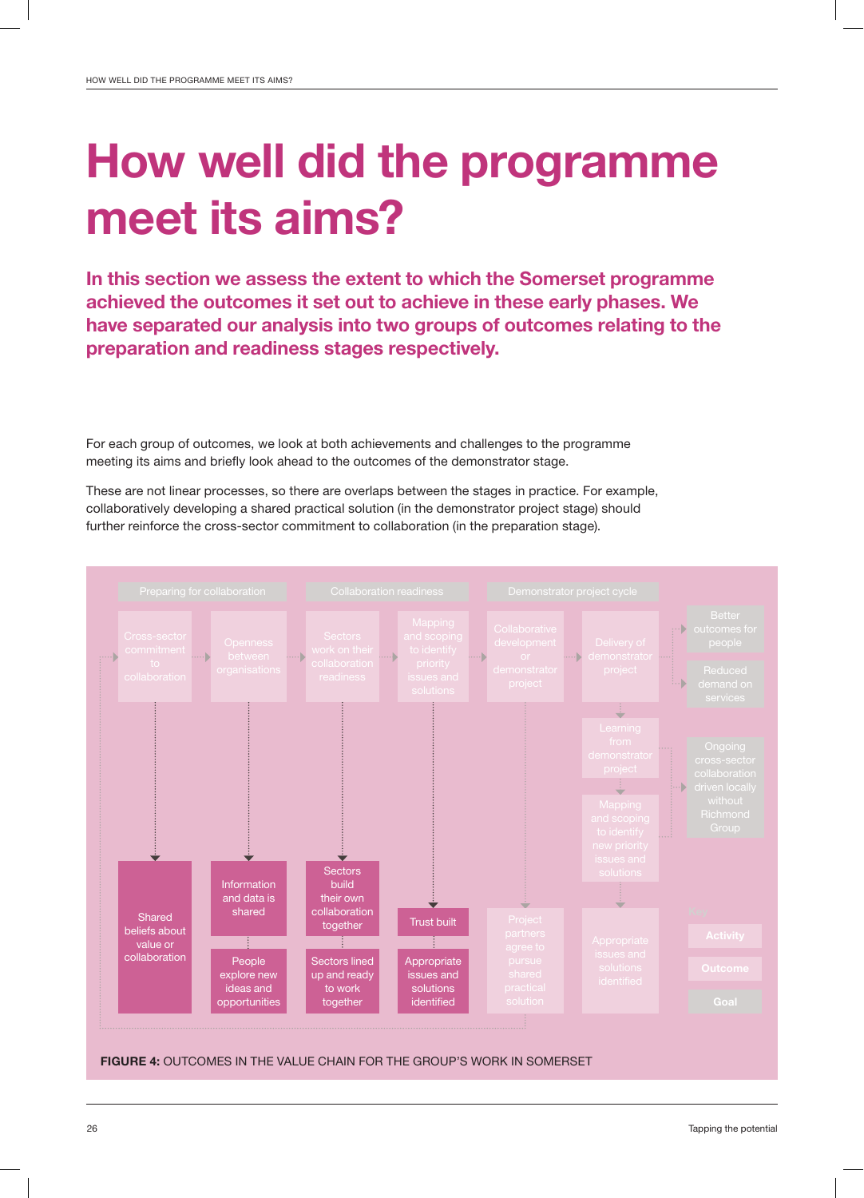# How well did the programme meet its aims?

**In this section we assess the extent to which the Somerset programme achieved the outcomes it set out to achieve in these early phases. We have separated our analysis into two groups of outcomes relating to the preparation and readiness stages respectively.**

For each group of outcomes, we look at both achievements and challenges to the programme meeting its aims and briefly look ahead to the outcomes of the demonstrator stage.

These are not linear processes, so there are overlaps between the stages in practice. For example, collaboratively developing a shared practical solution (in the demonstrator project stage) should further reinforce the cross-sector commitment to collaboration (in the preparation stage).

Preparing for collaboration

Collaboration readiness

Demonstrator project cycle

Cross-sector commitment to collaboration

Openness between organisations

Sectors work on their collaboration readiness

Mapping and scoping to identify priority issues and solutions

Collaborative development or demonstrator project

Delivery of demonstrator project

Better outcomes for people

Reduced demand on services

Learning from demonstrator project

Mapping and scoping to identify new priority issues and solutions

Ongoing cross-sector collaboration driven locally without Richmond Group

Shared beliefs about value or collaboration

Information and data is shared

People explore new ideas and opportunities

Sectors build their own collaboration together

Sectors lined up and ready to work together

Trust built

Appropriate issues and solutions identified

Project partners agree to pursue shared practical solution

Appropriate issues and solutions identified

Key

Activity

Outcome

Goal

**FIGURE 4:** OUTCOMES IN THE VALUE CHAIN FOR THE GROUP'S WORK IN SOMERSET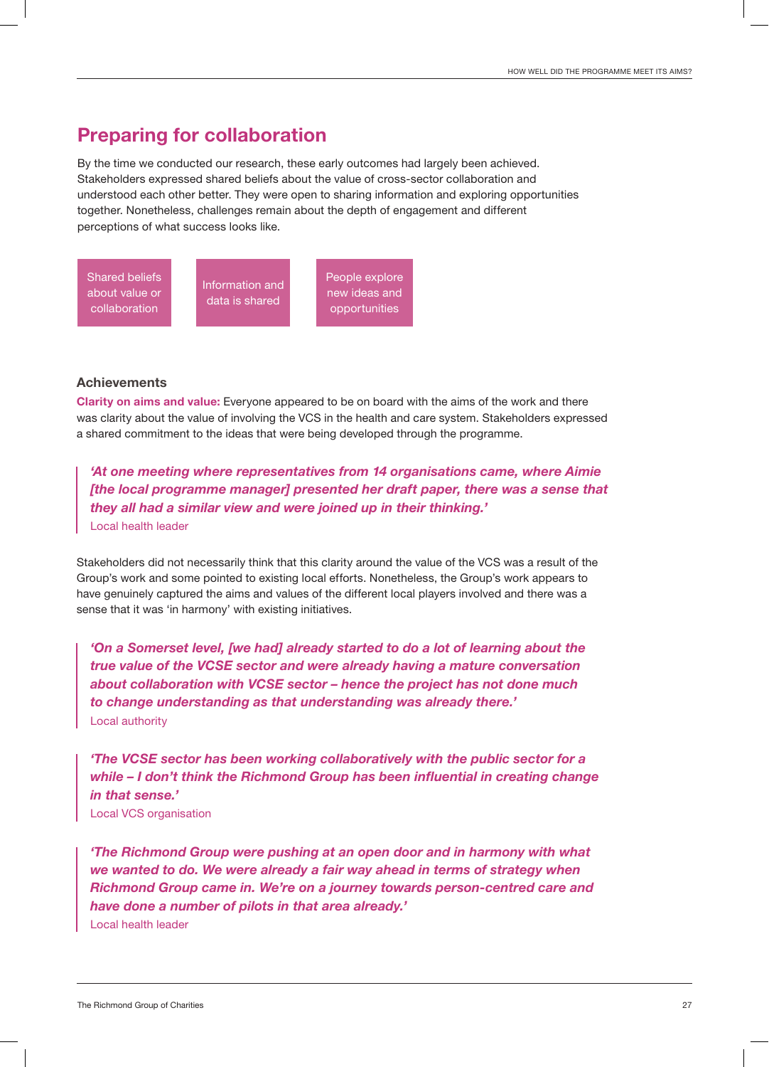## Preparing for collaboration

By the time we conducted our research, these early outcomes had largely been achieved. Stakeholders expressed shared beliefs about the value of cross-sector collaboration and understood each other better. They were open to sharing information and exploring opportunities together. Nonetheless, challenges remain about the depth of engagement and different perceptions of what success looks like.

- Shared beliefs about value or collaboration
- Information and data is shared
- People explore new ideas and opportunities

### Achievements

**Clarity on aims and value:** Everyone appeared to be on board with the aims of the work and there was clarity about the value of involving the VCS in the health and care system. Stakeholders expressed a shared commitment to the ideas that were being developed through the programme.

> ***'At one meeting where representatives from 14 organisations came, where Aimie [the local programme manager] presented her draft paper, there was a sense that they all had a similar view and were joined up in their thinking.'***
> Local health leader

Stakeholders did not necessarily think that this clarity around the value of the VCS was a result of the Group's work and some pointed to existing local efforts. Nonetheless, the Group's work appears to have genuinely captured the aims and values of the different local players involved and there was a sense that it was 'in harmony' with existing initiatives.

> ***'On a Somerset level, [we had] already started to do a lot of learning about the true value of the VCSE sector and were already having a mature conversation about collaboration with VCSE sector – hence the project has not done much to change understanding as that understanding was already there.'***
> Local authority

> ***'The VCSE sector has been working collaboratively with the public sector for a while – I don't think the Richmond Group has been influential in creating change in that sense.'***
> Local VCS organisation

> ***'The Richmond Group were pushing at an open door and in harmony with what we wanted to do. We were already a fair way ahead in terms of strategy when Richmond Group came in. We're on a journey towards person-centred care and have done a number of pilots in that area already.'***
> Local health leader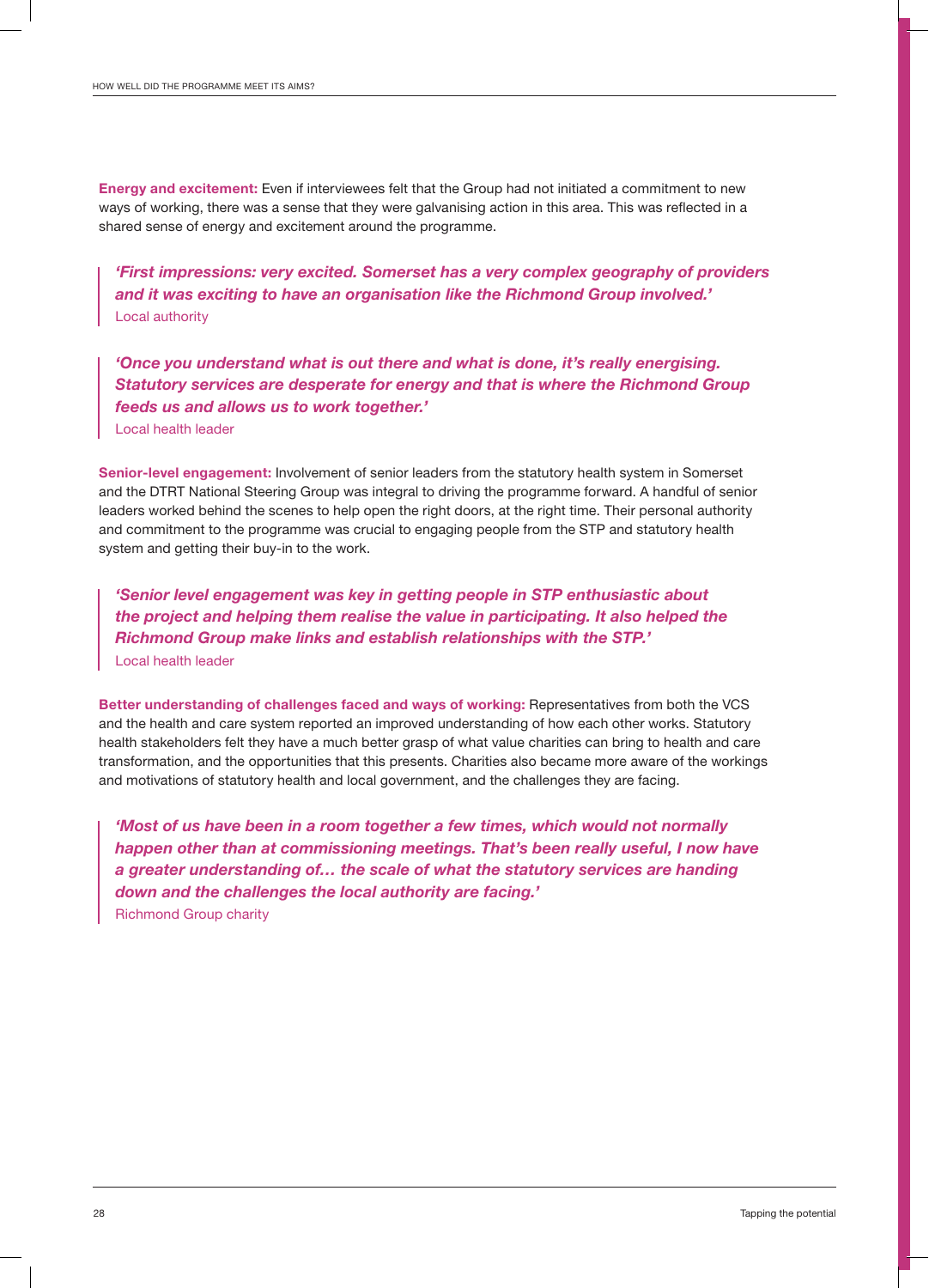**Energy and excitement:** Even if interviewees felt that the Group had not initiated a commitment to new ways of working, there was a sense that they were galvanising action in this area. This was reflected in a shared sense of energy and excitement around the programme.

> ***'First impressions: very excited. Somerset has a very complex geography of providers and it was exciting to have an organisation like the Richmond Group involved.'***
> Local authority

> ***'Once you understand what is out there and what is done, it's really energising. Statutory services are desperate for energy and that is where the Richmond Group feeds us and allows us to work together.'***
> Local health leader

**Senior-level engagement:** Involvement of senior leaders from the statutory health system in Somerset and the DTRT National Steering Group was integral to driving the programme forward. A handful of senior leaders worked behind the scenes to help open the right doors, at the right time. Their personal authority and commitment to the programme was crucial to engaging people from the STP and statutory health system and getting their buy-in to the work.

> ***'Senior level engagement was key in getting people in STP enthusiastic about the project and helping them realise the value in participating. It also helped the Richmond Group make links and establish relationships with the STP.'***
> Local health leader

**Better understanding of challenges faced and ways of working:** Representatives from both the VCS and the health and care system reported an improved understanding of how each other works. Statutory health stakeholders felt they have a much better grasp of what value charities can bring to health and care transformation, and the opportunities that this presents. Charities also became more aware of the workings and motivations of statutory health and local government, and the challenges they are facing.

> ***'Most of us have been in a room together a few times, which would not normally happen other than at commissioning meetings. That's been really useful, I now have a greater understanding of… the scale of what the statutory services are handing down and the challenges the local authority are facing.'***
> Richmond Group charity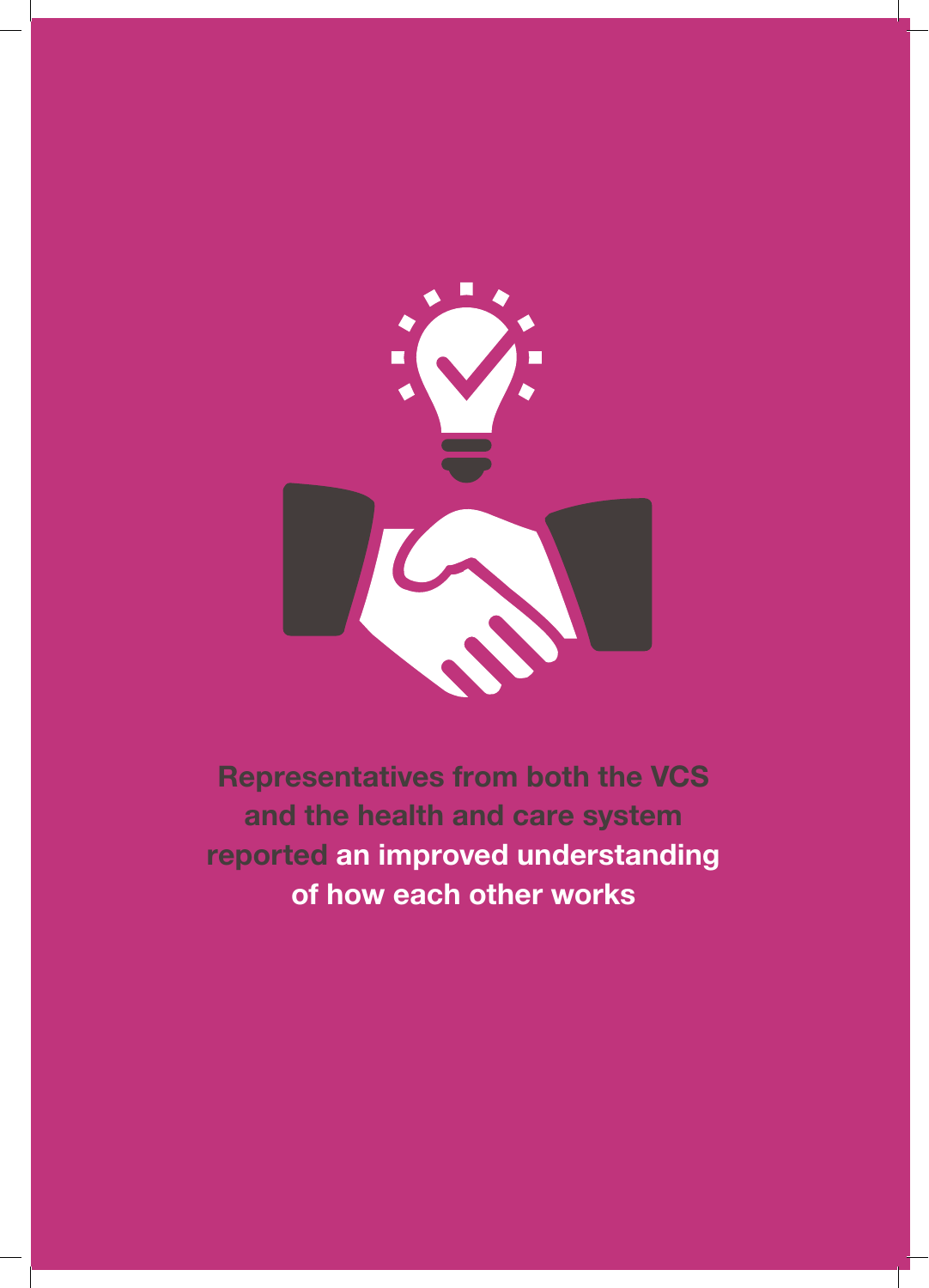Representatives from both the VCS and the health and care system reported **an improved understanding of how each other works**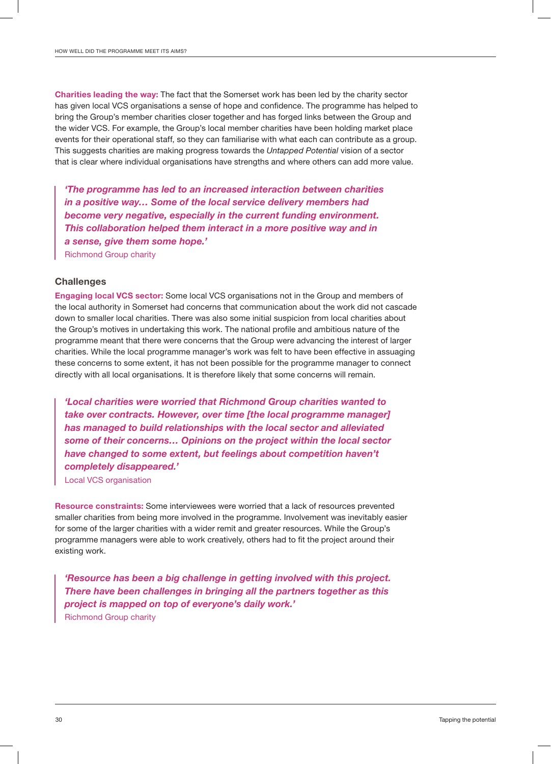**Charities leading the way:** The fact that the Somerset work has been led by the charity sector has given local VCS organisations a sense of hope and confidence. The programme has helped to bring the Group's member charities closer together and has forged links between the Group and the wider VCS. For example, the Group's local member charities have been holding market place events for their operational staff, so they can familiarise with what each can contribute as a group. This suggests charities are making progress towards the *Untapped Potential* vision of a sector that is clear where individual organisations have strengths and where others can add more value.

> ***'The programme has led to an increased interaction between charities in a positive way… Some of the local service delivery members had become very negative, especially in the current funding environment. This collaboration helped them interact in a more positive way and in a sense, give them some hope.'***
>
> Richmond Group charity

### Challenges

**Engaging local VCS sector:** Some local VCS organisations not in the Group and members of the local authority in Somerset had concerns that communication about the work did not cascade down to smaller local charities. There was also some initial suspicion from local charities about the Group's motives in undertaking this work. The national profile and ambitious nature of the programme meant that there were concerns that the Group were advancing the interest of larger charities. While the local programme manager's work was felt to have been effective in assuaging these concerns to some extent, it has not been possible for the programme manager to connect directly with all local organisations. It is therefore likely that some concerns will remain.

> ***'Local charities were worried that Richmond Group charities wanted to take over contracts. However, over time [the local programme manager] has managed to build relationships with the local sector and alleviated some of their concerns… Opinions on the project within the local sector have changed to some extent, but feelings about competition haven't completely disappeared.'***
>
> Local VCS organisation

**Resource constraints:** Some interviewees were worried that a lack of resources prevented smaller charities from being more involved in the programme. Involvement was inevitably easier for some of the larger charities with a wider remit and greater resources. While the Group's programme managers were able to work creatively, others had to fit the project around their existing work.

> ***'Resource has been a big challenge in getting involved with this project. There have been challenges in bringing all the partners together as this project is mapped on top of everyone's daily work.'***
>
> Richmond Group charity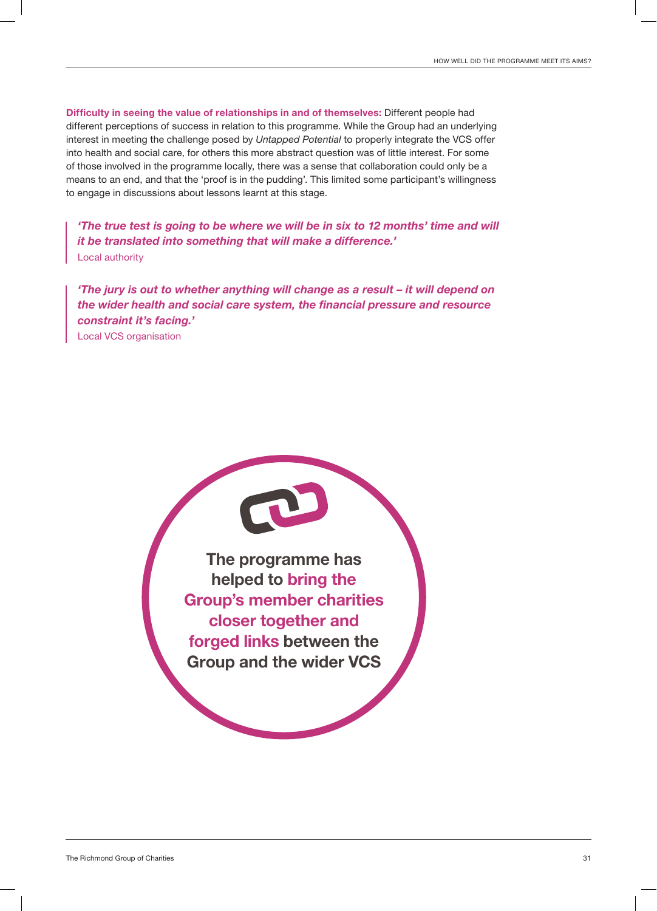**Difficulty in seeing the value of relationships in and of themselves:** Different people had different perceptions of success in relation to this programme. While the Group had an underlying interest in meeting the challenge posed by *Untapped Potential* to properly integrate the VCS offer into health and social care, for others this more abstract question was of little interest. For some of those involved in the programme locally, there was a sense that collaboration could only be a means to an end, and that the 'proof is in the pudding'. This limited some participant's willingness to engage in discussions about lessons learnt at this stage.

> ***'The true test is going to be where we will be in six to 12 months' time and will it be translated into something that will make a difference.'***
> Local authority

> ***'The jury is out to whether anything will change as a result – it will depend on the wider health and social care system, the financial pressure and resource constraint it's facing.'***
> Local VCS organisation

**The programme has helped to bring the Group's member charities closer together and forged links between the Group and the wider VCS**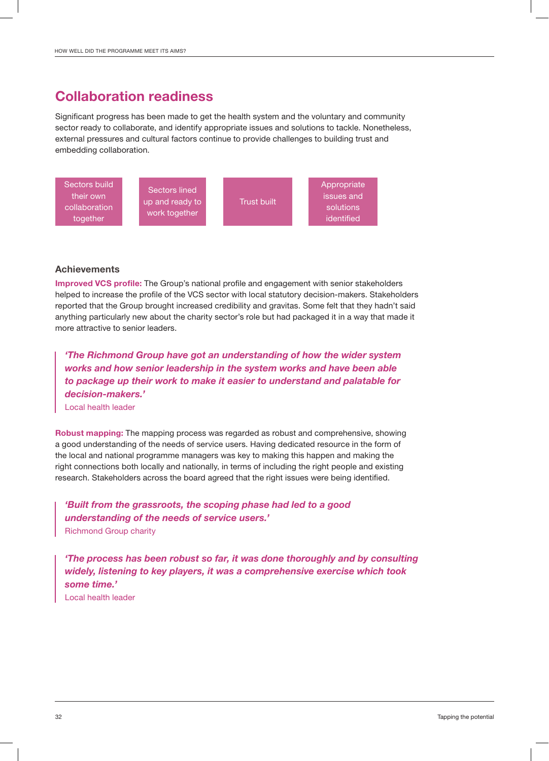## Collaboration readiness

Significant progress has been made to get the health system and the voluntary and community sector ready to collaborate, and identify appropriate issues and solutions to tackle. Nonetheless, external pressures and cultural factors continue to provide challenges to building trust and embedding collaboration.

| Sectors build their own collaboration together | Sectors lined up and ready to work together | Trust built | Appropriate issues and solutions identified |
|---|---|---|---|

### Achievements

**Improved VCS profile:** The Group's national profile and engagement with senior stakeholders helped to increase the profile of the VCS sector with local statutory decision-makers. Stakeholders reported that the Group brought increased credibility and gravitas. Some felt that they hadn't said anything particularly new about the charity sector's role but had packaged it in a way that made it more attractive to senior leaders.

> ***'The Richmond Group have got an understanding of how the wider system works and how senior leadership in the system works and have been able to package up their work to make it easier to understand and palatable for decision-makers.'***
> Local health leader

**Robust mapping:** The mapping process was regarded as robust and comprehensive, showing a good understanding of the needs of service users. Having dedicated resource in the form of the local and national programme managers was key to making this happen and making the right connections both locally and nationally, in terms of including the right people and existing research. Stakeholders across the board agreed that the right issues were being identified.

> ***'Built from the grassroots, the scoping phase had led to a good understanding of the needs of service users.'***
> Richmond Group charity

> ***'The process has been robust so far, it was done thoroughly and by consulting widely, listening to key players, it was a comprehensive exercise which took some time.'***
> Local health leader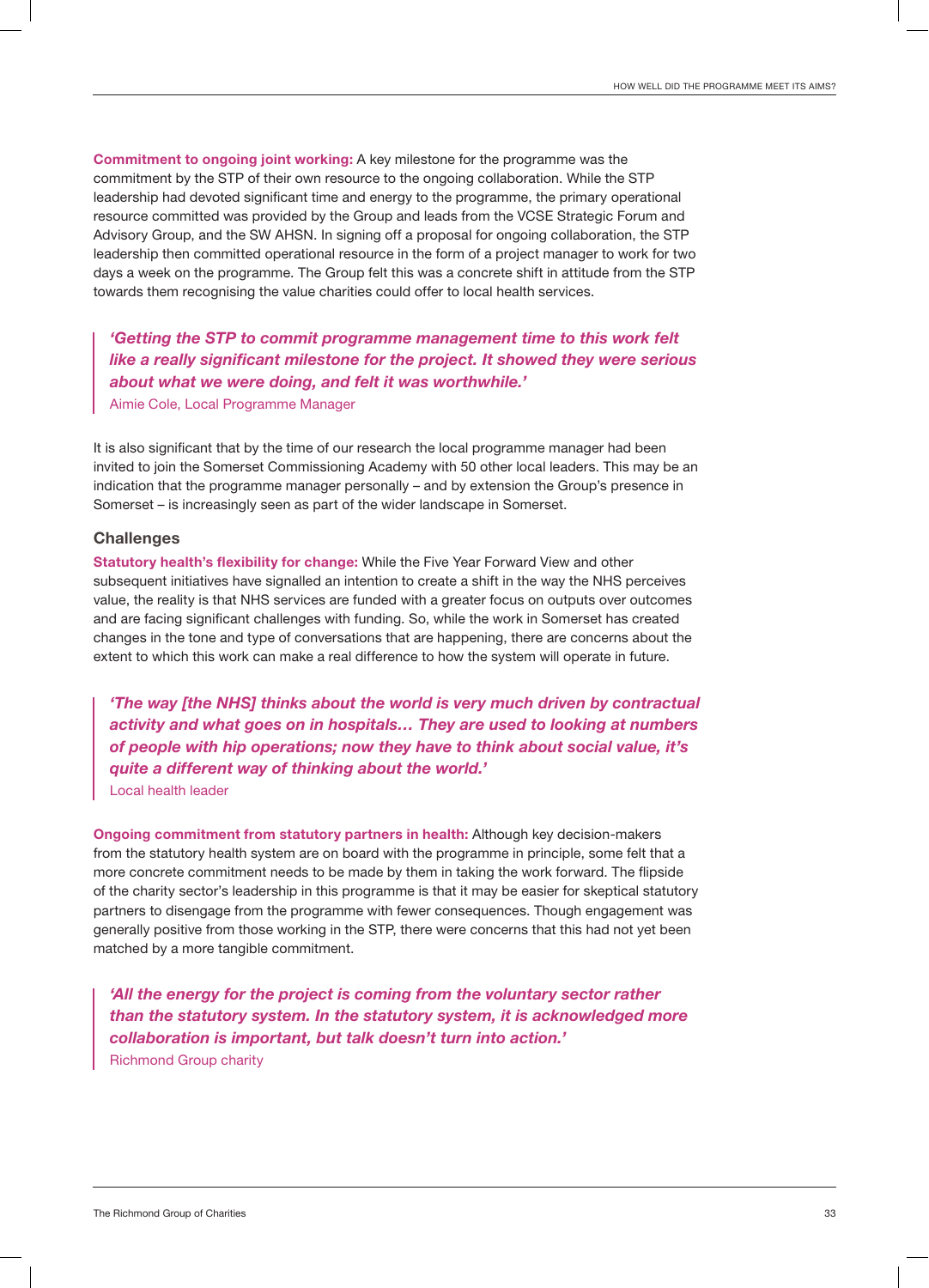**Commitment to ongoing joint working:** A key milestone for the programme was the commitment by the STP of their own resource to the ongoing collaboration. While the STP leadership had devoted significant time and energy to the programme, the primary operational resource committed was provided by the Group and leads from the VCSE Strategic Forum and Advisory Group, and the SW AHSN. In signing off a proposal for ongoing collaboration, the STP leadership then committed operational resource in the form of a project manager to work for two days a week on the programme. The Group felt this was a concrete shift in attitude from the STP towards them recognising the value charities could offer to local health services.

> ***'Getting the STP to commit programme management time to this work felt like a really significant milestone for the project. It showed they were serious about what we were doing, and felt it was worthwhile.'***
> Aimie Cole, Local Programme Manager

It is also significant that by the time of our research the local programme manager had been invited to join the Somerset Commissioning Academy with 50 other local leaders. This may be an indication that the programme manager personally – and by extension the Group's presence in Somerset – is increasingly seen as part of the wider landscape in Somerset.

### Challenges

**Statutory health's flexibility for change:** While the Five Year Forward View and other subsequent initiatives have signalled an intention to create a shift in the way the NHS perceives value, the reality is that NHS services are funded with a greater focus on outputs over outcomes and are facing significant challenges with funding. So, while the work in Somerset has created changes in the tone and type of conversations that are happening, there are concerns about the extent to which this work can make a real difference to how the system will operate in future.

> ***'The way [the NHS] thinks about the world is very much driven by contractual activity and what goes on in hospitals… They are used to looking at numbers of people with hip operations; now they have to think about social value, it's quite a different way of thinking about the world.'***
> Local health leader

**Ongoing commitment from statutory partners in health:** Although key decision-makers from the statutory health system are on board with the programme in principle, some felt that a more concrete commitment needs to be made by them in taking the work forward. The flipside of the charity sector's leadership in this programme is that it may be easier for skeptical statutory partners to disengage from the programme with fewer consequences. Though engagement was generally positive from those working in the STP, there were concerns that this had not yet been matched by a more tangible commitment.

> ***'All the energy for the project is coming from the voluntary sector rather than the statutory system. In the statutory system, it is acknowledged more collaboration is important, but talk doesn't turn into action.'***
> Richmond Group charity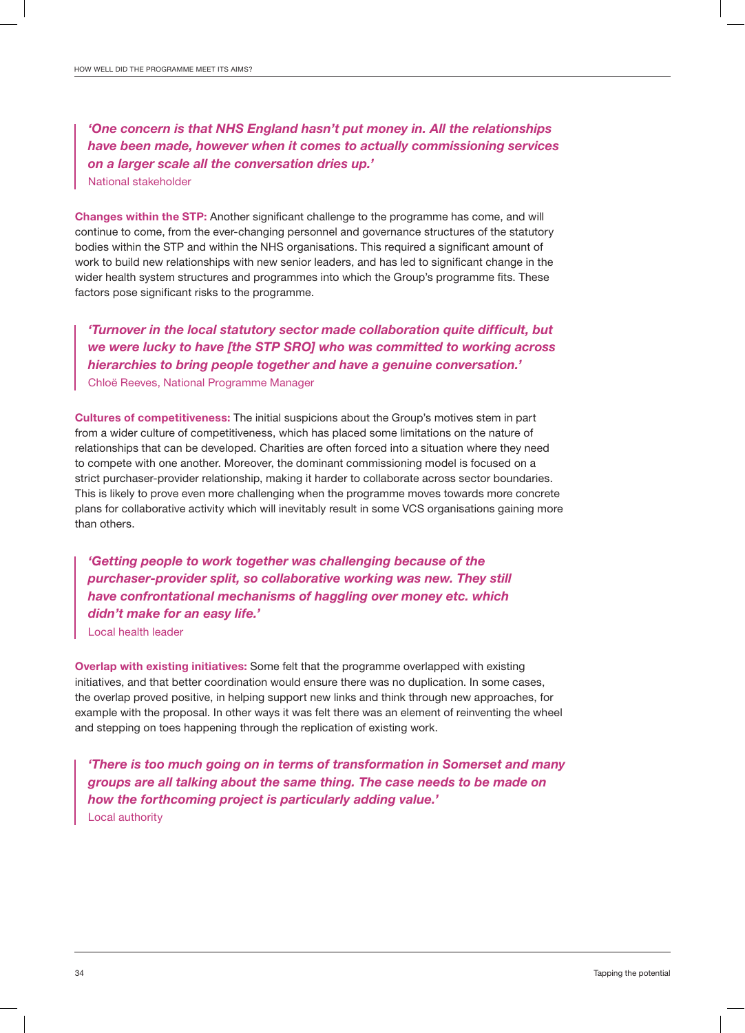> ***'One concern is that NHS England hasn't put money in. All the relationships have been made, however when it comes to actually commissioning services on a larger scale all the conversation dries up.'***
> National stakeholder

**Changes within the STP:** Another significant challenge to the programme has come, and will continue to come, from the ever-changing personnel and governance structures of the statutory bodies within the STP and within the NHS organisations. This required a significant amount of work to build new relationships with new senior leaders, and has led to significant change in the wider health system structures and programmes into which the Group's programme fits. These factors pose significant risks to the programme.

> ***'Turnover in the local statutory sector made collaboration quite difficult, but we were lucky to have [the STP SRO] who was committed to working across hierarchies to bring people together and have a genuine conversation.'***
> Chloë Reeves, National Programme Manager

**Cultures of competitiveness:** The initial suspicions about the Group's motives stem in part from a wider culture of competitiveness, which has placed some limitations on the nature of relationships that can be developed. Charities are often forced into a situation where they need to compete with one another. Moreover, the dominant commissioning model is focused on a strict purchaser-provider relationship, making it harder to collaborate across sector boundaries. This is likely to prove even more challenging when the programme moves towards more concrete plans for collaborative activity which will inevitably result in some VCS organisations gaining more than others.

> ***'Getting people to work together was challenging because of the purchaser-provider split, so collaborative working was new. They still have confrontational mechanisms of haggling over money etc. which didn't make for an easy life.'***
> Local health leader

**Overlap with existing initiatives:** Some felt that the programme overlapped with existing initiatives, and that better coordination would ensure there was no duplication. In some cases, the overlap proved positive, in helping support new links and think through new approaches, for example with the proposal. In other ways it was felt there was an element of reinventing the wheel and stepping on toes happening through the replication of existing work.

> ***'There is too much going on in terms of transformation in Somerset and many groups are all talking about the same thing. The case needs to be made on how the forthcoming project is particularly adding value.'***
> Local authority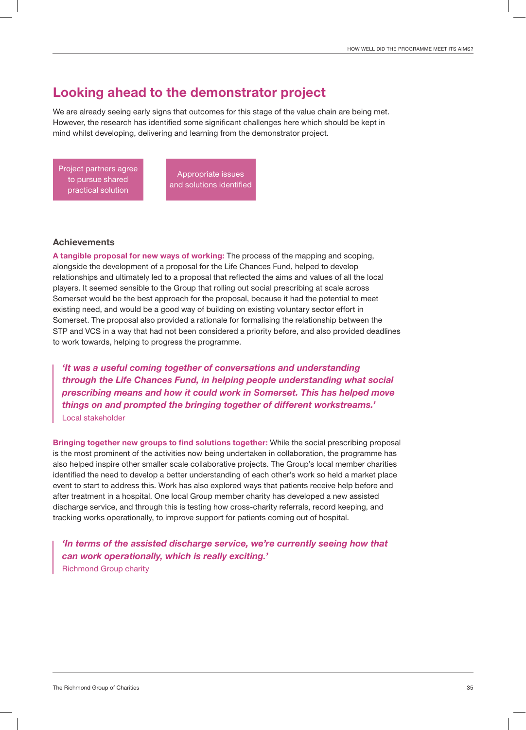## Looking ahead to the demonstrator project

We are already seeing early signs that outcomes for this stage of the value chain are being met. However, the research has identified some significant challenges here which should be kept in mind whilst developing, delivering and learning from the demonstrator project.

Project partners agree to pursue shared practical solution

Appropriate issues and solutions identified

### Achievements

**A tangible proposal for new ways of working:** The process of the mapping and scoping, alongside the development of a proposal for the Life Chances Fund, helped to develop relationships and ultimately led to a proposal that reflected the aims and values of all the local players. It seemed sensible to the Group that rolling out social prescribing at scale across Somerset would be the best approach for the proposal, because it had the potential to meet existing need, and would be a good way of building on existing voluntary sector effort in Somerset. The proposal also provided a rationale for formalising the relationship between the STP and VCS in a way that had not been considered a priority before, and also provided deadlines to work towards, helping to progress the programme.

> ***'It was a useful coming together of conversations and understanding through the Life Chances Fund, in helping people understanding what social prescribing means and how it could work in Somerset. This has helped move things on and prompted the bringing together of different workstreams.'***
>
> Local stakeholder

**Bringing together new groups to find solutions together:** While the social prescribing proposal is the most prominent of the activities now being undertaken in collaboration, the programme has also helped inspire other smaller scale collaborative projects. The Group's local member charities identified the need to develop a better understanding of each other's work so held a market place event to start to address this. Work has also explored ways that patients receive help before and after treatment in a hospital. One local Group member charity has developed a new assisted discharge service, and through this is testing how cross-charity referrals, record keeping, and tracking works operationally, to improve support for patients coming out of hospital.

> ***'In terms of the assisted discharge service, we're currently seeing how that can work operationally, which is really exciting.'***
>
> Richmond Group charity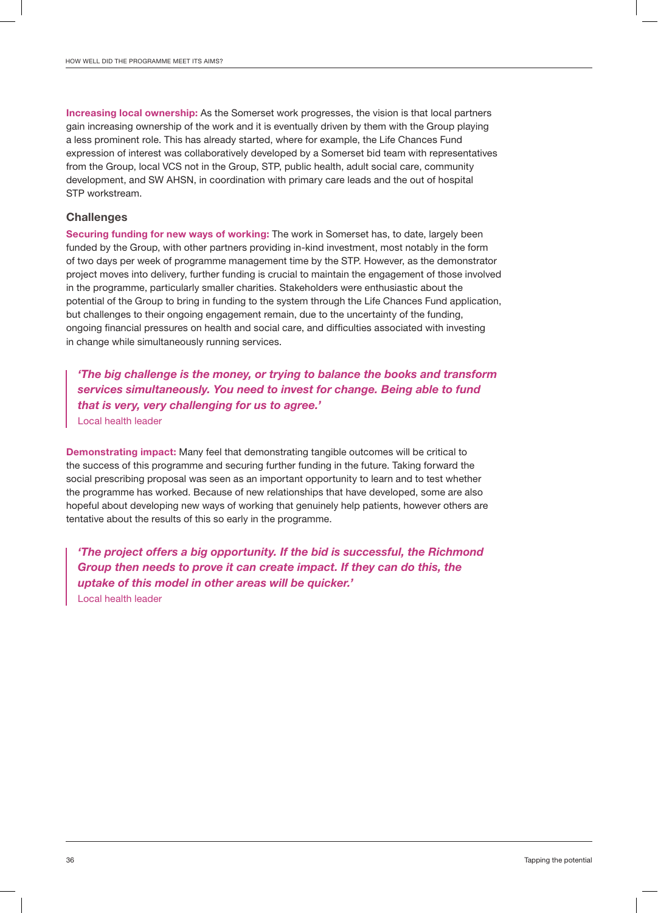**Increasing local ownership:** As the Somerset work progresses, the vision is that local partners gain increasing ownership of the work and it is eventually driven by them with the Group playing a less prominent role. This has already started, where for example, the Life Chances Fund expression of interest was collaboratively developed by a Somerset bid team with representatives from the Group, local VCS not in the Group, STP, public health, adult social care, community development, and SW AHSN, in coordination with primary care leads and the out of hospital STP workstream.

### Challenges

**Securing funding for new ways of working:** The work in Somerset has, to date, largely been funded by the Group, with other partners providing in-kind investment, most notably in the form of two days per week of programme management time by the STP. However, as the demonstrator project moves into delivery, further funding is crucial to maintain the engagement of those involved in the programme, particularly smaller charities. Stakeholders were enthusiastic about the potential of the Group to bring in funding to the system through the Life Chances Fund application, but challenges to their ongoing engagement remain, due to the uncertainty of the funding, ongoing financial pressures on health and social care, and difficulties associated with investing in change while simultaneously running services.

> ***'The big challenge is the money, or trying to balance the books and transform services simultaneously. You need to invest for change. Being able to fund that is very, very challenging for us to agree.'***
> Local health leader

**Demonstrating impact:** Many feel that demonstrating tangible outcomes will be critical to the success of this programme and securing further funding in the future. Taking forward the social prescribing proposal was seen as an important opportunity to learn and to test whether the programme has worked. Because of new relationships that have developed, some are also hopeful about developing new ways of working that genuinely help patients, however others are tentative about the results of this so early in the programme.

> ***'The project offers a big opportunity. If the bid is successful, the Richmond Group then needs to prove it can create impact. If they can do this, the uptake of this model in other areas will be quicker.'***
> Local health leader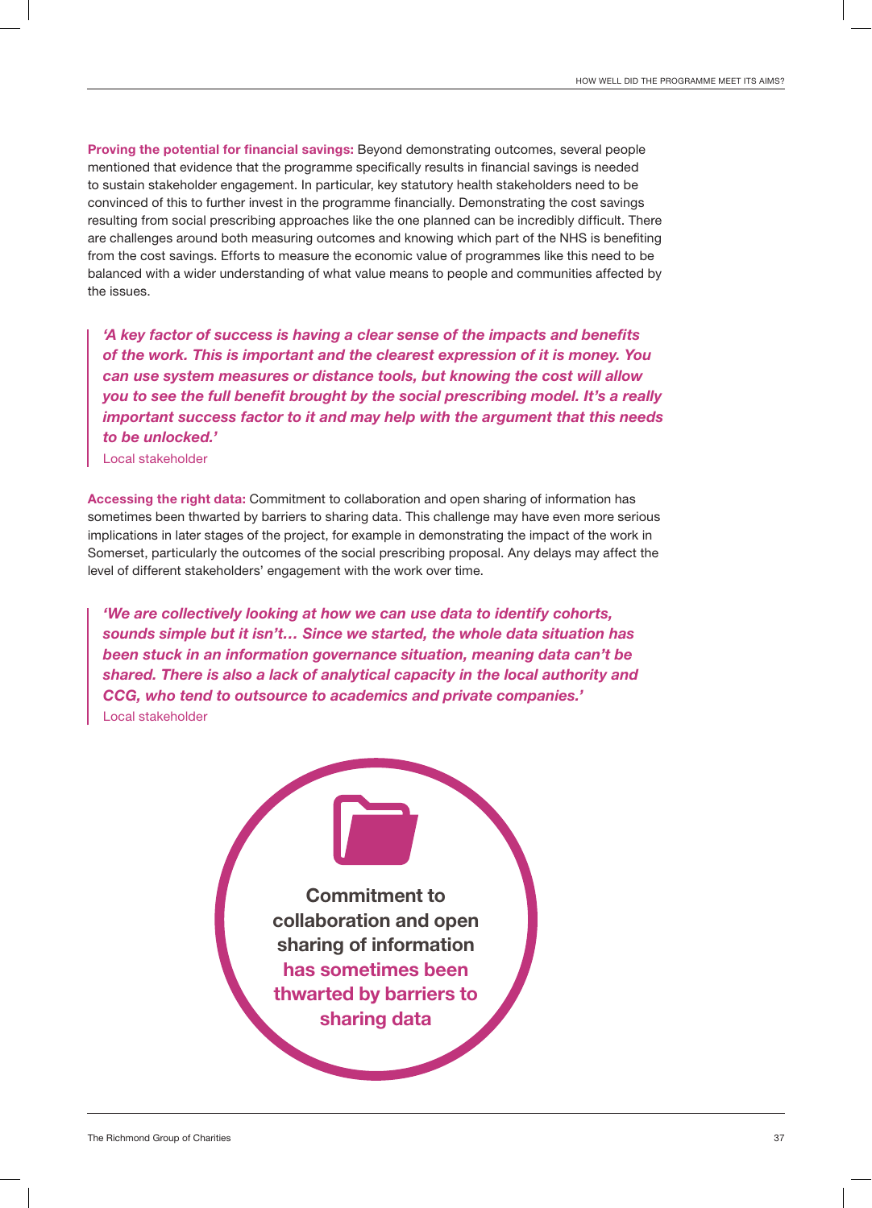**Proving the potential for financial savings:** Beyond demonstrating outcomes, several people mentioned that evidence that the programme specifically results in financial savings is needed to sustain stakeholder engagement. In particular, key statutory health stakeholders need to be convinced of this to further invest in the programme financially. Demonstrating the cost savings resulting from social prescribing approaches like the one planned can be incredibly difficult. There are challenges around both measuring outcomes and knowing which part of the NHS is benefiting from the cost savings. Efforts to measure the economic value of programmes like this need to be balanced with a wider understanding of what value means to people and communities affected by the issues.

> ***'A key factor of success is having a clear sense of the impacts and benefits of the work. This is important and the clearest expression of it is money. You can use system measures or distance tools, but knowing the cost will allow you to see the full benefit brought by the social prescribing model. It's a really important success factor to it and may help with the argument that this needs to be unlocked.'***
>
> Local stakeholder

**Accessing the right data:** Commitment to collaboration and open sharing of information has sometimes been thwarted by barriers to sharing data. This challenge may have even more serious implications in later stages of the project, for example in demonstrating the impact of the work in Somerset, particularly the outcomes of the social prescribing proposal. Any delays may affect the level of different stakeholders' engagement with the work over time.

> ***'We are collectively looking at how we can use data to identify cohorts, sounds simple but it isn't… Since we started, the whole data situation has been stuck in an information governance situation, meaning data can't be shared. There is also a lack of analytical capacity in the local authority and CCG, who tend to outsource to academics and private companies.'***
>
> Local stakeholder

**Commitment to collaboration and open sharing of information has sometimes been thwarted by barriers to sharing data**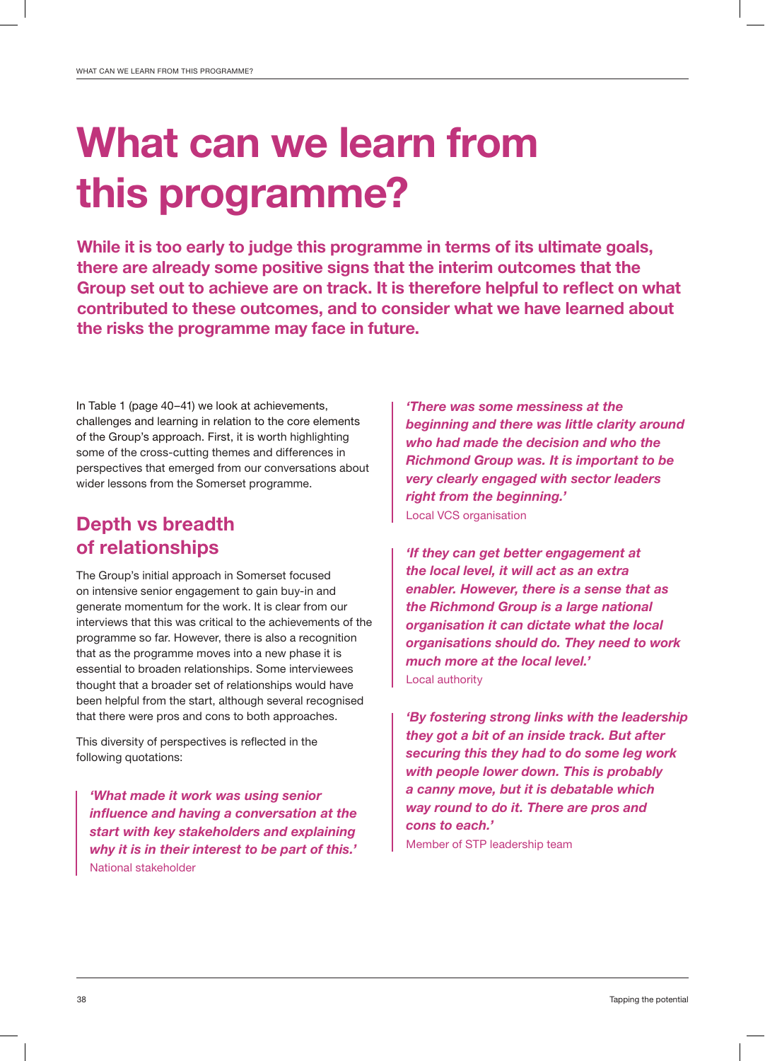# What can we learn from this programme?

**While it is too early to judge this programme in terms of its ultimate goals, there are already some positive signs that the interim outcomes that the Group set out to achieve are on track. It is therefore helpful to reflect on what contributed to these outcomes, and to consider what we have learned about the risks the programme may face in future.**

In Table 1 (page 40–41) we look at achievements, challenges and learning in relation to the core elements of the Group's approach. First, it is worth highlighting some of the cross-cutting themes and differences in perspectives that emerged from our conversations about wider lessons from the Somerset programme.

## Depth vs breadth of relationships

The Group's initial approach in Somerset focused on intensive senior engagement to gain buy-in and generate momentum for the work. It is clear from our interviews that this was critical to the achievements of the programme so far. However, there is also a recognition that as the programme moves into a new phase it is essential to broaden relationships. Some interviewees thought that a broader set of relationships would have been helpful from the start, although several recognised that there were pros and cons to both approaches.

This diversity of perspectives is reflected in the following quotations:

> ***'What made it work was using senior influence and having a conversation at the start with key stakeholders and explaining why it is in their interest to be part of this.'***
> National stakeholder

> ***'There was some messiness at the beginning and there was little clarity around who had made the decision and who the Richmond Group was. It is important to be very clearly engaged with sector leaders right from the beginning.'***
> Local VCS organisation

> ***'If they can get better engagement at the local level, it will act as an extra enabler. However, there is a sense that as the Richmond Group is a large national organisation it can dictate what the local organisations should do. They need to work much more at the local level.'***
> Local authority

> ***'By fostering strong links with the leadership they got a bit of an inside track. But after securing this they had to do some leg work with people lower down. This is probably a canny move, but it is debatable which way round to do it. There are pros and cons to each.'***
> Member of STP leadership team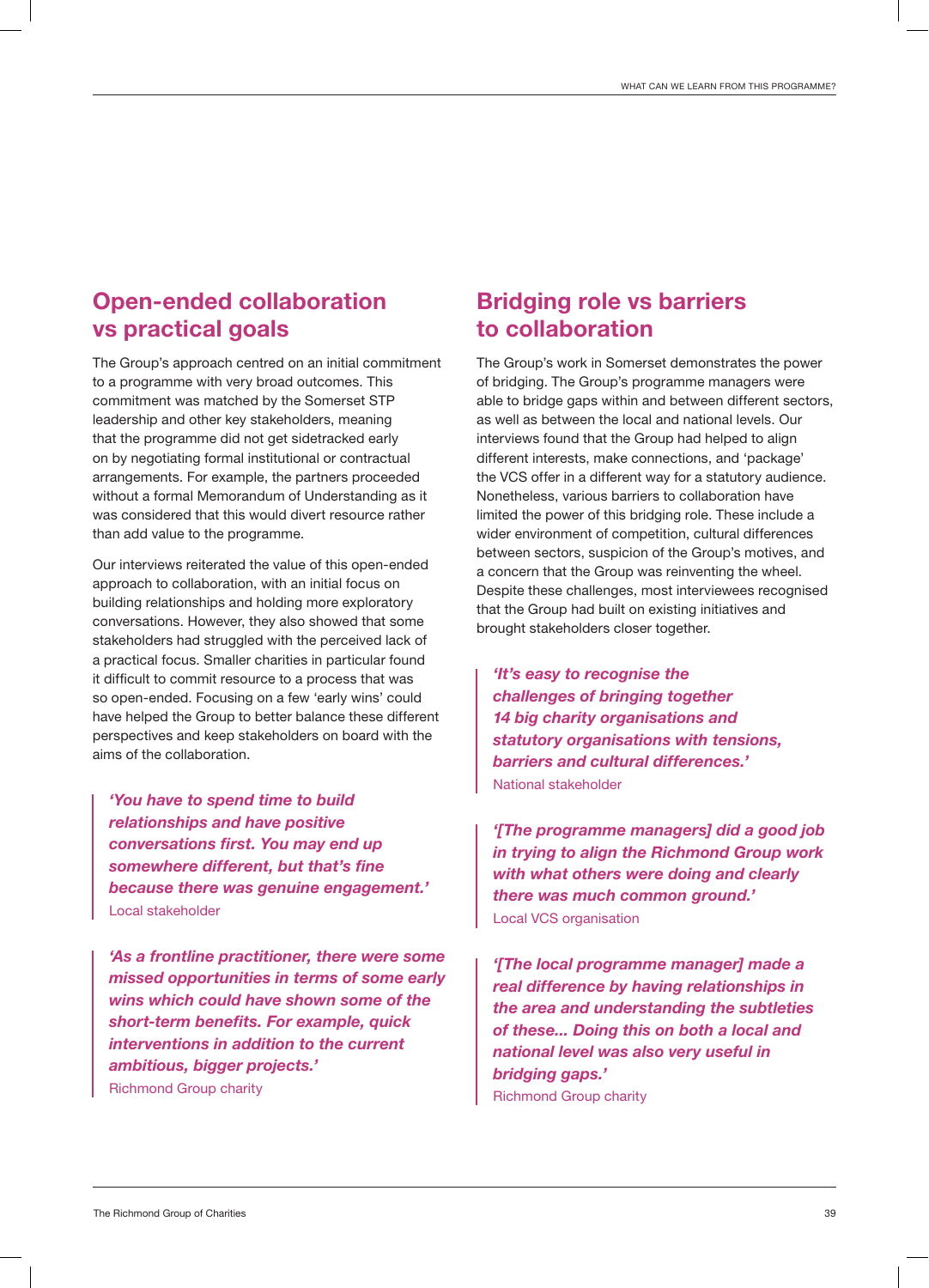## Open-ended collaboration vs practical goals

The Group's approach centred on an initial commitment to a programme with very broad outcomes. This commitment was matched by the Somerset STP leadership and other key stakeholders, meaning that the programme did not get sidetracked early on by negotiating formal institutional or contractual arrangements. For example, the partners proceeded without a formal Memorandum of Understanding as it was considered that this would divert resource rather than add value to the programme.

Our interviews reiterated the value of this open-ended approach to collaboration, with an initial focus on building relationships and holding more exploratory conversations. However, they also showed that some stakeholders had struggled with the perceived lack of a practical focus. Smaller charities in particular found it difficult to commit resource to a process that was so open-ended. Focusing on a few 'early wins' could have helped the Group to better balance these different perspectives and keep stakeholders on board with the aims of the collaboration.

> ***'You have to spend time to build relationships and have positive conversations first. You may end up somewhere different, but that's fine because there was genuine engagement.'***
> Local stakeholder

> ***'As a frontline practitioner, there were some missed opportunities in terms of some early wins which could have shown some of the short-term benefits. For example, quick interventions in addition to the current ambitious, bigger projects.'***
> Richmond Group charity

## Bridging role vs barriers to collaboration

The Group's work in Somerset demonstrates the power of bridging. The Group's programme managers were able to bridge gaps within and between different sectors, as well as between the local and national levels. Our interviews found that the Group had helped to align different interests, make connections, and 'package' the VCS offer in a different way for a statutory audience. Nonetheless, various barriers to collaboration have limited the power of this bridging role. These include a wider environment of competition, cultural differences between sectors, suspicion of the Group's motives, and a concern that the Group was reinventing the wheel. Despite these challenges, most interviewees recognised that the Group had built on existing initiatives and brought stakeholders closer together.

> ***'It's easy to recognise the challenges of bringing together 14 big charity organisations and statutory organisations with tensions, barriers and cultural differences.'***
> National stakeholder

> ***'[The programme managers] did a good job in trying to align the Richmond Group work with what others were doing and clearly there was much common ground.'***
> Local VCS organisation

> ***'[The local programme manager] made a real difference by having relationships in the area and understanding the subtleties of these... Doing this on both a local and national level was also very useful in bridging gaps.'***
> Richmond Group charity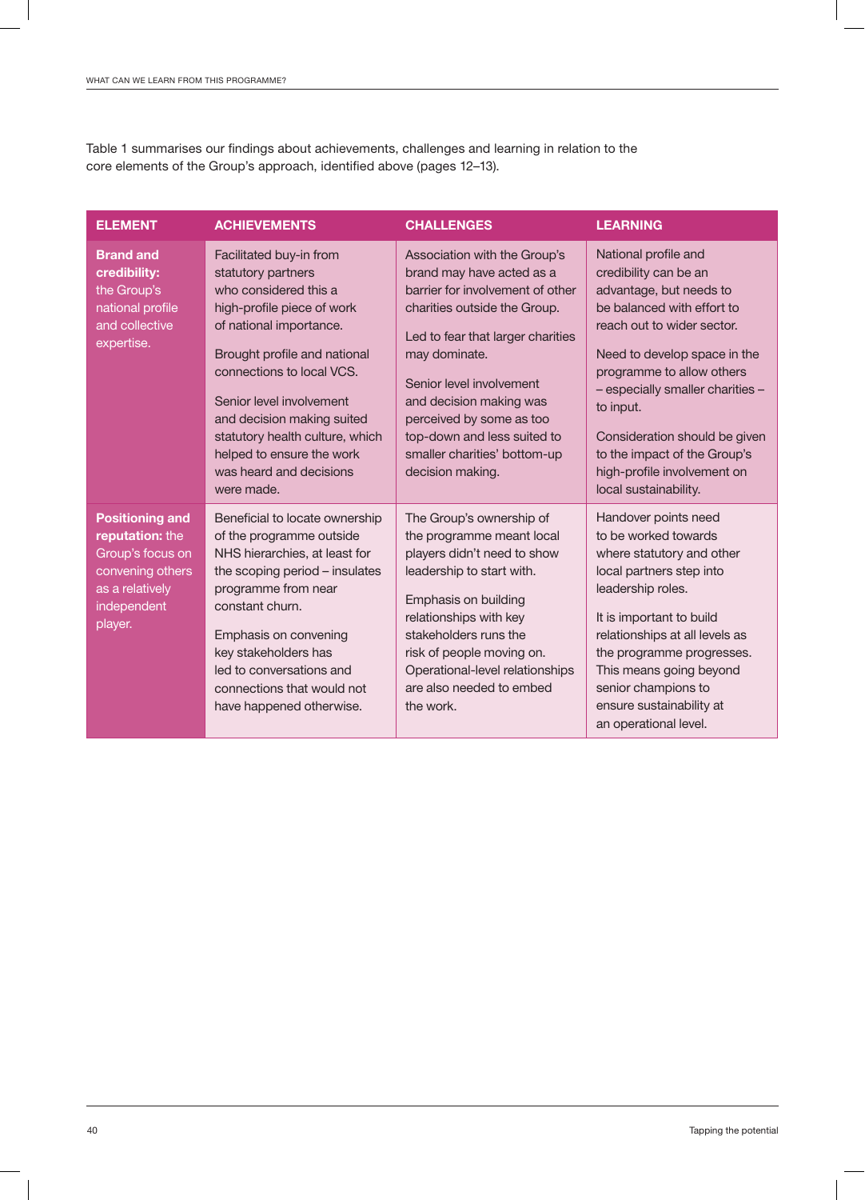Table 1 summarises our findings about achievements, challenges and learning in relation to the core elements of the Group's approach, identified above (pages 12–13).

| ELEMENT | ACHIEVEMENTS | CHALLENGES | LEARNING |
|---|---|---|---|
| **Brand and credibility:** the Group's national profile and collective expertise. | Facilitated buy-in from statutory partners who considered this a high-profile piece of work of national importance.<br><br>Brought profile and national connections to local VCS.<br><br>Senior level involvement and decision making suited statutory health culture, which helped to ensure the work was heard and decisions were made. | Association with the Group's brand may have acted as a barrier for involvement of other charities outside the Group.<br><br>Led to fear that larger charities may dominate.<br><br>Senior level involvement and decision making was perceived by some as too top-down and less suited to smaller charities' bottom-up decision making. | National profile and credibility can be an advantage, but needs to be balanced with effort to reach out to wider sector.<br><br>Need to develop space in the programme to allow others – especially smaller charities – to input.<br><br>Consideration should be given to the impact of the Group's high-profile involvement on local sustainability. |
| **Positioning and reputation:** the Group's focus on convening others as a relatively independent player. | Beneficial to locate ownership of the programme outside NHS hierarchies, at least for the scoping period – insulates programme from near constant churn.<br><br>Emphasis on convening key stakeholders has led to conversations and connections that would not have happened otherwise. | The Group's ownership of the programme meant local players didn't need to show leadership to start with.<br><br>Emphasis on building relationships with key stakeholders runs the risk of people moving on. Operational-level relationships are also needed to embed the work. | Handover points need to be worked towards where statutory and other local partners step into leadership roles.<br><br>It is important to build relationships at all levels as the programme progresses. This means going beyond senior champions to ensure sustainability at an operational level. |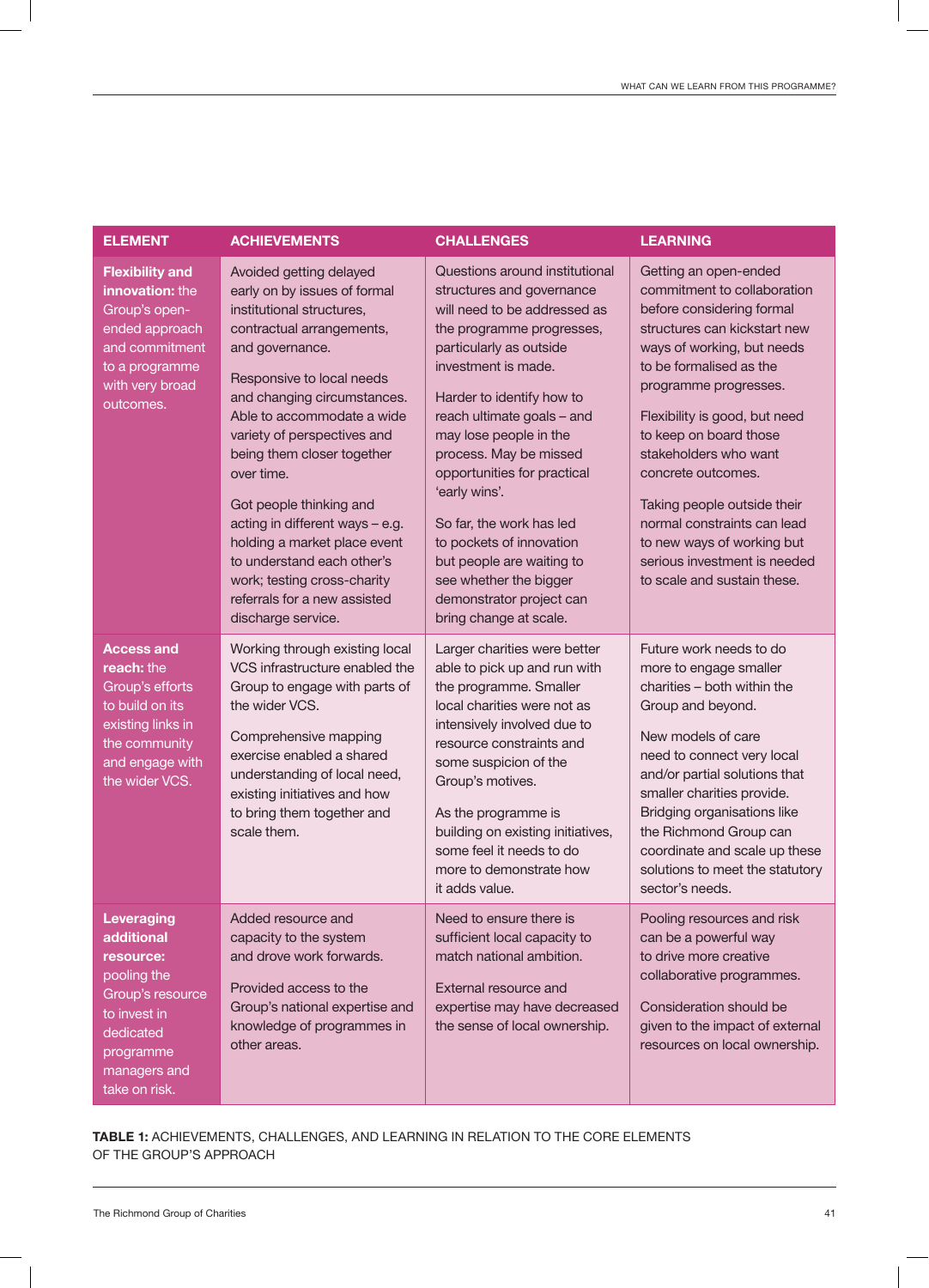| ELEMENT | ACHIEVEMENTS | CHALLENGES | LEARNING |
|---|---|---|---|
| **Flexibility and innovation:** the Group's open-ended approach and commitment to a programme with very broad outcomes. | Avoided getting delayed early on by issues of formal institutional structures, contractual arrangements, and governance.<br><br>Responsive to local needs and changing circumstances. Able to accommodate a wide variety of perspectives and being them closer together over time.<br><br>Got people thinking and acting in different ways – e.g. holding a market place event to understand each other's work; testing cross-charity referrals for a new assisted discharge service. | Questions around institutional structures and governance will need to be addressed as the programme progresses, particularly as outside investment is made.<br><br>Harder to identify how to reach ultimate goals – and may lose people in the process. May be missed opportunities for practical 'early wins'.<br><br>So far, the work has led to pockets of innovation but people are waiting to see whether the bigger demonstrator project can bring change at scale. | Getting an open-ended commitment to collaboration before considering formal structures can kickstart new ways of working, but needs to be formalised as the programme progresses.<br><br>Flexibility is good, but need to keep on board those stakeholders who want concrete outcomes.<br><br>Taking people outside their normal constraints can lead to new ways of working but serious investment is needed to scale and sustain these. |
| **Access and reach:** the Group's efforts to build on its existing links in the community and engage with the wider VCS. | Working through existing local VCS infrastructure enabled the Group to engage with parts of the wider VCS.<br><br>Comprehensive mapping exercise enabled a shared understanding of local need, existing initiatives and how to bring them together and scale them. | Larger charities were better able to pick up and run with the programme. Smaller local charities were not as intensively involved due to resource constraints and some suspicion of the Group's motives.<br><br>As the programme is building on existing initiatives, some feel it needs to do more to demonstrate how it adds value. | Future work needs to do more to engage smaller charities – both within the Group and beyond.<br><br>New models of care need to connect very local and/or partial solutions that smaller charities provide. Bridging organisations like the Richmond Group can coordinate and scale up these solutions to meet the statutory sector's needs. |
| **Leveraging additional resource:** pooling the Group's resource to invest in dedicated programme managers and take on risk. | Added resource and capacity to the system and drove work forwards.<br><br>Provided access to the Group's national expertise and knowledge of programmes in other areas. | Need to ensure there is sufficient local capacity to match national ambition.<br><br>External resource and expertise may have decreased the sense of local ownership. | Pooling resources and risk can be a powerful way to drive more creative collaborative programmes.<br><br>Consideration should be given to the impact of external resources on local ownership. |

**TABLE 1:** ACHIEVEMENTS, CHALLENGES, AND LEARNING IN RELATION TO THE CORE ELEMENTS OF THE GROUP'S APPROACH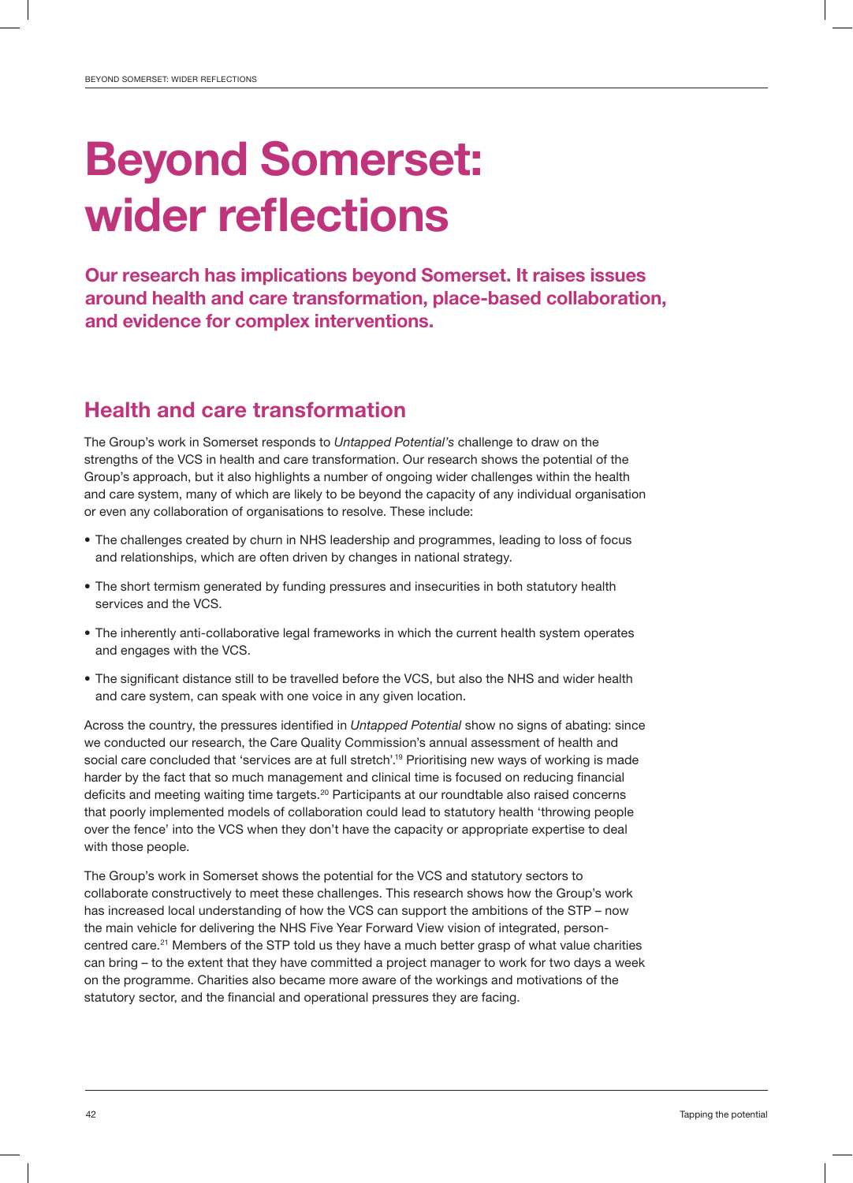# Beyond Somerset: wider reflections

**Our research has implications beyond Somerset. It raises issues around health and care transformation, place-based collaboration, and evidence for complex interventions.**

## Health and care transformation

The Group's work in Somerset responds to *Untapped Potential's* challenge to draw on the strengths of the VCS in health and care transformation. Our research shows the potential of the Group's approach, but it also highlights a number of ongoing wider challenges within the health and care system, many of which are likely to be beyond the capacity of any individual organisation or even any collaboration of organisations to resolve. These include:

- The challenges created by churn in NHS leadership and programmes, leading to loss of focus and relationships, which are often driven by changes in national strategy.
- The short termism generated by funding pressures and insecurities in both statutory health services and the VCS.
- The inherently anti-collaborative legal frameworks in which the current health system operates and engages with the VCS.
- The significant distance still to be travelled before the VCS, but also the NHS and wider health and care system, can speak with one voice in any given location.

Across the country, the pressures identified in *Untapped Potential* show no signs of abating: since we conducted our research, the Care Quality Commission's annual assessment of health and social care concluded that 'services are at full stretch'.[19] Prioritising new ways of working is made harder by the fact that so much management and clinical time is focused on reducing financial deficits and meeting waiting time targets.[20] Participants at our roundtable also raised concerns that poorly implemented models of collaboration could lead to statutory health 'throwing people over the fence' into the VCS when they don't have the capacity or appropriate expertise to deal with those people.

The Group's work in Somerset shows the potential for the VCS and statutory sectors to collaborate constructively to meet these challenges. This research shows how the Group's work has increased local understanding of how the VCS can support the ambitions of the STP – now the main vehicle for delivering the NHS Five Year Forward View vision of integrated, person-centred care.[21] Members of the STP told us they have a much better grasp of what value charities can bring – to the extent that they have committed a project manager to work for two days a week on the programme. Charities also became more aware of the workings and motivations of the statutory sector, and the financial and operational pressures they are facing.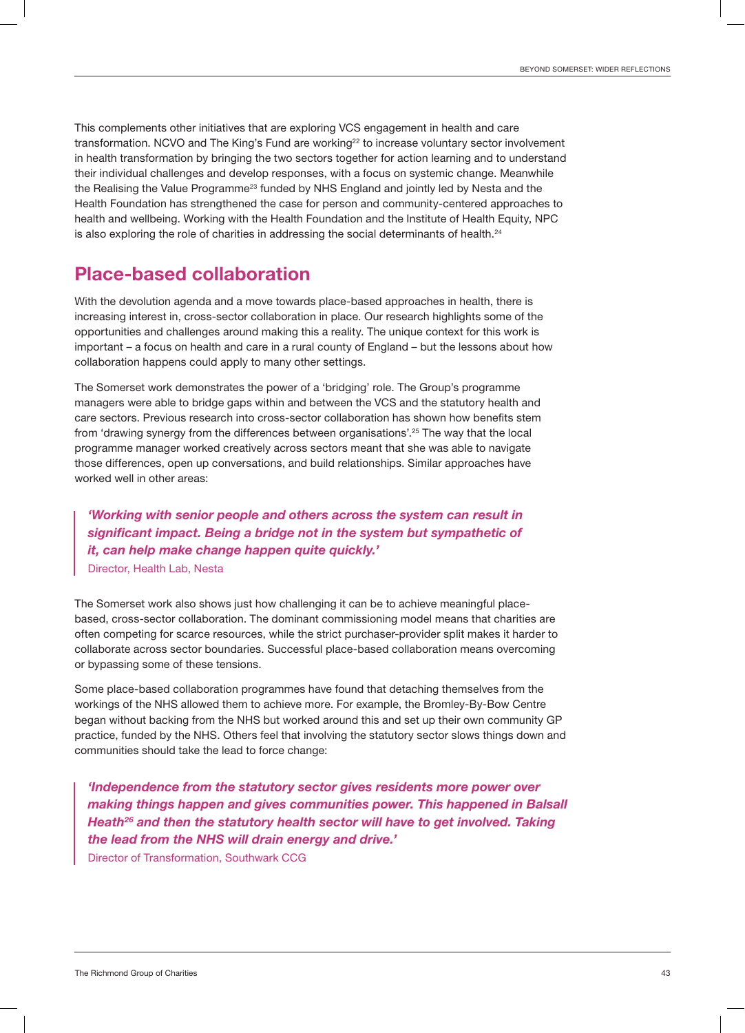This complements other initiatives that are exploring VCS engagement in health and care transformation. NCVO and The King's Fund are working[22] to increase voluntary sector involvement in health transformation by bringing the two sectors together for action learning and to understand their individual challenges and develop responses, with a focus on systemic change. Meanwhile the Realising the Value Programme[23] funded by NHS England and jointly led by Nesta and the Health Foundation has strengthened the case for person and community-centered approaches to health and wellbeing. Working with the Health Foundation and the Institute of Health Equity, NPC is also exploring the role of charities in addressing the social determinants of health.[24]

## Place-based collaboration

With the devolution agenda and a move towards place-based approaches in health, there is increasing interest in, cross-sector collaboration in place. Our research highlights some of the opportunities and challenges around making this a reality. The unique context for this work is important – a focus on health and care in a rural county of England – but the lessons about how collaboration happens could apply to many other settings.

The Somerset work demonstrates the power of a 'bridging' role. The Group's programme managers were able to bridge gaps within and between the VCS and the statutory health and care sectors. Previous research into cross-sector collaboration has shown how benefits stem from 'drawing synergy from the differences between organisations'.[25] The way that the local programme manager worked creatively across sectors meant that she was able to navigate those differences, open up conversations, and build relationships. Similar approaches have worked well in other areas:

> ***'Working with senior people and others across the system can result in significant impact. Being a bridge not in the system but sympathetic of it, can help make change happen quite quickly.'***
> Director, Health Lab, Nesta

The Somerset work also shows just how challenging it can be to achieve meaningful place-based, cross-sector collaboration. The dominant commissioning model means that charities are often competing for scarce resources, while the strict purchaser-provider split makes it harder to collaborate across sector boundaries. Successful place-based collaboration means overcoming or bypassing some of these tensions.

Some place-based collaboration programmes have found that detaching themselves from the workings of the NHS allowed them to achieve more. For example, the Bromley-By-Bow Centre began without backing from the NHS but worked around this and set up their own community GP practice, funded by the NHS. Others feel that involving the statutory sector slows things down and communities should take the lead to force change:

> ***'Independence from the statutory sector gives residents more power over making things happen and gives communities power. This happened in Balsall Heath[26] and then the statutory health sector will have to get involved. Taking the lead from the NHS will drain energy and drive.'***
> Director of Transformation, Southwark CCG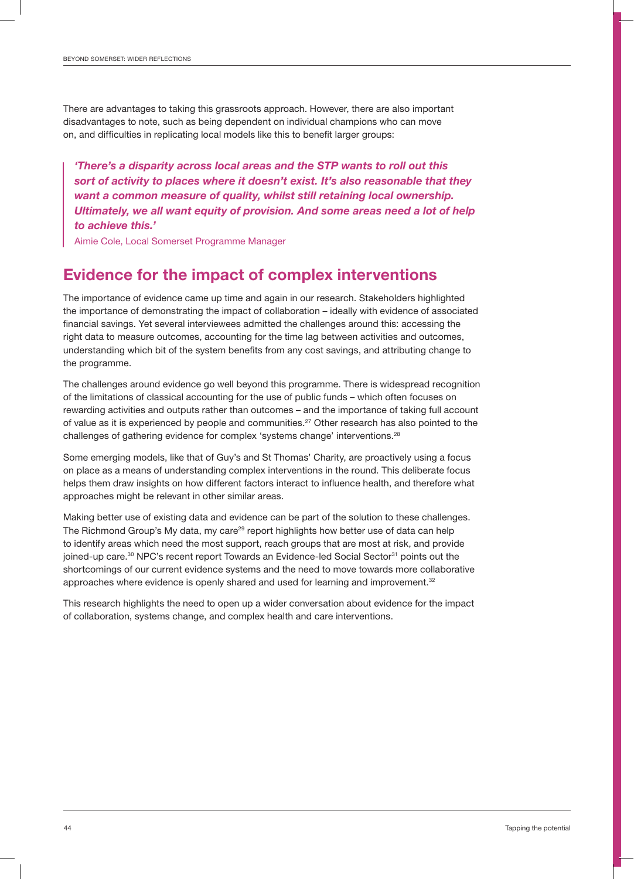There are advantages to taking this grassroots approach. However, there are also important disadvantages to note, such as being dependent on individual champions who can move on, and difficulties in replicating local models like this to benefit larger groups:

> ***'There's a disparity across local areas and the STP wants to roll out this sort of activity to places where it doesn't exist. It's also reasonable that they want a common measure of quality, whilst still retaining local ownership. Ultimately, we all want equity of provision. And some areas need a lot of help to achieve this.'***
>
> Aimie Cole, Local Somerset Programme Manager

## Evidence for the impact of complex interventions

The importance of evidence came up time and again in our research. Stakeholders highlighted the importance of demonstrating the impact of collaboration – ideally with evidence of associated financial savings. Yet several interviewees admitted the challenges around this: accessing the right data to measure outcomes, accounting for the time lag between activities and outcomes, understanding which bit of the system benefits from any cost savings, and attributing change to the programme.

The challenges around evidence go well beyond this programme. There is widespread recognition of the limitations of classical accounting for the use of public funds – which often focuses on rewarding activities and outputs rather than outcomes – and the importance of taking full account of value as it is experienced by people and communities.[27] Other research has also pointed to the challenges of gathering evidence for complex 'systems change' interventions.[28]

Some emerging models, like that of Guy's and St Thomas' Charity, are proactively using a focus on place as a means of understanding complex interventions in the round. This deliberate focus helps them draw insights on how different factors interact to influence health, and therefore what approaches might be relevant in other similar areas.

Making better use of existing data and evidence can be part of the solution to these challenges. The Richmond Group's My data, my care[29] report highlights how better use of data can help to identify areas which need the most support, reach groups that are most at risk, and provide joined-up care.[30] NPC's recent report Towards an Evidence-led Social Sector[31] points out the shortcomings of our current evidence systems and the need to move towards more collaborative approaches where evidence is openly shared and used for learning and improvement.[32]

This research highlights the need to open up a wider conversation about evidence for the impact of collaboration, systems change, and complex health and care interventions.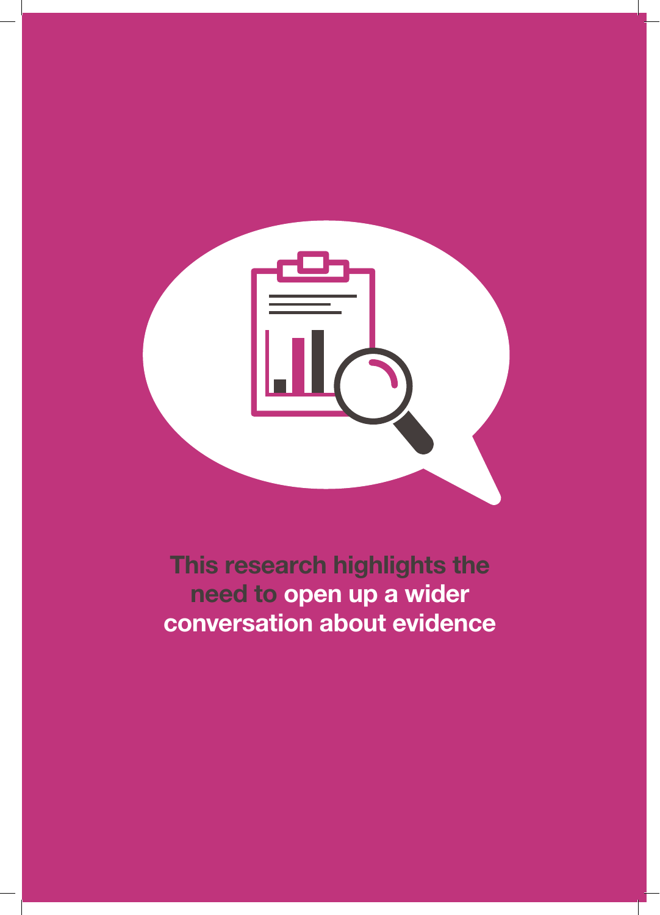**This research highlights the need to open up a wider conversation about evidence**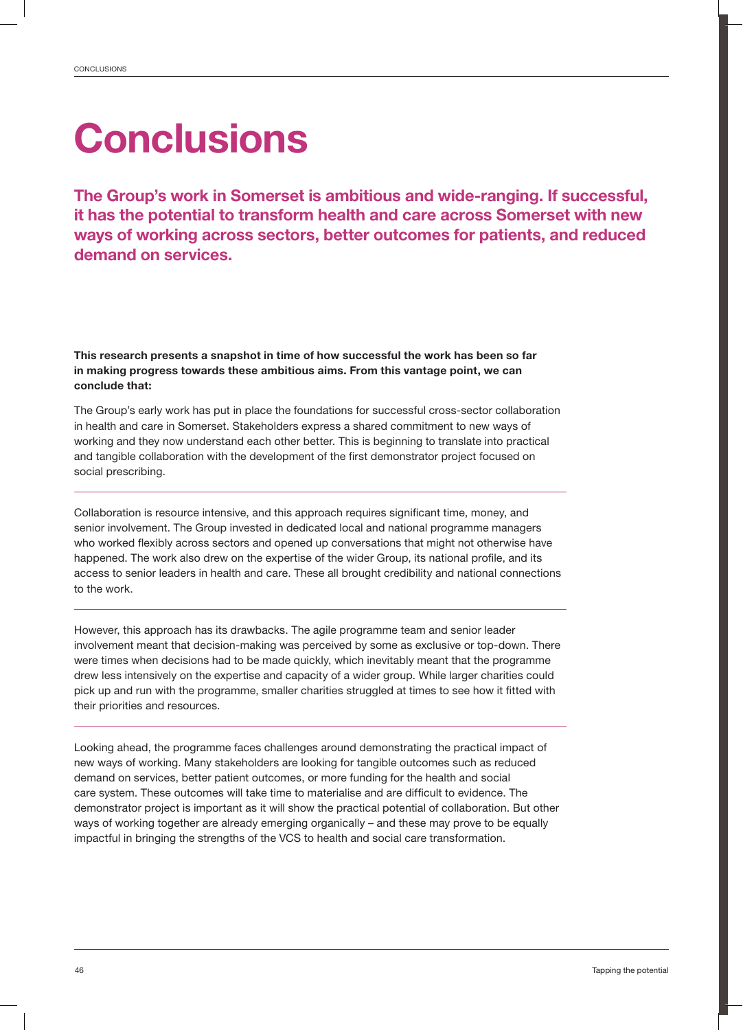# Conclusions

**The Group's work in Somerset is ambitious and wide-ranging. If successful, it has the potential to transform health and care across Somerset with new ways of working across sectors, better outcomes for patients, and reduced demand on services.**

**This research presents a snapshot in time of how successful the work has been so far in making progress towards these ambitious aims. From this vantage point, we can conclude that:**

The Group's early work has put in place the foundations for successful cross-sector collaboration in health and care in Somerset. Stakeholders express a shared commitment to new ways of working and they now understand each other better. This is beginning to translate into practical and tangible collaboration with the development of the first demonstrator project focused on social prescribing.

---

Collaboration is resource intensive, and this approach requires significant time, money, and senior involvement. The Group invested in dedicated local and national programme managers who worked flexibly across sectors and opened up conversations that might not otherwise have happened. The work also drew on the expertise of the wider Group, its national profile, and its access to senior leaders in health and care. These all brought credibility and national connections to the work.

---

However, this approach has its drawbacks. The agile programme team and senior leader involvement meant that decision-making was perceived by some as exclusive or top-down. There were times when decisions had to be made quickly, which inevitably meant that the programme drew less intensively on the expertise and capacity of a wider group. While larger charities could pick up and run with the programme, smaller charities struggled at times to see how it fitted with their priorities and resources.

---

Looking ahead, the programme faces challenges around demonstrating the practical impact of new ways of working. Many stakeholders are looking for tangible outcomes such as reduced demand on services, better patient outcomes, or more funding for the health and social care system. These outcomes will take time to materialise and are difficult to evidence. The demonstrator project is important as it will show the practical potential of collaboration. But other ways of working together are already emerging organically – and these may prove to be equally impactful in bringing the strengths of the VCS to health and social care transformation.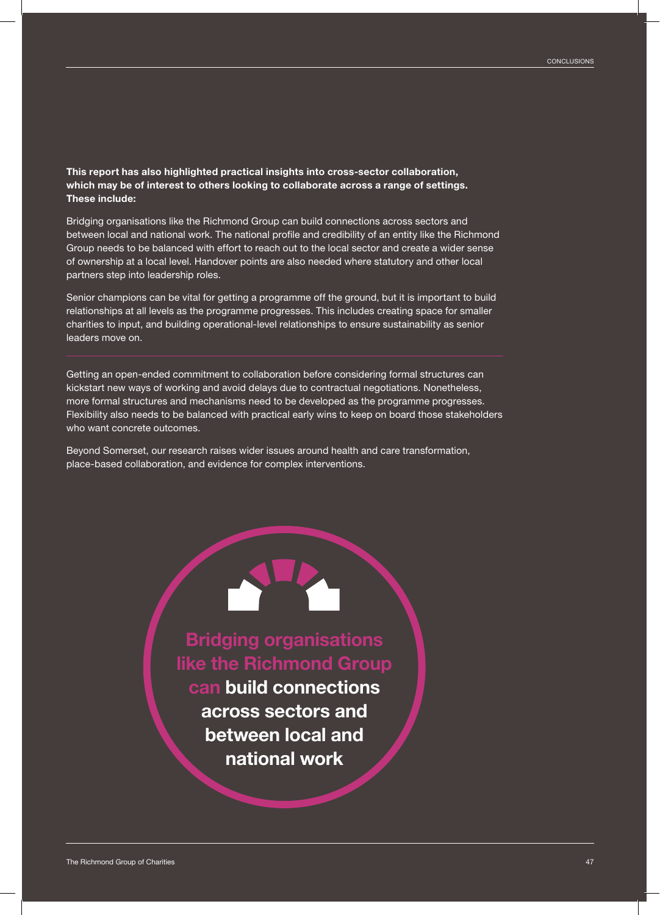**This report has also highlighted practical insights into cross-sector collaboration, which may be of interest to others looking to collaborate across a range of settings. These include:**

Bridging organisations like the Richmond Group can build connections across sectors and between local and national work. The national profile and credibility of an entity like the Richmond Group needs to be balanced with effort to reach out to the local sector and create a wider sense of ownership at a local level. Handover points are also needed where statutory and other local partners step into leadership roles.

Senior champions can be vital for getting a programme off the ground, but it is important to build relationships at all levels as the programme progresses. This includes creating space for smaller charities to input, and building operational-level relationships to ensure sustainability as senior leaders move on.

Getting an open-ended commitment to collaboration before considering formal structures can kickstart new ways of working and avoid delays due to contractual negotiations. Nonetheless, more formal structures and mechanisms need to be developed as the programme progresses. Flexibility also needs to be balanced with practical early wins to keep on board those stakeholders who want concrete outcomes.

Beyond Somerset, our research raises wider issues around health and care transformation, place-based collaboration, and evidence for complex interventions.

**Bridging organisations like the Richmond Group can build connections across sectors and between local and national work**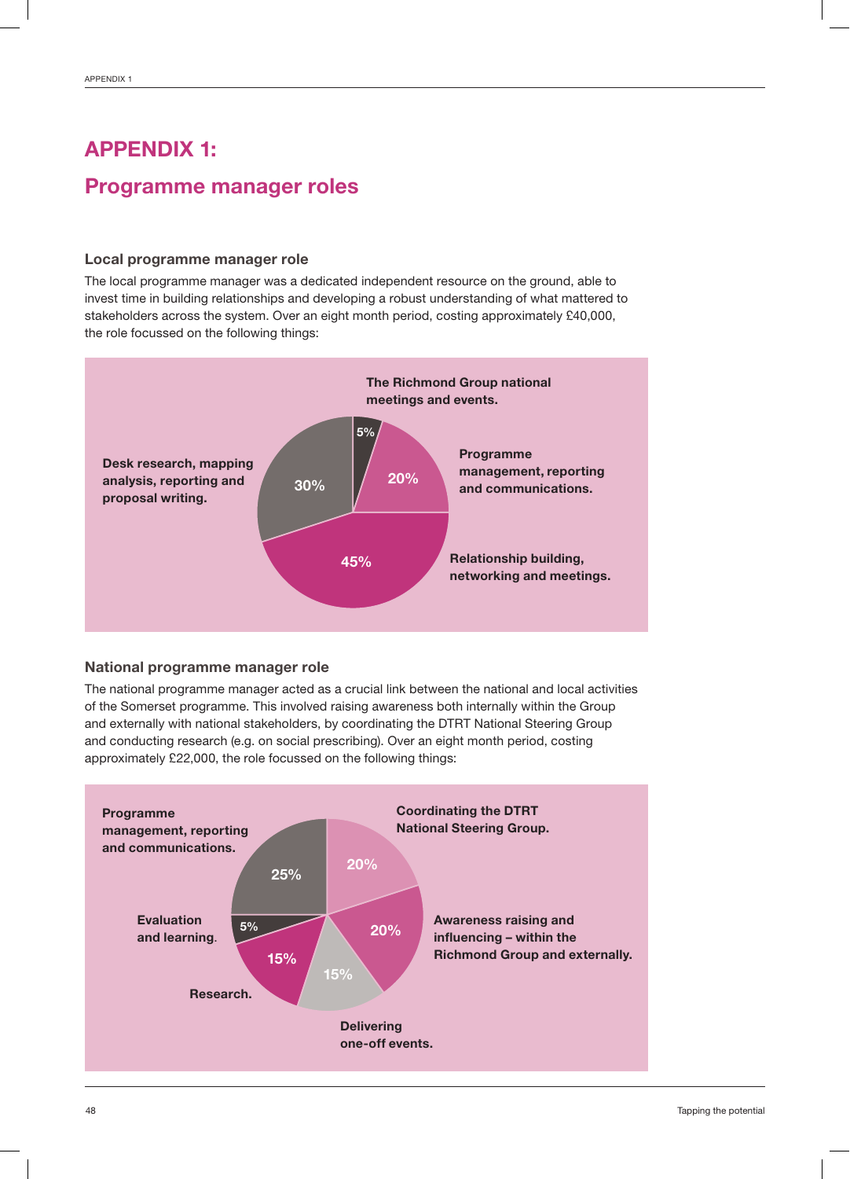# APPENDIX 1:

## Programme manager roles

### Local programme manager role

The local programme manager was a dedicated independent resource on the ground, able to invest time in building relationships and developing a robust understanding of what mattered to stakeholders across the system. Over an eight month period, costing approximately £40,000, the role focussed on the following things:

| Activity | Share |
|---|---|
| The Richmond Group national meetings and events. | 5% |
| Programme management, reporting and communications. | 20% |
| Relationship building, networking and meetings. | 45% |
| Desk research, mapping analysis, reporting and proposal writing. | 30% |

### National programme manager role

The national programme manager acted as a crucial link between the national and local activities of the Somerset programme. This involved raising awareness both internally within the Group and externally with national stakeholders, by coordinating the DTRT National Steering Group and conducting research (e.g. on social prescribing). Over an eight month period, costing approximately £22,000, the role focussed on the following things:

| Activity | Share |
|---|---|
| Coordinating the DTRT National Steering Group. | 20% |
| Awareness raising and influencing – within the Richmond Group and externally. | 20% |
| Delivering one-off events. | 15% |
| Research. | 15% |
| Evaluation and learning. | 5% |
| Programme management, reporting and communications. | 25% |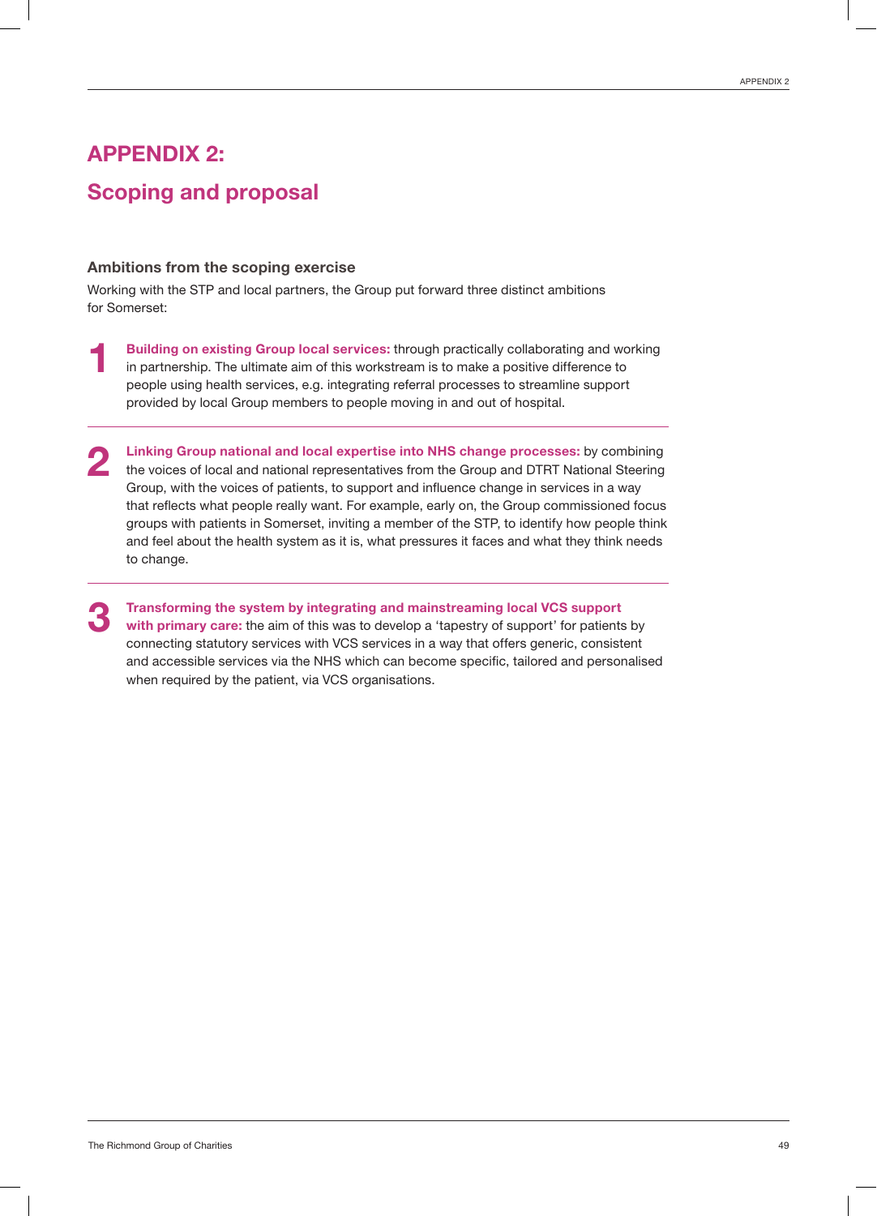# APPENDIX 2:
## Scoping and proposal

### Ambitions from the scoping exercise

Working with the STP and local partners, the Group put forward three distinct ambitions for Somerset:

1. **Building on existing Group local services:** through practically collaborating and working in partnership. The ultimate aim of this workstream is to make a positive difference to people using health services, e.g. integrating referral processes to streamline support provided by local Group members to people moving in and out of hospital.

2. **Linking Group national and local expertise into NHS change processes:** by combining the voices of local and national representatives from the Group and DTRT National Steering Group, with the voices of patients, to support and influence change in services in a way that reflects what people really want. For example, early on, the Group commissioned focus groups with patients in Somerset, inviting a member of the STP, to identify how people think and feel about the health system as it is, what pressures it faces and what they think needs to change.

3. **Transforming the system by integrating and mainstreaming local VCS support with primary care:** the aim of this was to develop a 'tapestry of support' for patients by connecting statutory services with VCS services in a way that offers generic, consistent and accessible services via the NHS which can become specific, tailored and personalised when required by the patient, via VCS organisations.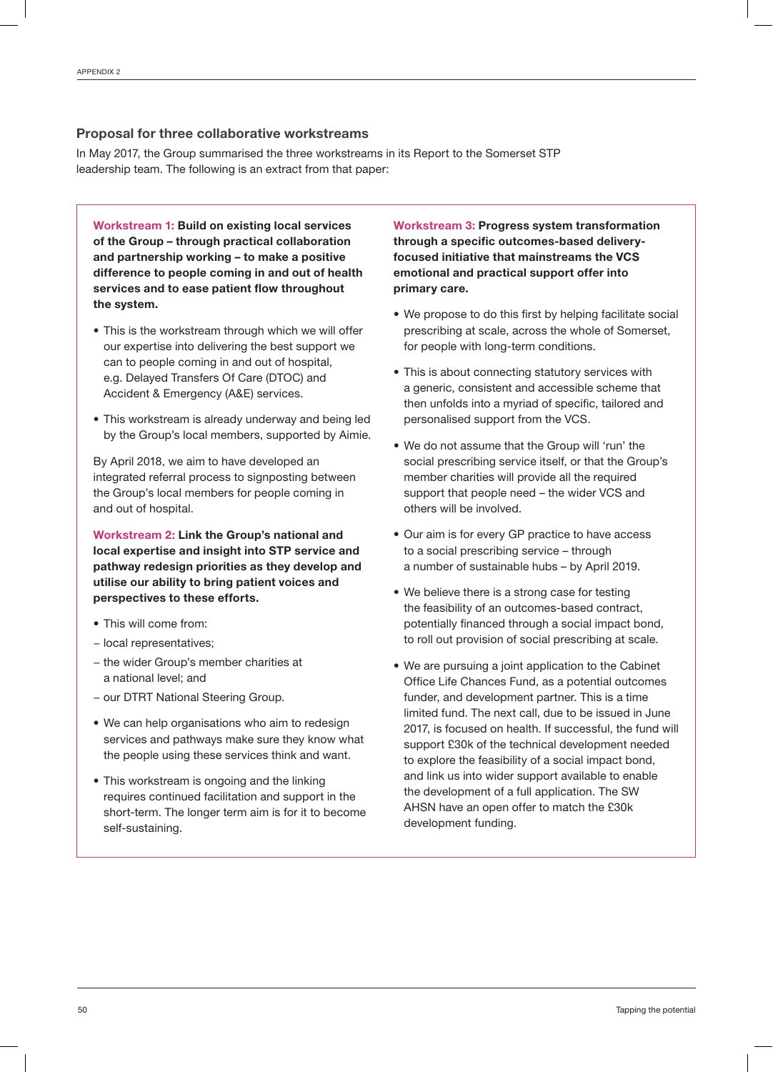## Proposal for three collaborative workstreams

In May 2017, the Group summarised the three workstreams in its Report to the Somerset STP leadership team. The following is an extract from that paper:

**Workstream 1: Build on existing local services of the Group – through practical collaboration and partnership working – to make a positive difference to people coming in and out of health services and to ease patient flow throughout the system.**

- This is the workstream through which we will offer our expertise into delivering the best support we can to people coming in and out of hospital, e.g. Delayed Transfers Of Care (DTOC) and Accident & Emergency (A&E) services.
- This workstream is already underway and being led by the Group's local members, supported by Aimie.

By April 2018, we aim to have developed an integrated referral process to signposting between the Group's local members for people coming in and out of hospital.

**Workstream 2: Link the Group's national and local expertise and insight into STP service and pathway redesign priorities as they develop and utilise our ability to bring patient voices and perspectives to these efforts.**

- This will come from:
  - local representatives;
  - the wider Group's member charities at a national level; and
  - our DTRT National Steering Group.
- We can help organisations who aim to redesign services and pathways make sure they know what the people using these services think and want.
- This workstream is ongoing and the linking requires continued facilitation and support in the short-term. The longer term aim is for it to become self-sustaining.

**Workstream 3: Progress system transformation through a specific outcomes-based delivery-focused initiative that mainstreams the VCS emotional and practical support offer into primary care.**

- We propose to do this first by helping facilitate social prescribing at scale, across the whole of Somerset, for people with long-term conditions.
- This is about connecting statutory services with a generic, consistent and accessible scheme that then unfolds into a myriad of specific, tailored and personalised support from the VCS.
- We do not assume that the Group will 'run' the social prescribing service itself, or that the Group's member charities will provide all the required support that people need – the wider VCS and others will be involved.
- Our aim is for every GP practice to have access to a social prescribing service – through a number of sustainable hubs – by April 2019.
- We believe there is a strong case for testing the feasibility of an outcomes-based contract, potentially financed through a social impact bond, to roll out provision of social prescribing at scale.
- We are pursuing a joint application to the Cabinet Office Life Chances Fund, as a potential outcomes funder, and development partner. This is a time limited fund. The next call, due to be issued in June 2017, is focused on health. If successful, the fund will support £30k of the technical development needed to explore the feasibility of a social impact bond, and link us into wider support available to enable the development of a full application. The SW AHSN have an open offer to match the £30k development funding.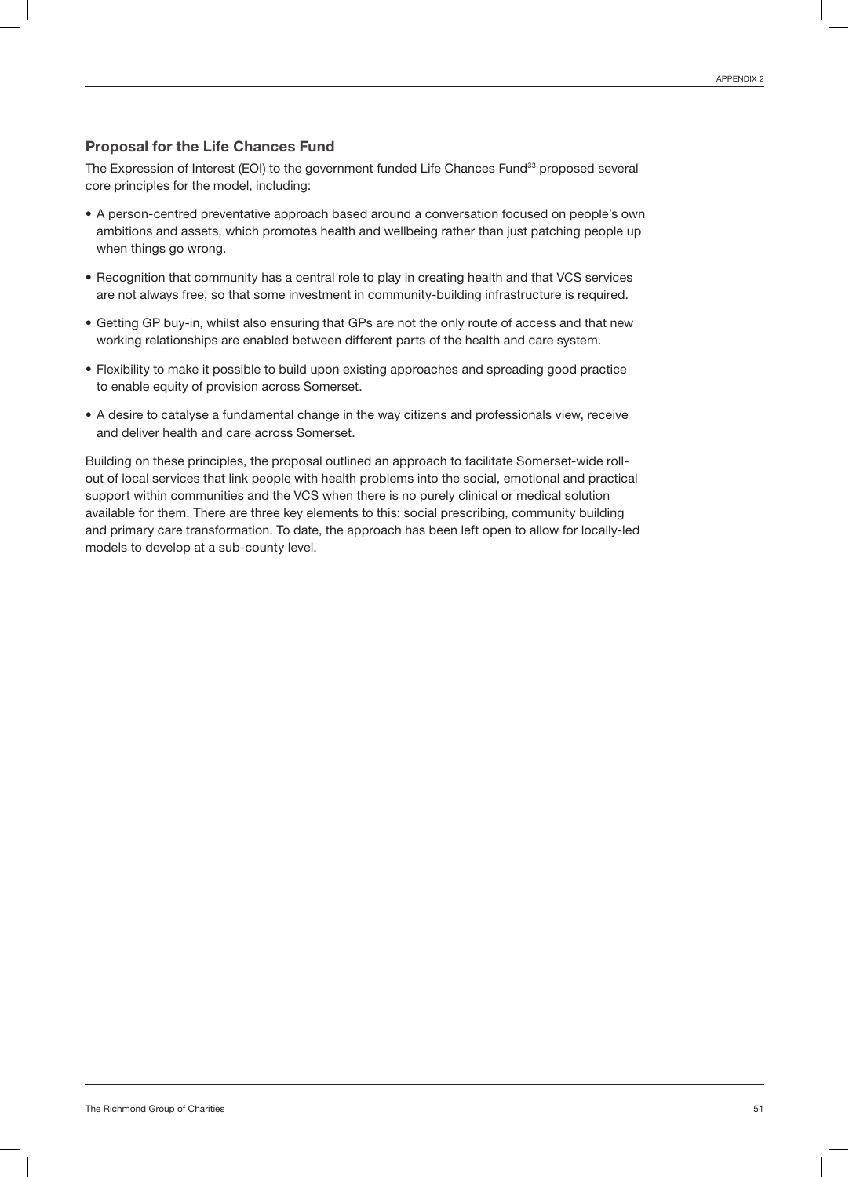### Proposal for the Life Chances Fund

The Expression of Interest (EOI) to the government funded Life Chances Fund[33] proposed several core principles for the model, including:

- A person-centred preventative approach based around a conversation focused on people's own ambitions and assets, which promotes health and wellbeing rather than just patching people up when things go wrong.
- Recognition that community has a central role to play in creating health and that VCS services are not always free, so that some investment in community-building infrastructure is required.
- Getting GP buy-in, whilst also ensuring that GPs are not the only route of access and that new working relationships are enabled between different parts of the health and care system.
- Flexibility to make it possible to build upon existing approaches and spreading good practice to enable equity of provision across Somerset.
- A desire to catalyse a fundamental change in the way citizens and professionals view, receive and deliver health and care across Somerset.

Building on these principles, the proposal outlined an approach to facilitate Somerset-wide roll-out of local services that link people with health problems into the social, emotional and practical support within communities and the VCS when there is no purely clinical or medical solution available for them. There are three key elements to this: social prescribing, community building and primary care transformation. To date, the approach has been left open to allow for locally-led models to develop at a sub-county level.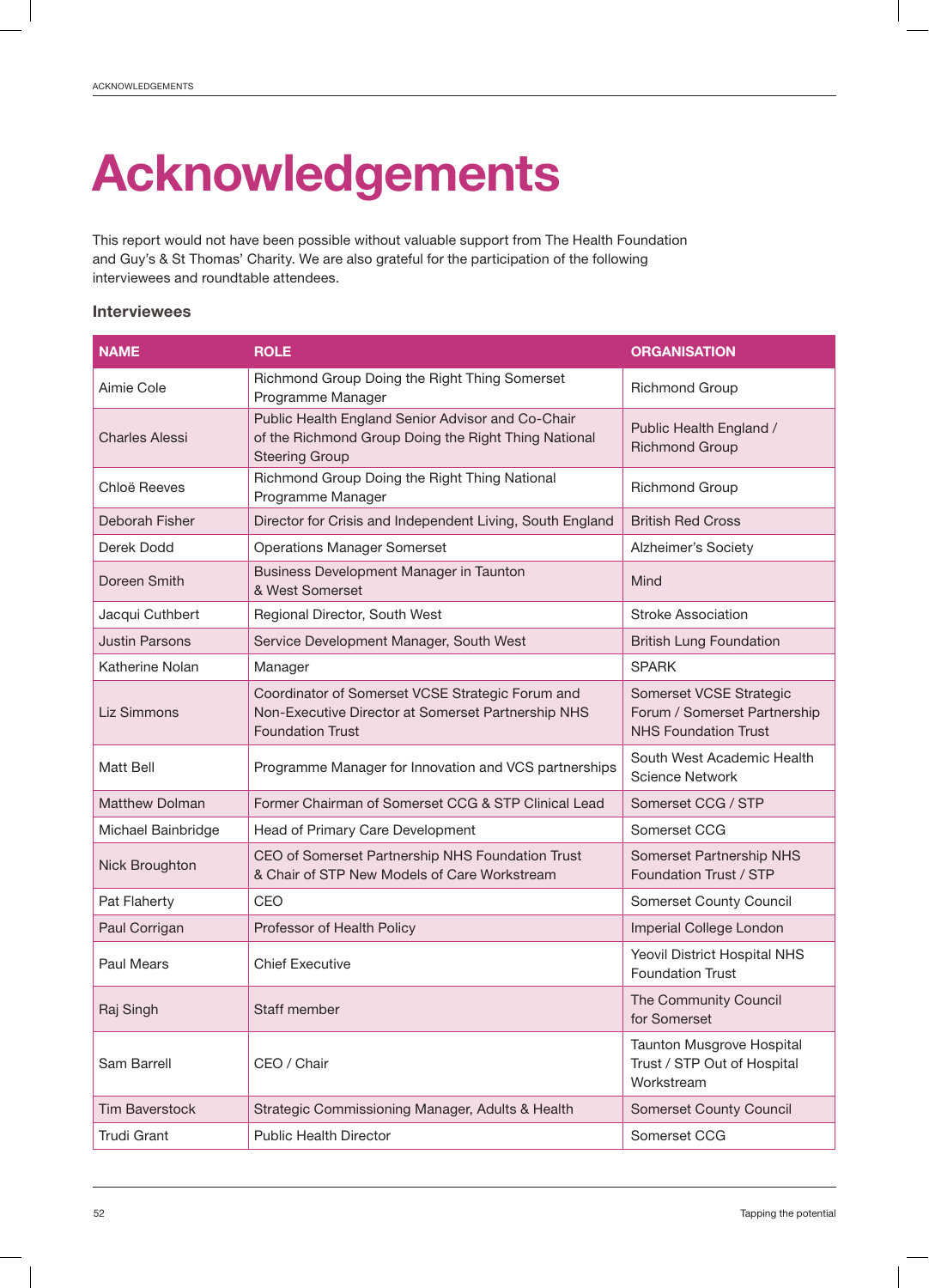# Acknowledgements

This report would not have been possible without valuable support from The Health Foundation and Guy's & St Thomas' Charity. We are also grateful for the participation of the following interviewees and roundtable attendees.

### Interviewees

| NAME | ROLE | ORGANISATION |
|---|---|---|
| Aimie Cole | Richmond Group Doing the Right Thing Somerset Programme Manager | Richmond Group |
| Charles Alessi | Public Health England Senior Advisor and Co-Chair of the Richmond Group Doing the Right Thing National Steering Group | Public Health England / Richmond Group |
| Chloë Reeves | Richmond Group Doing the Right Thing National Programme Manager | Richmond Group |
| Deborah Fisher | Director for Crisis and Independent Living, South England | British Red Cross |
| Derek Dodd | Operations Manager Somerset | Alzheimer's Society |
| Doreen Smith | Business Development Manager in Taunton & West Somerset | Mind |
| Jacqui Cuthbert | Regional Director, South West | Stroke Association |
| Justin Parsons | Service Development Manager, South West | British Lung Foundation |
| Katherine Nolan | Manager | SPARK |
| Liz Simmons | Coordinator of Somerset VCSE Strategic Forum and Non-Executive Director at Somerset Partnership NHS Foundation Trust | Somerset VCSE Strategic Forum / Somerset Partnership NHS Foundation Trust |
| Matt Bell | Programme Manager for Innovation and VCS partnerships | South West Academic Health Science Network |
| Matthew Dolman | Former Chairman of Somerset CCG & STP Clinical Lead | Somerset CCG / STP |
| Michael Bainbridge | Head of Primary Care Development | Somerset CCG |
| Nick Broughton | CEO of Somerset Partnership NHS Foundation Trust & Chair of STP New Models of Care Workstream | Somerset Partnership NHS Foundation Trust / STP |
| Pat Flaherty | CEO | Somerset County Council |
| Paul Corrigan | Professor of Health Policy | Imperial College London |
| Paul Mears | Chief Executive | Yeovil District Hospital NHS Foundation Trust |
| Raj Singh | Staff member | The Community Council for Somerset |
| Sam Barrell | CEO / Chair | Taunton Musgrove Hospital Trust / STP Out of Hospital Workstream |
| Tim Baverstock | Strategic Commissioning Manager, Adults & Health | Somerset County Council |
| Trudi Grant | Public Health Director | Somerset CCG |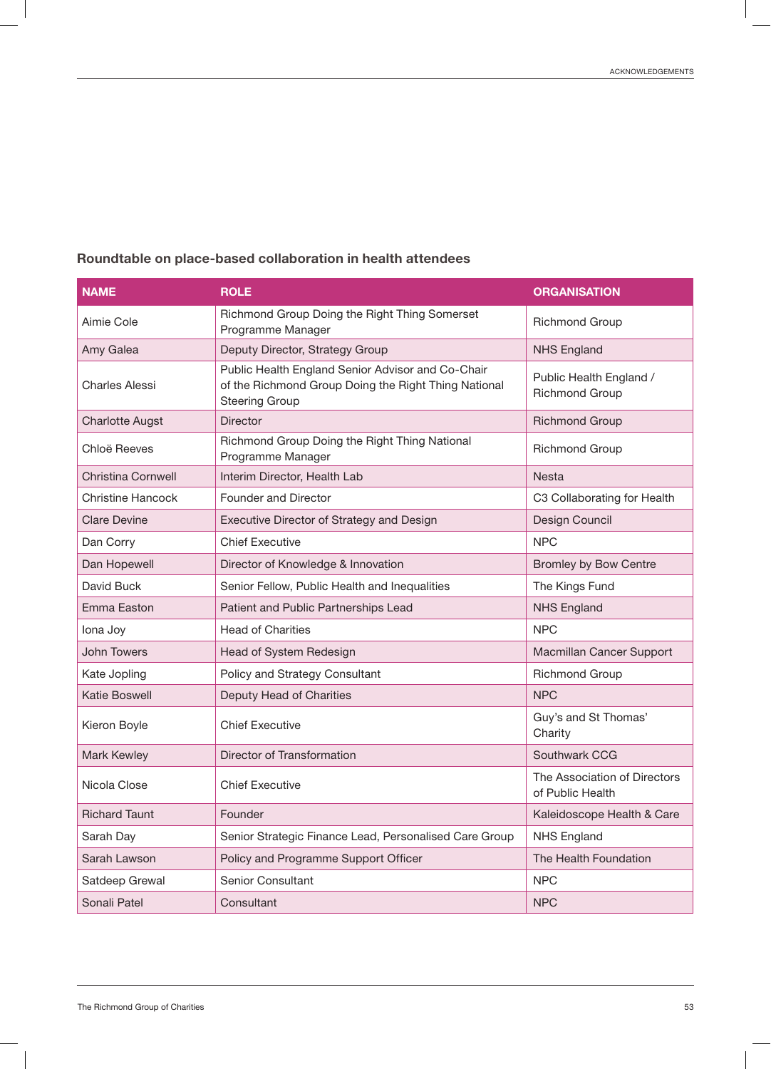### Roundtable on place-based collaboration in health attendees

| NAME | ROLE | ORGANISATION |
|---|---|---|
| Aimie Cole | Richmond Group Doing the Right Thing Somerset Programme Manager | Richmond Group |
| Amy Galea | Deputy Director, Strategy Group | NHS England |
| Charles Alessi | Public Health England Senior Advisor and Co-Chair of the Richmond Group Doing the Right Thing National Steering Group | Public Health England / Richmond Group |
| Charlotte Augst | Director | Richmond Group |
| Chloë Reeves | Richmond Group Doing the Right Thing National Programme Manager | Richmond Group |
| Christina Cornwell | Interim Director, Health Lab | Nesta |
| Christine Hancock | Founder and Director | C3 Collaborating for Health |
| Clare Devine | Executive Director of Strategy and Design | Design Council |
| Dan Corry | Chief Executive | NPC |
| Dan Hopewell | Director of Knowledge & Innovation | Bromley by Bow Centre |
| David Buck | Senior Fellow, Public Health and Inequalities | The Kings Fund |
| Emma Easton | Patient and Public Partnerships Lead | NHS England |
| Iona Joy | Head of Charities | NPC |
| John Towers | Head of System Redesign | Macmillan Cancer Support |
| Kate Jopling | Policy and Strategy Consultant | Richmond Group |
| Katie Boswell | Deputy Head of Charities | NPC |
| Kieron Boyle | Chief Executive | Guy's and St Thomas' Charity |
| Mark Kewley | Director of Transformation | Southwark CCG |
| Nicola Close | Chief Executive | The Association of Directors of Public Health |
| Richard Taunt | Founder | Kaleidoscope Health & Care |
| Sarah Day | Senior Strategic Finance Lead, Personalised Care Group | NHS England |
| Sarah Lawson | Policy and Programme Support Officer | The Health Foundation |
| Satdeep Grewal | Senior Consultant | NPC |
| Sonali Patel | Consultant | NPC |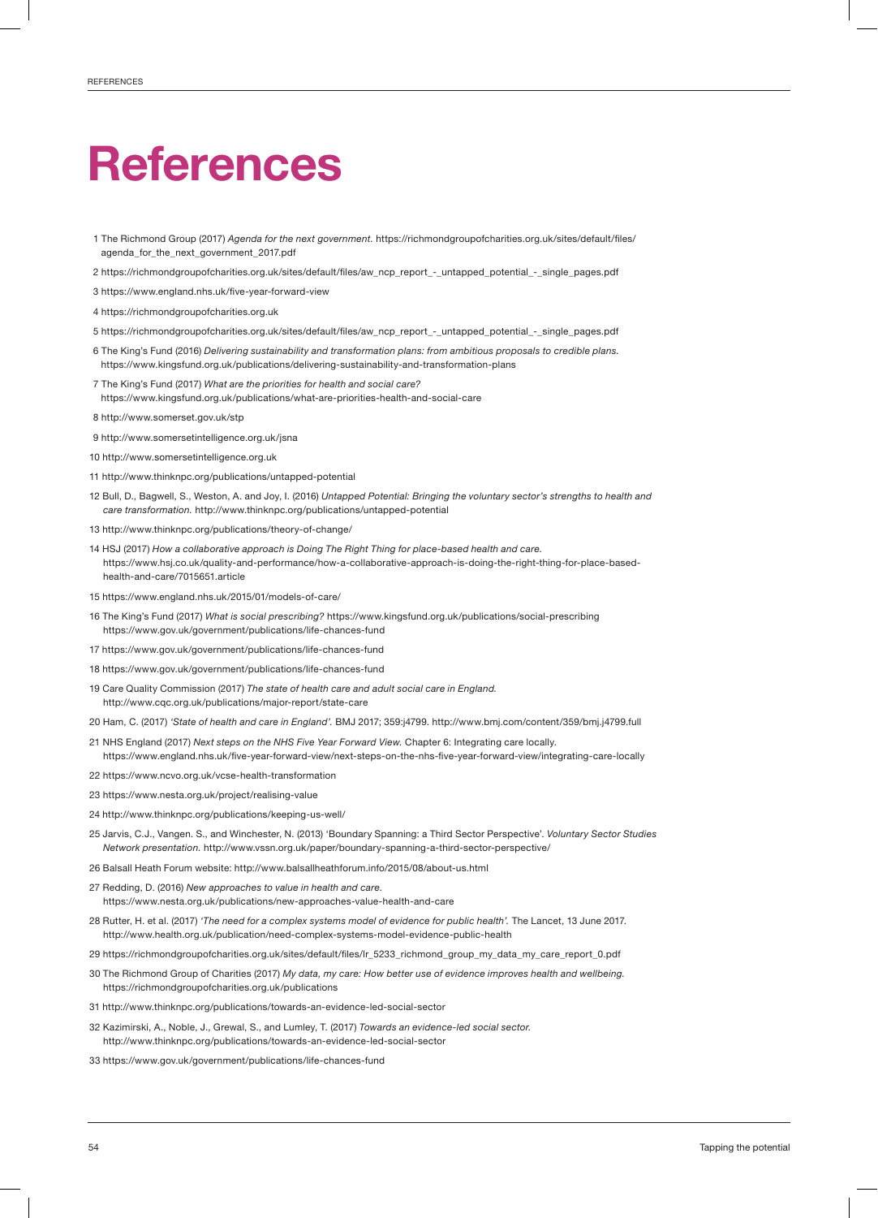# References

1 The Richmond Group (2017) *Agenda for the next government.* https://richmondgroupofcharities.org.uk/sites/default/files/agenda_for_the_next_government_2017.pdf

2 https://richmondgroupofcharities.org.uk/sites/default/files/aw_ncp_report_-_untapped_potential_-_single_pages.pdf

3 https://www.england.nhs.uk/five-year-forward-view

4 https://richmondgroupofcharities.org.uk

5 https://richmondgroupofcharities.org.uk/sites/default/files/aw_ncp_report_-_untapped_potential_-_single_pages.pdf

6 The King's Fund (2016) *Delivering sustainability and transformation plans: from ambitious proposals to credible plans.* https://www.kingsfund.org.uk/publications/delivering-sustainability-and-transformation-plans

7 The King's Fund (2017) *What are the priorities for health and social care?* https://www.kingsfund.org.uk/publications/what-are-priorities-health-and-social-care

8 http://www.somerset.gov.uk/stp

9 http://www.somersetintelligence.org.uk/jsna

10 http://www.somersetintelligence.org.uk

11 http://www.thinknpc.org/publications/untapped-potential

12 Bull, D., Bagwell, S., Weston, A. and Joy, I. (2016) *Untapped Potential: Bringing the voluntary sector's strengths to health and care transformation.* http://www.thinknpc.org/publications/untapped-potential

13 http://www.thinknpc.org/publications/theory-of-change/

14 HSJ (2017) *How a collaborative approach is Doing The Right Thing for place-based health and care.* https://www.hsj.co.uk/quality-and-performance/how-a-collaborative-approach-is-doing-the-right-thing-for-place-based-health-and-care/7015651.article

15 https://www.england.nhs.uk/2015/01/models-of-care/

16 The King's Fund (2017) *What is social prescribing?* https://www.kingsfund.org.uk/publications/social-prescribing https://www.gov.uk/government/publications/life-chances-fund

17 https://www.gov.uk/government/publications/life-chances-fund

18 https://www.gov.uk/government/publications/life-chances-fund

19 Care Quality Commission (2017) *The state of health care and adult social care in England.* http://www.cqc.org.uk/publications/major-report/state-care

20 Ham, C. (2017) *'State of health and care in England'.* BMJ 2017; 359:j4799. http://www.bmj.com/content/359/bmj.j4799.full

21 NHS England (2017) *Next steps on the NHS Five Year Forward View.* Chapter 6: Integrating care locally. https://www.england.nhs.uk/five-year-forward-view/next-steps-on-the-nhs-five-year-forward-view/integrating-care-locally

22 https://www.ncvo.org.uk/vcse-health-transformation

23 https://www.nesta.org.uk/project/realising-value

24 http://www.thinknpc.org/publications/keeping-us-well/

25 Jarvis, C.J., Vangen. S., and Winchester, N. (2013) 'Boundary Spanning: a Third Sector Perspective'. *Voluntary Sector Studies Network presentation.* http://www.vssn.org.uk/paper/boundary-spanning-a-third-sector-perspective/

26 Balsall Heath Forum website: http://www.balsallheathforum.info/2015/08/about-us.html

27 Redding, D. (2016) *New approaches to value in health and care.* https://www.nesta.org.uk/publications/new-approaches-value-health-and-care

28 Rutter, H. et al. (2017) *'The need for a complex systems model of evidence for public health'.* The Lancet, 13 June 2017. http://www.health.org.uk/publication/need-complex-systems-model-evidence-public-health

29 https://richmondgroupofcharities.org.uk/sites/default/files/lr_5233_richmond_group_my_data_my_care_report_0.pdf

30 The Richmond Group of Charities (2017) *My data, my care: How better use of evidence improves health and wellbeing.* https://richmondgroupofcharities.org.uk/publications

31 http://www.thinknpc.org/publications/towards-an-evidence-led-social-sector

32 Kazimirski, A., Noble, J., Grewal, S., and Lumley, T. (2017) *Towards an evidence-led social sector.* http://www.thinknpc.org/publications/towards-an-evidence-led-social-sector

33 https://www.gov.uk/government/publications/life-chances-fund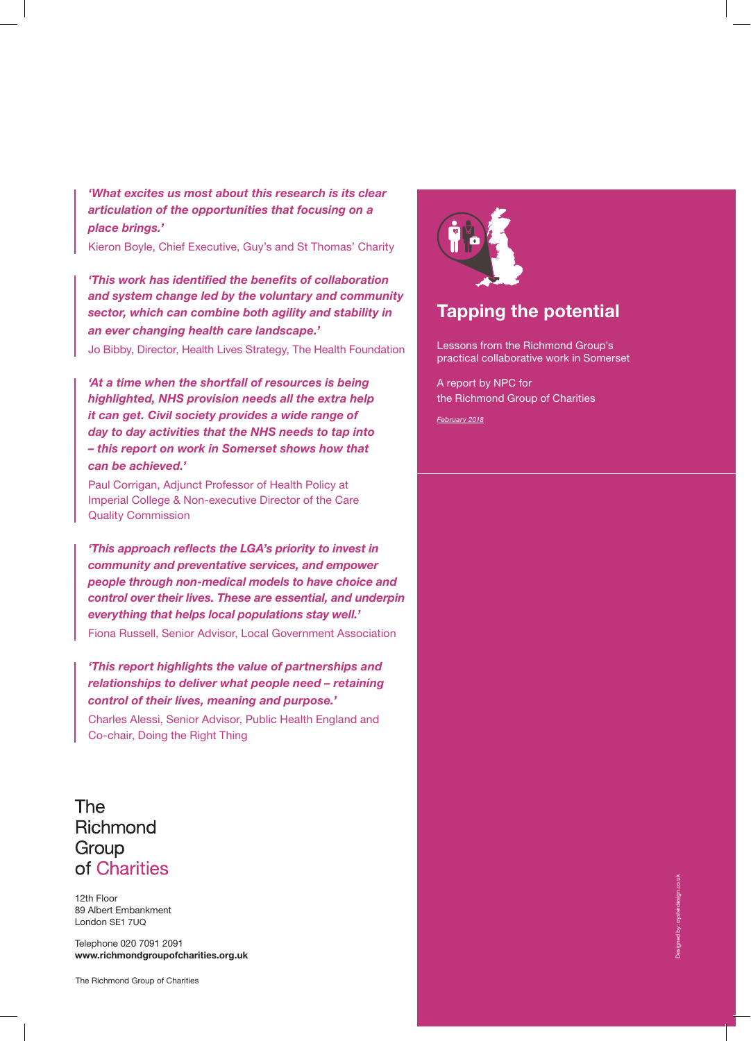*'What excites us most about this research is its clear articulation of the opportunities that focusing on a place brings.'*

Kieron Boyle, Chief Executive, Guy's and St Thomas' Charity

*'This work has identified the benefits of collaboration and system change led by the voluntary and community sector, which can combine both agility and stability in an ever changing health care landscape.'*

Jo Bibby, Director, Health Lives Strategy, The Health Foundation

*'At a time when the shortfall of resources is being highlighted, NHS provision needs all the extra help it can get. Civil society provides a wide range of day to day activities that the NHS needs to tap into – this report on work in Somerset shows how that can be achieved.'*

Paul Corrigan, Adjunct Professor of Health Policy at Imperial College & Non-executive Director of the Care Quality Commission

*'This approach reflects the LGA's priority to invest in community and preventative services, and empower people through non-medical models to have choice and control over their lives. These are essential, and underpin everything that helps local populations stay well.'*

Fiona Russell, Senior Advisor, Local Government Association

*'This report highlights the value of partnerships and relationships to deliver what people need – retaining control of their lives, meaning and purpose.'*

Charles Alessi, Senior Advisor, Public Health England and Co-chair, Doing the Right Thing

# Tapping the potential

Lessons from the Richmond Group's practical collaborative work in Somerset

A report by NPC for the Richmond Group of Charities

*February 2018*

The Richmond Group of Charities

12th Floor
89 Albert Embankment
London SE1 7UQ

Telephone 020 7091 2091
**www.richmondgroupofcharities.org.uk**

The Richmond Group of Charities

Designed by: oysterdesign.co.uk